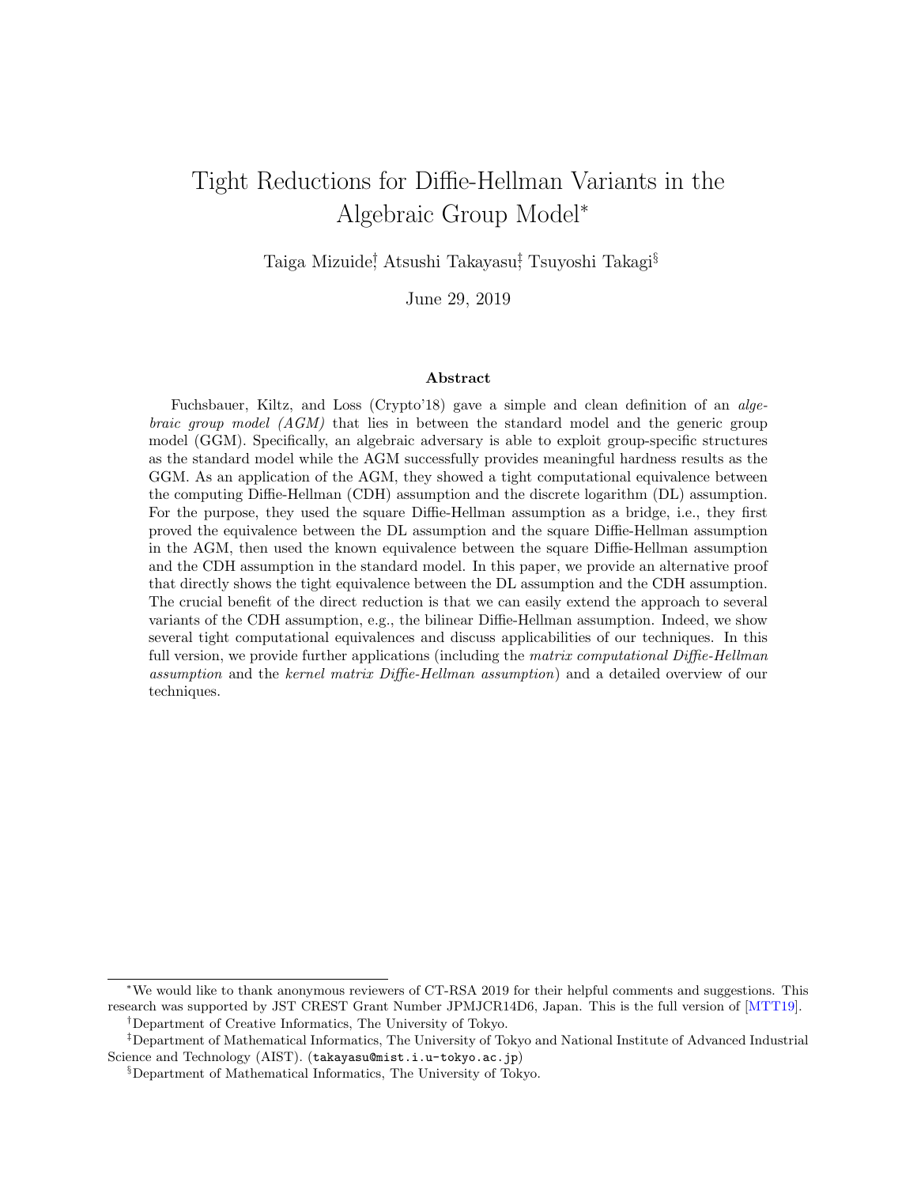# Tight Reductions for Diffie-Hellman Variants in the Algebraic Group Model*

Taiga Mizuide[†], Atsushi Takayasu[‡], Tsuyoshi Takagi[§]

June 29, 2019

### Abstract

Fuchsbauer, Kiltz, and Loss (Crypto'18) gave a simple and clean definition of an *algebraic group model (AGM)* that lies in between the standard model and the generic group model (GGM). Specifically, an algebraic adversary is able to exploit group-specific structures as the standard model while the AGM successfully provides meaningful hardness results as the GGM. As an application of the AGM, they showed a tight computational equivalence between the computing Diffie-Hellman (CDH) assumption and the discrete logarithm (DL) assumption. For the purpose, they used the square Diffie-Hellman assumption as a bridge, i.e., they first proved the equivalence between the DL assumption and the square Diffie-Hellman assumption in the AGM, then used the known equivalence between the square Diffie-Hellman assumption and the CDH assumption in the standard model. In this paper, we provide an alternative proof that directly shows the tight equivalence between the DL assumption and the CDH assumption. The crucial benefit of the direct reduction is that we can easily extend the approach to several variants of the CDH assumption, e.g., the bilinear Diffie-Hellman assumption. Indeed, we show several tight computational equivalences and discuss applicabilities of our techniques. In this full version, we provide further applications (including the *matrix computational Diffie-Hellman assumption* and the *kernel matrix Diffie-Hellman assumption*) and a detailed overview of our techniques.

---

*We would like to thank anonymous reviewers of CT-RSA 2019 for their helpful comments and suggestions. This research was supported by JST CREST Grant Number JPMJCR14D6, Japan. This is the full version of [MTT19].

†Department of Creative Informatics, The University of Tokyo.

‡Department of Mathematical Informatics, The University of Tokyo and National Institute of Advanced Industrial Science and Technology (AIST). (takayasu@mist.i.u-tokyo.ac.jp)

§Department of Mathematical Informatics, The University of Tokyo.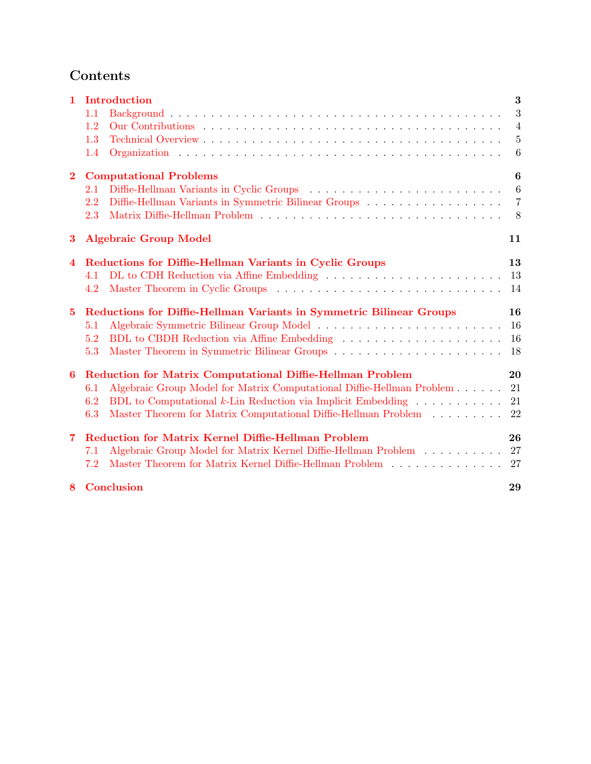# Contents

- **1 Introduction** — 3
  - 1.1 Background — 3
  - 1.2 Our Contributions — 4
  - 1.3 Technical Overview — 5
  - 1.4 Organization — 6
- **2 Computational Problems** — 6
  - 2.1 Diffie-Hellman Variants in Cyclic Groups — 6
  - 2.2 Diffie-Hellman Variants in Symmetric Bilinear Groups — 7
  - 2.3 Matrix Diffie-Hellman Problem — 8
- **3 Algebraic Group Model** — 11
- **4 Reductions for Diffie-Hellman Variants in Cyclic Groups** — 13
  - 4.1 DL to CDH Reduction via Affine Embedding — 13
  - 4.2 Master Theorem in Cyclic Groups — 14
- **5 Reductions for Diffie-Hellman Variants in Symmetric Bilinear Groups** — 16
  - 5.1 Algebraic Symmetric Bilinear Group Model — 16
  - 5.2 BDL to CBDH Reduction via Affine Embedding — 16
  - 5.3 Master Theorem in Symmetric Bilinear Groups — 18
- **6 Reduction for Matrix Computational Diffie-Hellman Problem** — 20
  - 6.1 Algebraic Group Model for Matrix Computational Diffie-Hellman Problem — 21
  - 6.2 BDL to Computational $k$-Lin Reduction via Implicit Embedding — 21
  - 6.3 Master Theorem for Matrix Computational Diffie-Hellman Problem — 22
- **7 Reduction for Matrix Kernel Diffie-Hellman Problem** — 26
  - 7.1 Algebraic Group Model for Matrix Kernel Diffie-Hellman Problem — 27
  - 7.2 Master Theorem for Matrix Kernel Diffie-Hellman Problem — 27
- **8 Conclusion** — 29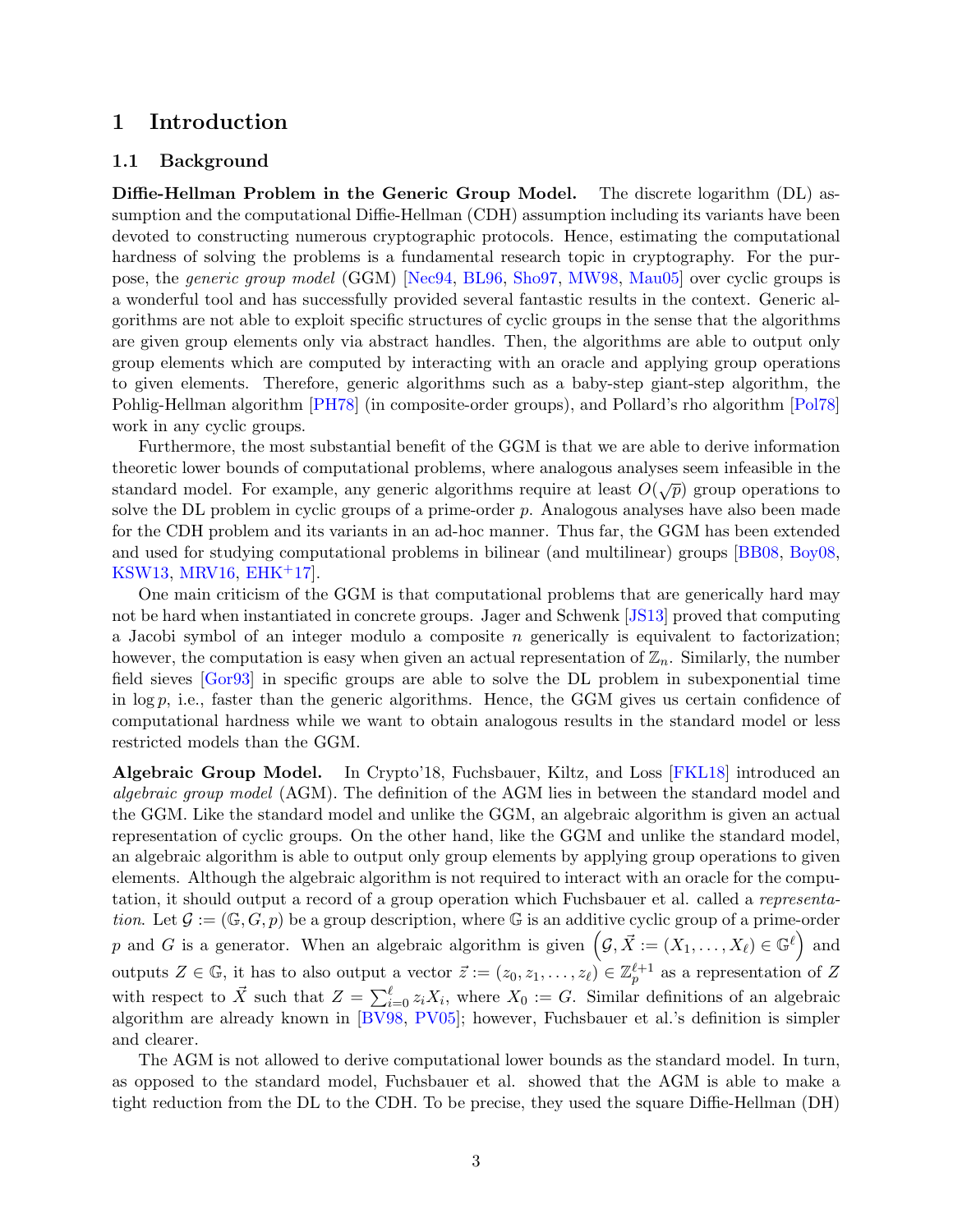# 1 Introduction

## 1.1 Background

**Diffie-Hellman Problem in the Generic Group Model.** The discrete logarithm (DL) assumption and the computational Diffie-Hellman (CDH) assumption including its variants have been devoted to constructing numerous cryptographic protocols. Hence, estimating the computational hardness of solving the problems is a fundamental research topic in cryptography. For the purpose, the *generic group model* (GGM) [Nec94, BL96, Sho97, MW98, Mau05] over cyclic groups is a wonderful tool and has successfully provided several fantastic results in the context. Generic algorithms are not able to exploit specific structures of cyclic groups in the sense that the algorithms are given group elements only via abstract handles. Then, the algorithms are able to output only group elements which are computed by interacting with an oracle and applying group operations to given elements. Therefore, generic algorithms such as a baby-step giant-step algorithm, the Pohlig-Hellman algorithm [PH78] (in composite-order groups), and Pollard's rho algorithm [Pol78] work in any cyclic groups.

Furthermore, the most substantial benefit of the GGM is that we are able to derive information theoretic lower bounds of computational problems, where analogous analyses seem infeasible in the standard model. For example, any generic algorithms require at least $O(\sqrt{p})$ group operations to solve the DL problem in cyclic groups of a prime-order $p$. Analogous analyses have also been made for the CDH problem and its variants in an ad-hoc manner. Thus far, the GGM has been extended and used for studying computational problems in bilinear (and multilinear) groups [BB08, Boy08, KSW13, MRV16, EHK+17].

One main criticism of the GGM is that computational problems that are generically hard may not be hard when instantiated in concrete groups. Jager and Schwenk [JS13] proved that computing a Jacobi symbol of an integer modulo a composite $n$ generically is equivalent to factorization; however, the computation is easy when given an actual representation of $\mathbb{Z}_n$. Similarly, the number field sieves [Gor93] in specific groups are able to solve the DL problem in subexponential time in $\log p$, i.e., faster than the generic algorithms. Hence, the GGM gives us certain confidence of computational hardness while we want to obtain analogous results in the standard model or less restricted models than the GGM.

**Algebraic Group Model.** In Crypto'18, Fuchsbauer, Kiltz, and Loss [FKL18] introduced an *algebraic group model* (AGM). The definition of the AGM lies in between the standard model and the GGM. Like the standard model and unlike the GGM, an algebraic algorithm is given an actual representation of cyclic groups. On the other hand, like the GGM and unlike the standard model, an algebraic algorithm is able to output only group elements by applying group operations to given elements. Although the algebraic algorithm is not required to interact with an oracle for the computation, it should output a record of a group operation which Fuchsbauer et al. called a *representation*. Let $\mathcal{G} := (\mathbb{G}, G, p)$ be a group description, where $\mathbb{G}$ is an additive cyclic group of a prime-order $p$ and $G$ is a generator. When an algebraic algorithm is given $\left(\mathcal{G}, \vec{X} := (X_1, \dots, X_\ell) \in \mathbb{G}^\ell\right)$ and outputs $Z \in \mathbb{G}$, it has to also output a vector $\vec{z} := (z_0, z_1, \dots, z_\ell) \in \mathbb{Z}_p^{\ell+1}$ as a representation of $Z$ with respect to $\vec{X}$ such that $Z = \sum_{i=0}^{\ell} z_i X_i$, where $X_0 := G$. Similar definitions of an algebraic algorithm are already known in [BV98, PV05]; however, Fuchsbauer et al.'s definition is simpler and clearer.

The AGM is not allowed to derive computational lower bounds as the standard model. In turn, as opposed to the standard model, Fuchsbauer et al. showed that the AGM is able to make a tight reduction from the DL to the CDH. To be precise, they used the square Diffie-Hellman (DH)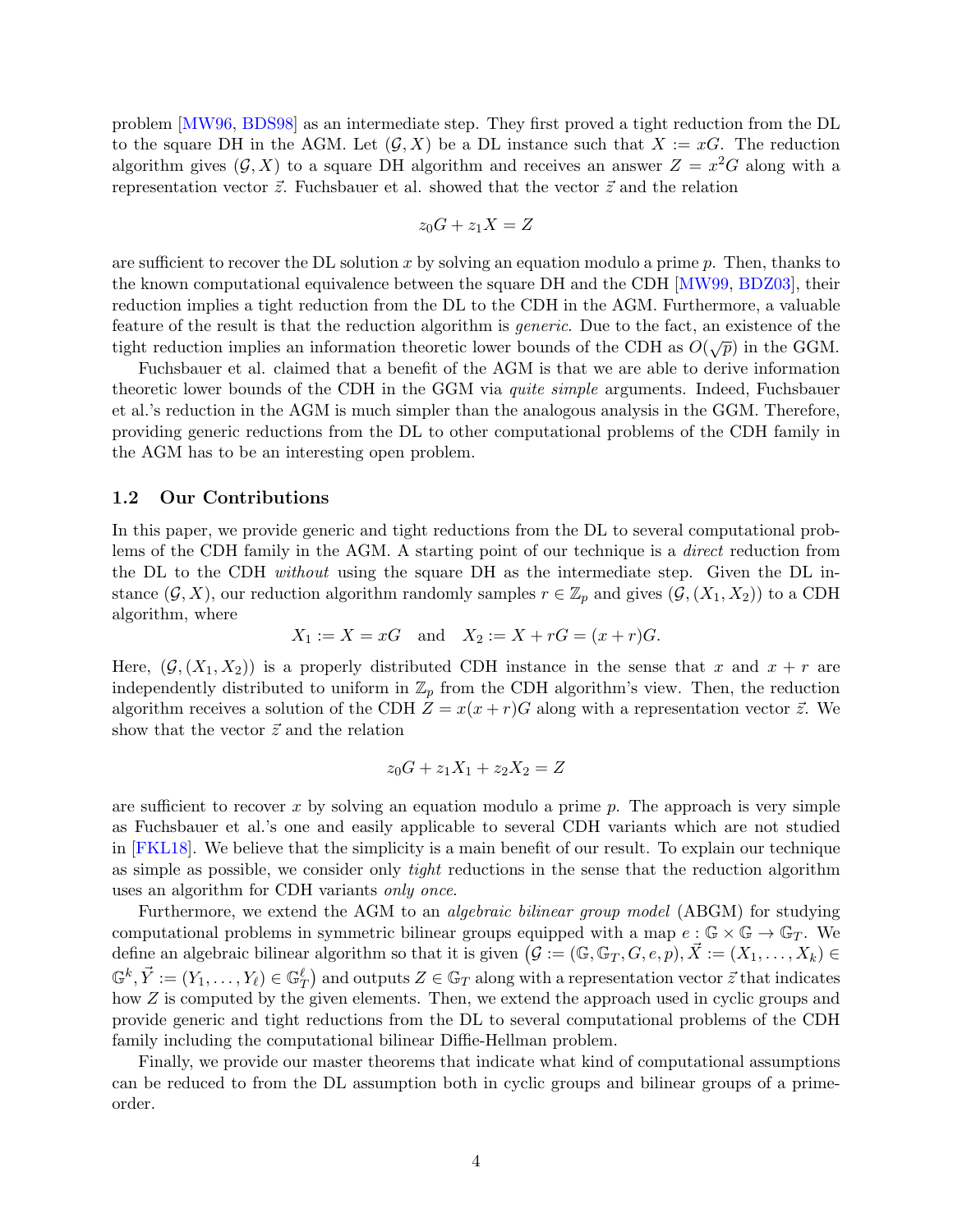problem [MW96, BDS98] as an intermediate step. They first proved a tight reduction from the DL to the square DH in the AGM. Let $(\mathcal{G}, X)$ be a DL instance such that $X := xG$. The reduction algorithm gives $(\mathcal{G}, X)$ to a square DH algorithm and receives an answer $Z = x^2G$ along with a representation vector $\vec{z}$. Fuchsbauer et al. showed that the vector $\vec{z}$ and the relation

$$z_0G + z_1X = Z$$

are sufficient to recover the DL solution $x$ by solving an equation modulo a prime $p$. Then, thanks to the known computational equivalence between the square DH and the CDH [MW99, BDZ03], their reduction implies a tight reduction from the DL to the CDH in the AGM. Furthermore, a valuable feature of the result is that the reduction algorithm is *generic*. Due to the fact, an existence of the tight reduction implies an information theoretic lower bounds of the CDH as $O(\sqrt{p})$ in the GGM.

Fuchsbauer et al. claimed that a benefit of the AGM is that we are able to derive information theoretic lower bounds of the CDH in the GGM via *quite simple* arguments. Indeed, Fuchsbauer et al.'s reduction in the AGM is much simpler than the analogous analysis in the GGM. Therefore, providing generic reductions from the DL to other computational problems of the CDH family in the AGM has to be an interesting open problem.

### 1.2 Our Contributions

In this paper, we provide generic and tight reductions from the DL to several computational problems of the CDH family in the AGM. A starting point of our technique is a *direct* reduction from the DL to the CDH *without* using the square DH as the intermediate step. Given the DL instance $(\mathcal{G}, X)$, our reduction algorithm randomly samples $r \in \mathbb{Z}_p$ and gives $(\mathcal{G}, (X_1, X_2))$ to a CDH algorithm, where

$$X_1 := X = xG \quad \text{and} \quad X_2 := X + rG = (x + r)G.$$

Here, $(\mathcal{G}, (X_1, X_2))$ is a properly distributed CDH instance in the sense that $x$ and $x + r$ are independently distributed to uniform in $\mathbb{Z}_p$ from the CDH algorithm's view. Then, the reduction algorithm receives a solution of the CDH $Z = x(x + r)G$ along with a representation vector $\vec{z}$. We show that the vector $\vec{z}$ and the relation

$$z_0G + z_1X_1 + z_2X_2 = Z$$

are sufficient to recover $x$ by solving an equation modulo a prime $p$. The approach is very simple as Fuchsbauer et al.'s one and easily applicable to several CDH variants which are not studied in [FKL18]. We believe that the simplicity is a main benefit of our result. To explain our technique as simple as possible, we consider only *tight* reductions in the sense that the reduction algorithm uses an algorithm for CDH variants *only once*.

Furthermore, we extend the AGM to an *algebraic bilinear group model* (ABGM) for studying computational problems in symmetric bilinear groups equipped with a map $e : \mathbb{G} \times \mathbb{G} \to \mathbb{G}_T$. We define an algebraic bilinear algorithm so that it is given $\big(\mathcal{G} := (\mathbb{G}, \mathbb{G}_T, G, e, p), \vec{X} := (X_1, \ldots, X_k) \in \mathbb{G}^k, \vec{Y} := (Y_1, \ldots, Y_\ell) \in \mathbb{G}_T^\ell\big)$ and outputs $Z \in \mathbb{G}_T$ along with a representation vector $\vec{z}$ that indicates how $Z$ is computed by the given elements. Then, we extend the approach used in cyclic groups and provide generic and tight reductions from the DL to several computational problems of the CDH family including the computational bilinear Diffie-Hellman problem.

Finally, we provide our master theorems that indicate what kind of computational assumptions can be reduced to from the DL assumption both in cyclic groups and bilinear groups of a prime-order.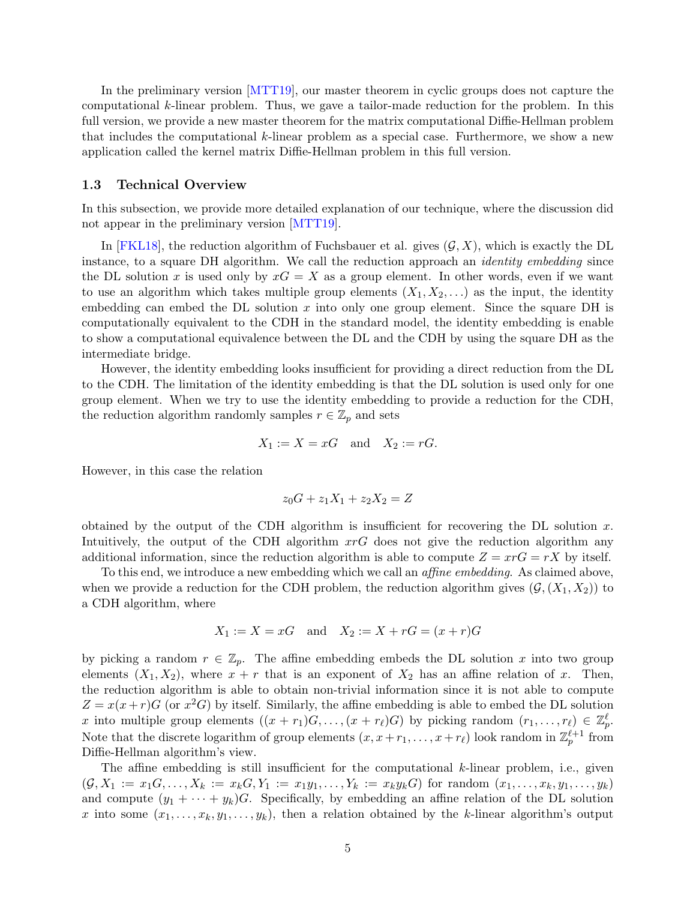In the preliminary version [MTT19], our master theorem in cyclic groups does not capture the computational $k$-linear problem. Thus, we gave a tailor-made reduction for the problem. In this full version, we provide a new master theorem for the matrix computational Diffie-Hellman problem that includes the computational $k$-linear problem as a special case. Furthermore, we show a new application called the kernel matrix Diffie-Hellman problem in this full version.

### 1.3 Technical Overview

In this subsection, we provide more detailed explanation of our technique, where the discussion did not appear in the preliminary version [MTT19].

In [FKL18], the reduction algorithm of Fuchsbauer et al. gives $(\mathcal{G}, X)$, which is exactly the DL instance, to a square DH algorithm. We call the reduction approach an *identity embedding* since the DL solution $x$ is used only by $xG = X$ as a group element. In other words, even if we want to use an algorithm which takes multiple group elements $(X_1, X_2, \dots)$ as the input, the identity embedding can embed the DL solution $x$ into only one group element. Since the square DH is computationally equivalent to the CDH in the standard model, the identity embedding is enable to show a computational equivalence between the DL and the CDH by using the square DH as the intermediate bridge.

However, the identity embedding looks insufficient for providing a direct reduction from the DL to the CDH. The limitation of the identity embedding is that the DL solution is used only for one group element. When we try to use the identity embedding to provide a reduction for the CDH, the reduction algorithm randomly samples $r \in \mathbb{Z}_p$ and sets

$$X_1 := X = xG \quad \text{and} \quad X_2 := rG.$$

However, in this case the relation

$$z_0 G + z_1 X_1 + z_2 X_2 = Z$$

obtained by the output of the CDH algorithm is insufficient for recovering the DL solution $x$. Intuitively, the output of the CDH algorithm $xrG$ does not give the reduction algorithm any additional information, since the reduction algorithm is able to compute $Z = xrG = rX$ by itself.

To this end, we introduce a new embedding which we call an *affine embedding*. As claimed above, when we provide a reduction for the CDH problem, the reduction algorithm gives $(\mathcal{G}, (X_1, X_2))$ to a CDH algorithm, where

$$X_1 := X = xG \quad \text{and} \quad X_2 := X + rG = (x + r)G$$

by picking a random $r \in \mathbb{Z}_p$. The affine embedding embeds the DL solution $x$ into two group elements $(X_1, X_2)$, where $x + r$ that is an exponent of $X_2$ has an affine relation of $x$. Then, the reduction algorithm is able to obtain non-trivial information since it is not able to compute $Z = x(x + r)G$ (or $x^2 G$) by itself. Similarly, the affine embedding is able to embed the DL solution $x$ into multiple group elements $((x + r_1)G, \dots, (x + r_\ell)G)$ by picking random $(r_1, \dots, r_\ell) \in \mathbb{Z}_p^\ell$. Note that the discrete logarithm of group elements $(x, x + r_1, \dots, x + r_\ell)$ look random in $\mathbb{Z}_p^{\ell+1}$ from Diffie-Hellman algorithm's view.

The affine embedding is still insufficient for the computational $k$-linear problem, i.e., given $(\mathcal{G}, X_1 := x_1 G, \dots, X_k := x_k G, Y_1 := x_1 y_1, \dots, Y_k := x_k y_k G)$ for random $(x_1, \dots, x_k, y_1, \dots, y_k)$ and compute $(y_1 + \cdots + y_k)G$. Specifically, by embedding an affine relation of the DL solution $x$ into some $(x_1, \dots, x_k, y_1, \dots, y_k)$, then a relation obtained by the $k$-linear algorithm's output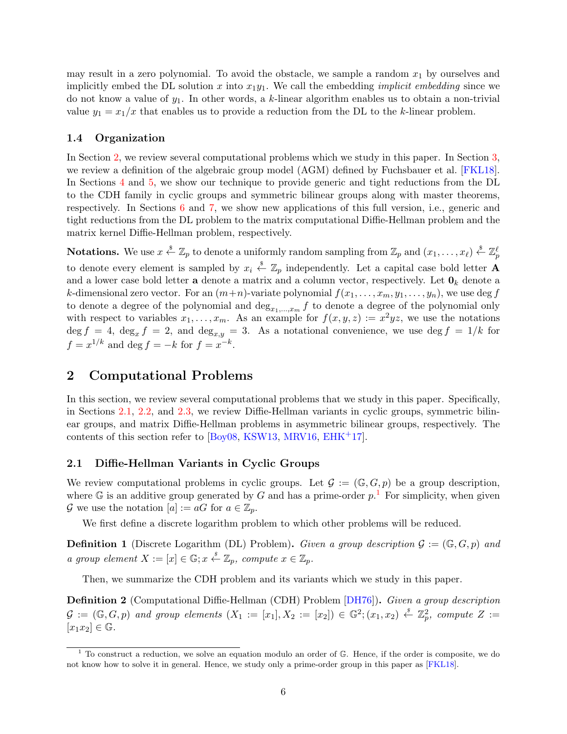may result in a zero polynomial. To avoid the obstacle, we sample a random $x_1$ by ourselves and implicitly embed the DL solution $x$ into $x_1 y_1$. We call the embedding *implicit embedding* since we do not know a value of $y_1$. In other words, a $k$-linear algorithm enables us to obtain a non-trivial value $y_1 = x_1/x$ that enables us to provide a reduction from the DL to the $k$-linear problem.

### 1.4 Organization

In Section 2, we review several computational problems which we study in this paper. In Section 3, we review a definition of the algebraic group model (AGM) defined by Fuchsbauer et al. [FKL18]. In Sections 4 and 5, we show our technique to provide generic and tight reductions from the DL to the CDH family in cyclic groups and symmetric bilinear groups along with master theorems, respectively. In Sections 6 and 7, we show new applications of this full version, i.e., generic and tight reductions from the DL problem to the matrix computational Diffie-Hellman problem and the matrix kernel Diffie-Hellman problem, respectively.

**Notations.** We use $x \xleftarrow{\$} \mathbb{Z}_p$ to denote a uniformly random sampling from $\mathbb{Z}_p$ and $(x_1, \ldots, x_\ell) \xleftarrow{\$} \mathbb{Z}_p^\ell$ to denote every element is sampled by $x_i \xleftarrow{\$} \mathbb{Z}_p$ independently. Let a capital case bold letter $\mathbf{A}$ and a lower case bold letter $\mathbf{a}$ denote a matrix and a column vector, respectively. Let $\mathbf{0}_k$ denote a $k$-dimensional zero vector. For an $(m+n)$-variate polynomial $f(x_1, \ldots, x_m, y_1, \ldots, y_n)$, we use $\deg f$ to denote a degree of the polynomial and $\deg_{x_1,\ldots,x_m} f$ to denote a degree of the polynomial only with respect to variables $x_1, \ldots, x_m$. As an example for $f(x, y, z) := x^2 yz$, we use the notations $\deg f = 4$, $\deg_x f = 2$, and $\deg_{x,y} = 3$. As a notational convenience, we use $\deg f = 1/k$ for $f = x^{1/k}$ and $\deg f = -k$ for $f = x^{-k}$.

## 2 Computational Problems

In this section, we review several computational problems that we study in this paper. Specifically, in Sections 2.1, 2.2, and 2.3, we review Diffie-Hellman variants in cyclic groups, symmetric bilinear groups, and matrix Diffie-Hellman problems in asymmetric bilinear groups, respectively. The contents of this section refer to [Boy08, KSW13, MRV16, EHK+17].

### 2.1 Diffie-Hellman Variants in Cyclic Groups

We review computational problems in cyclic groups. Let $\mathcal{G} := (\mathbb{G}, G, p)$ be a group description, where $\mathbb{G}$ is an additive group generated by $G$ and has a prime-order $p$.[1] For simplicity, when given $\mathcal{G}$ we use the notation $[a] := aG$ for $a \in \mathbb{Z}_p$.

We first define a discrete logarithm problem to which other problems will be reduced.

**Definition 1** (Discrete Logarithm (DL) Problem)**.** *Given a group description $\mathcal{G} := (\mathbb{G}, G, p)$ and a group element $X := [x] \in \mathbb{G}; x \xleftarrow{\$} \mathbb{Z}_p$, compute $x \in \mathbb{Z}_p$.*

Then, we summarize the CDH problem and its variants which we study in this paper.

**Definition 2** (Computational Diffie-Hellman (CDH) Problem [DH76])**.** *Given a group description $\mathcal{G} := (\mathbb{G}, G, p)$ and group elements $(X_1 := [x_1], X_2 := [x_2]) \in \mathbb{G}^2; (x_1, x_2) \xleftarrow{\$} \mathbb{Z}_p^2$, compute $Z := [x_1 x_2] \in \mathbb{G}$.*

[1] To construct a reduction, we solve an equation modulo an order of $\mathbb{G}$. Hence, if the order is composite, we do not know how to solve it in general. Hence, we study only a prime-order group in this paper as [FKL18].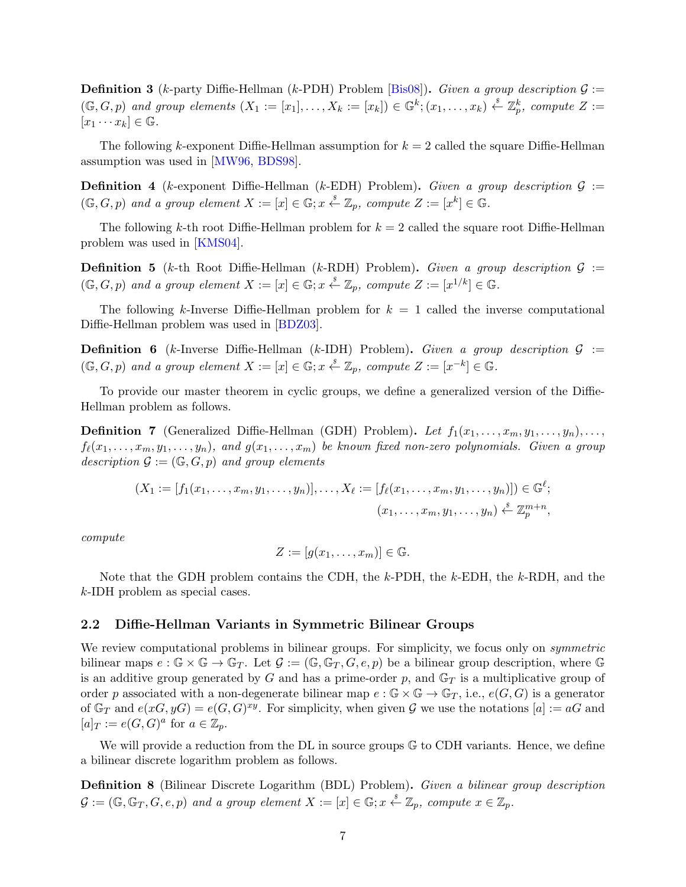**Definition 3** ($k$-party Diffie-Hellman ($k$-PDH) Problem [Bis08]). *Given a group description* $\mathcal{G} := (\mathbb{G}, G, p)$ *and group elements* $(X_1 := [x_1], \ldots, X_k := [x_k]) \in \mathbb{G}^k; (x_1, \ldots, x_k) \xleftarrow{\$} \mathbb{Z}_p^k$*, compute* $Z := [x_1 \cdots x_k] \in \mathbb{G}$.

The following $k$-exponent Diffie-Hellman assumption for $k = 2$ called the square Diffie-Hellman assumption was used in [MW96, BDS98].

**Definition 4** ($k$-exponent Diffie-Hellman ($k$-EDH) Problem). *Given a group description* $\mathcal{G} := (\mathbb{G}, G, p)$ *and a group element* $X := [x] \in \mathbb{G}; x \xleftarrow{\$} \mathbb{Z}_p$*, compute* $Z := [x^k] \in \mathbb{G}$.

The following $k$-th root Diffie-Hellman problem for $k = 2$ called the square root Diffie-Hellman problem was used in [KMS04].

**Definition 5** ($k$-th Root Diffie-Hellman ($k$-RDH) Problem). *Given a group description* $\mathcal{G} := (\mathbb{G}, G, p)$ *and a group element* $X := [x] \in \mathbb{G}; x \xleftarrow{\$} \mathbb{Z}_p$*, compute* $Z := [x^{1/k}] \in \mathbb{G}$.

The following $k$-Inverse Diffie-Hellman problem for $k = 1$ called the inverse computational Diffie-Hellman problem was used in [BDZ03].

**Definition 6** ($k$-Inverse Diffie-Hellman ($k$-IDH) Problem). *Given a group description* $\mathcal{G} := (\mathbb{G}, G, p)$ *and a group element* $X := [x] \in \mathbb{G}; x \xleftarrow{\$} \mathbb{Z}_p$*, compute* $Z := [x^{-k}] \in \mathbb{G}$.

To provide our master theorem in cyclic groups, we define a generalized version of the Diffie-Hellman problem as follows.

**Definition 7** (Generalized Diffie-Hellman (GDH) Problem). *Let* $f_1(x_1, \ldots, x_m, y_1, \ldots, y_n), \ldots, f_\ell(x_1, \ldots, x_m, y_1, \ldots, y_n)$*, and* $g(x_1, \ldots, x_m)$ *be known fixed non-zero polynomials. Given a group description* $\mathcal{G} := (\mathbb{G}, G, p)$ *and group elements*

$$(X_1 := [f_1(x_1, \ldots, x_m, y_1, \ldots, y_n)], \ldots, X_\ell := [f_\ell(x_1, \ldots, x_m, y_1, \ldots, y_n)]) \in \mathbb{G}^\ell;$$
$$(x_1, \ldots, x_m, y_1, \ldots, y_n) \xleftarrow{\$} \mathbb{Z}_p^{m+n},$$

*compute*

$$Z := [g(x_1, \ldots, x_m)] \in \mathbb{G}.$$

Note that the GDH problem contains the CDH, the $k$-PDH, the $k$-EDH, the $k$-RDH, and the $k$-IDH problem as special cases.

### 2.2 Diffie-Hellman Variants in Symmetric Bilinear Groups

We review computational problems in bilinear groups. For simplicity, we focus only on *symmetric* bilinear maps $e : \mathbb{G} \times \mathbb{G} \to \mathbb{G}_T$. Let $\mathcal{G} := (\mathbb{G}, \mathbb{G}_T, G, e, p)$ be a bilinear group description, where $\mathbb{G}$ is an additive group generated by $G$ and has a prime-order $p$, and $\mathbb{G}_T$ is a multiplicative group of order $p$ associated with a non-degenerate bilinear map $e : \mathbb{G} \times \mathbb{G} \to \mathbb{G}_T$, i.e., $e(G, G)$ is a generator of $\mathbb{G}_T$ and $e(xG, yG) = e(G, G)^{xy}$. For simplicity, when given $\mathcal{G}$ we use the notations $[a] := aG$ and $[a]_T := e(G, G)^a$ for $a \in \mathbb{Z}_p$.

We will provide a reduction from the DL in source groups $\mathbb{G}$ to CDH variants. Hence, we define a bilinear discrete logarithm problem as follows.

**Definition 8** (Bilinear Discrete Logarithm (BDL) Problem). *Given a bilinear group description* $\mathcal{G} := (\mathbb{G}, \mathbb{G}_T, G, e, p)$ *and a group element* $X := [x] \in \mathbb{G}; x \xleftarrow{\$} \mathbb{Z}_p$*, compute* $x \in \mathbb{Z}_p$.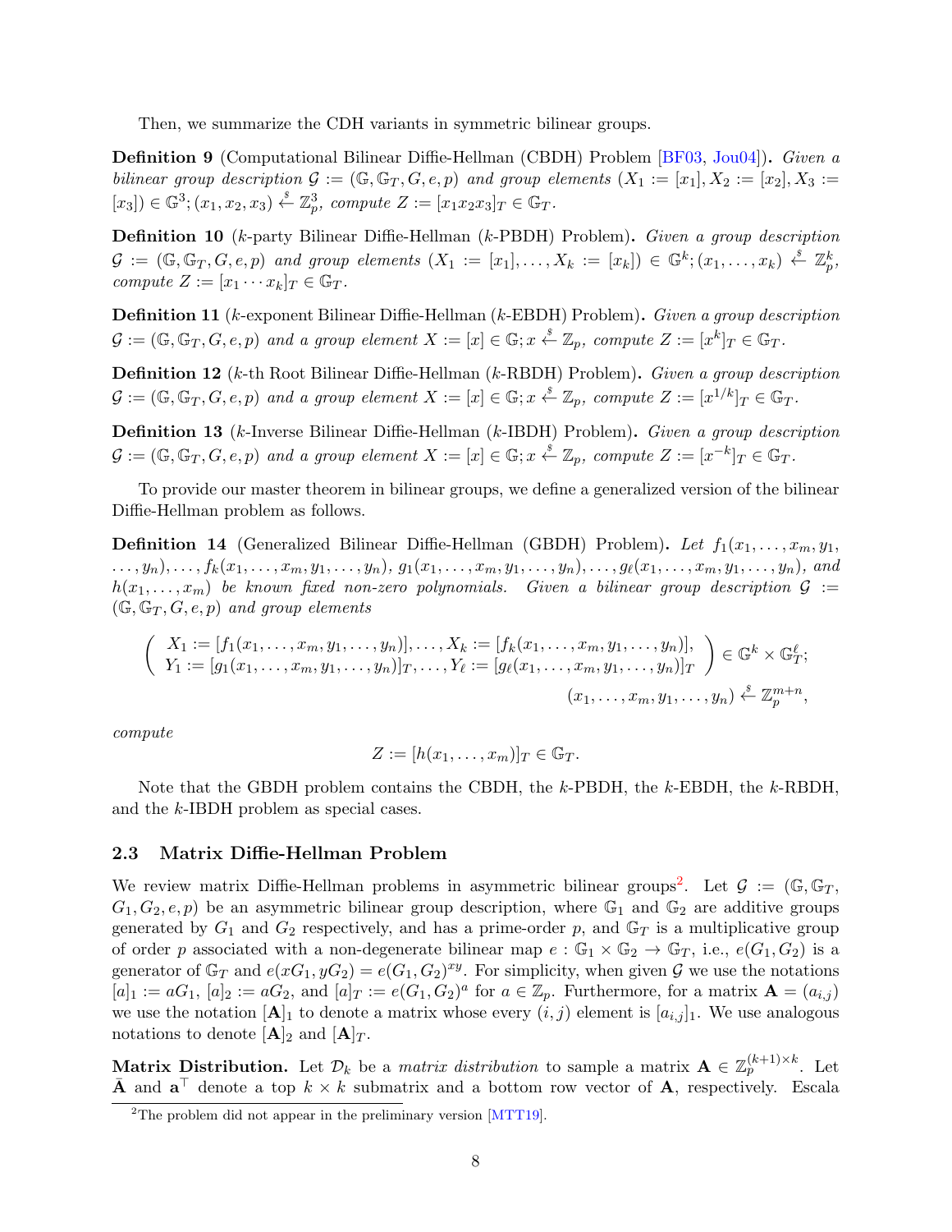Then, we summarize the CDH variants in symmetric bilinear groups.

**Definition 9** (Computational Bilinear Diffie-Hellman (CBDH) Problem [BF03, Jou04]). *Given a bilinear group description $\mathcal{G} := (\mathbb{G}, \mathbb{G}_T, G, e, p)$ and group elements $(X_1 := [x_1], X_2 := [x_2], X_3 := [x_3]) \in \mathbb{G}^3; (x_1, x_2, x_3) \xleftarrow{\$} \mathbb{Z}_p^3$, compute $Z := [x_1 x_2 x_3]_T \in \mathbb{G}_T$.*

**Definition 10** ($k$-party Bilinear Diffie-Hellman ($k$-PBDH) Problem). *Given a group description $\mathcal{G} := (\mathbb{G}, \mathbb{G}_T, G, e, p)$ and group elements $(X_1 := [x_1], \ldots, X_k := [x_k]) \in \mathbb{G}^k; (x_1, \ldots, x_k) \xleftarrow{\$} \mathbb{Z}_p^k$, compute $Z := [x_1 \cdots x_k]_T \in \mathbb{G}_T$.*

**Definition 11** ($k$-exponent Bilinear Diffie-Hellman ($k$-EBDH) Problem). *Given a group description $\mathcal{G} := (\mathbb{G}, \mathbb{G}_T, G, e, p)$ and a group element $X := [x] \in \mathbb{G}; x \xleftarrow{\$} \mathbb{Z}_p$, compute $Z := [x^k]_T \in \mathbb{G}_T$.*

**Definition 12** ($k$-th Root Bilinear Diffie-Hellman ($k$-RBDH) Problem). *Given a group description $\mathcal{G} := (\mathbb{G}, \mathbb{G}_T, G, e, p)$ and a group element $X := [x] \in \mathbb{G}; x \xleftarrow{\$} \mathbb{Z}_p$, compute $Z := [x^{1/k}]_T \in \mathbb{G}_T$.*

**Definition 13** ($k$-Inverse Bilinear Diffie-Hellman ($k$-IBDH) Problem). *Given a group description $\mathcal{G} := (\mathbb{G}, \mathbb{G}_T, G, e, p)$ and a group element $X := [x] \in \mathbb{G}; x \xleftarrow{\$} \mathbb{Z}_p$, compute $Z := [x^{-k}]_T \in \mathbb{G}_T$.*

To provide our master theorem in bilinear groups, we define a generalized version of the bilinear Diffie-Hellman problem as follows.

**Definition 14** (Generalized Bilinear Diffie-Hellman (GBDH) Problem). *Let $f_1(x_1, \ldots, x_m, y_1, \ldots, y_n), \ldots, f_k(x_1, \ldots, x_m, y_1, \ldots, y_n)$, $g_1(x_1, \ldots, x_m, y_1, \ldots, y_n), \ldots, g_\ell(x_1, \ldots, x_m, y_1, \ldots, y_n)$, and $h(x_1, \ldots, x_m)$ be known fixed non-zero polynomials. Given a bilinear group description $\mathcal{G} := (\mathbb{G}, \mathbb{G}_T, G, e, p)$ and group elements*

$$\left( \begin{array}{l} X_1 := [f_1(x_1, \ldots, x_m, y_1, \ldots, y_n)], \ldots, X_k := [f_k(x_1, \ldots, x_m, y_1, \ldots, y_n)], \\ Y_1 := [g_1(x_1, \ldots, x_m, y_1, \ldots, y_n)]_T, \ldots, Y_\ell := [g_\ell(x_1, \ldots, x_m, y_1, \ldots, y_n)]_T \end{array} \right) \in \mathbb{G}^k \times \mathbb{G}_T^\ell;$$

$$(x_1, \ldots, x_m, y_1, \ldots, y_n) \xleftarrow{\$} \mathbb{Z}_p^{m+n},$$

*compute*

$$Z := [h(x_1, \ldots, x_m)]_T \in \mathbb{G}_T.$$

Note that the GBDH problem contains the CBDH, the $k$-PBDH, the $k$-EBDH, the $k$-RBDH, and the $k$-IBDH problem as special cases.

### 2.3 Matrix Diffie-Hellman Problem

We review matrix Diffie-Hellman problems in asymmetric bilinear groups[2]. Let $\mathcal{G} := (\mathbb{G}, \mathbb{G}_T, G_1, G_2, e, p)$ be an asymmetric bilinear group description, where $\mathbb{G}_1$ and $\mathbb{G}_2$ are additive groups generated by $G_1$ and $G_2$ respectively, and has a prime-order $p$, and $\mathbb{G}_T$ is a multiplicative group of order $p$ associated with a non-degenerate bilinear map $e : \mathbb{G}_1 \times \mathbb{G}_2 \to \mathbb{G}_T$, i.e., $e(G_1, G_2)$ is a generator of $\mathbb{G}_T$ and $e(xG_1, yG_2) = e(G_1, G_2)^{xy}$. For simplicity, when given $\mathcal{G}$ we use the notations $[a]_1 := aG_1$, $[a]_2 := aG_2$, and $[a]_T := e(G_1, G_2)^a$ for $a \in \mathbb{Z}_p$. Furthermore, for a matrix $\mathbf{A} = (a_{i,j})$ we use the notation $[\mathbf{A}]_1$ to denote a matrix whose every $(i, j)$ element is $[a_{i,j}]_1$. We use analogous notations to denote $[\mathbf{A}]_2$ and $[\mathbf{A}]_T$.

**Matrix Distribution.** Let $\mathcal{D}_k$ be a *matrix distribution* to sample a matrix $\mathbf{A} \in \mathbb{Z}_p^{(k+1)\times k}$. Let $\bar{\mathbf{A}}$ and $\mathbf{a}^\top$ denote a top $k \times k$ submatrix and a bottom row vector of $\mathbf{A}$, respectively. Escala

[2] The problem did not appear in the preliminary version [MTT19].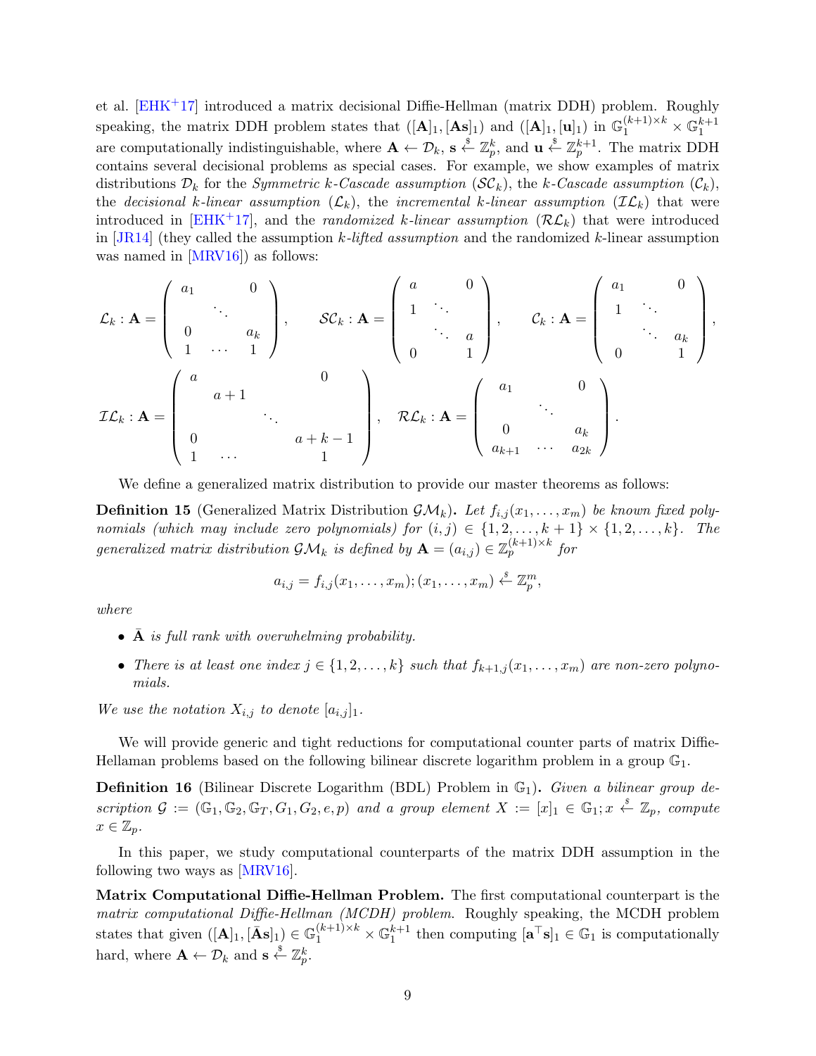et al. [EHK+17] introduced a matrix decisional Diffie-Hellman (matrix DDH) problem. Roughly speaking, the matrix DDH problem states that $([\mathbf{A}]_1, [\mathbf{A}\mathbf{s}]_1)$ and $([\mathbf{A}]_1, [\mathbf{u}]_1)$ in $\mathbb{G}_1^{(k+1)\times k} \times \mathbb{G}_1^{k+1}$ are computationally indistinguishable, where $\mathbf{A} \leftarrow \mathcal{D}_k$, $\mathbf{s} \xleftarrow{\$} \mathbb{Z}_p^k$, and $\mathbf{u} \xleftarrow{\$} \mathbb{Z}_p^{k+1}$. The matrix DDH contains several decisional problems as special cases. For example, we show examples of matrix distributions $\mathcal{D}_k$ for the *Symmetric k-Cascade assumption* ($\mathcal{SC}_k$), the *k-Cascade assumption* ($\mathcal{C}_k$), the *decisional k-linear assumption* ($\mathcal{L}_k$), the *incremental k-linear assumption* ($\mathcal{IL}_k$) that were introduced in [EHK+17], and the *randomized k-linear assumption* ($\mathcal{RL}_k$) that were introduced in [JR14] (they called the assumption *k-lifted assumption* and the randomized $k$-linear assumption was named in [MRV16]) as follows:

$$
\mathcal{L}_k : \mathbf{A} = \begin{pmatrix} a_1 & & 0 \\ & \ddots & \\ 0 & & a_k \\ 1 & \cdots & 1 \end{pmatrix}, \qquad \mathcal{SC}_k : \mathbf{A} = \begin{pmatrix} a & & 0 \\ 1 & \ddots & \\ & \ddots & a \\ 0 & & 1 \end{pmatrix}, \qquad \mathcal{C}_k : \mathbf{A} = \begin{pmatrix} a_1 & & 0 \\ 1 & \ddots & \\ & \ddots & a_k \\ 0 & & 1 \end{pmatrix},
$$

$$
\mathcal{IL}_k : \mathbf{A} = \begin{pmatrix} a & & & 0 \\ & a+1 & & \\ & & \ddots & \\ 0 & & & a+k-1 \\ 1 & \cdots & & 1 \end{pmatrix}, \quad \mathcal{RL}_k : \mathbf{A} = \begin{pmatrix} a_1 & & 0 \\ & \ddots & \\ 0 & & a_k \\ a_{k+1} & \cdots & a_{2k} \end{pmatrix}.
$$

We define a generalized matrix distribution to provide our master theorems as follows:

**Definition 15** (Generalized Matrix Distribution $\mathcal{GM}_k$)**.** *Let $f_{i,j}(x_1, \ldots, x_m)$ be known fixed polynomials (which may include zero polynomials) for $(i,j) \in \{1, 2, \ldots, k+1\} \times \{1, 2, \ldots, k\}$. The generalized matrix distribution $\mathcal{GM}_k$ is defined by $\mathbf{A} = (a_{i,j}) \in \mathbb{Z}_p^{(k+1)\times k}$ for*

$$
a_{i,j} = f_{i,j}(x_1, \ldots, x_m); (x_1, \ldots, x_m) \xleftarrow{\$} \mathbb{Z}_p^m,
$$

*where*

- *$\bar{\mathbf{A}}$ is full rank with overwhelming probability.*
- *There is at least one index $j \in \{1, 2, \ldots, k\}$ such that $f_{k+1,j}(x_1, \ldots, x_m)$ are non-zero polynomials.*

*We use the notation $X_{i,j}$ to denote $[a_{i,j}]_1$.*

We will provide generic and tight reductions for computational counter parts of matrix Diffie-Hellaman problems based on the following bilinear discrete logarithm problem in a group $\mathbb{G}_1$.

**Definition 16** (Bilinear Discrete Logarithm (BDL) Problem in $\mathbb{G}_1$)**.** *Given a bilinear group description $\mathcal{G} := (\mathbb{G}_1, \mathbb{G}_2, \mathbb{G}_T, G_1, G_2, e, p)$ and a group element $X := [x]_1 \in \mathbb{G}_1; x \xleftarrow{\$} \mathbb{Z}_p$, compute $x \in \mathbb{Z}_p$.*

In this paper, we study computational counterparts of the matrix DDH assumption in the following two ways as [MRV16].

**Matrix Computational Diffie-Hellman Problem.** The first computational counterpart is the *matrix computational Diffie-Hellman (MCDH) problem*. Roughly speaking, the MCDH problem states that given $([\mathbf{A}]_1, [\bar{\mathbf{A}}\mathbf{s}]_1) \in \mathbb{G}_1^{(k+1)\times k} \times \mathbb{G}_1^{k+1}$ then computing $[\mathbf{a}^\top \mathbf{s}]_1 \in \mathbb{G}_1$ is computationally hard, where $\mathbf{A} \leftarrow \mathcal{D}_k$ and $\mathbf{s} \xleftarrow{\$} \mathbb{Z}_p^k$.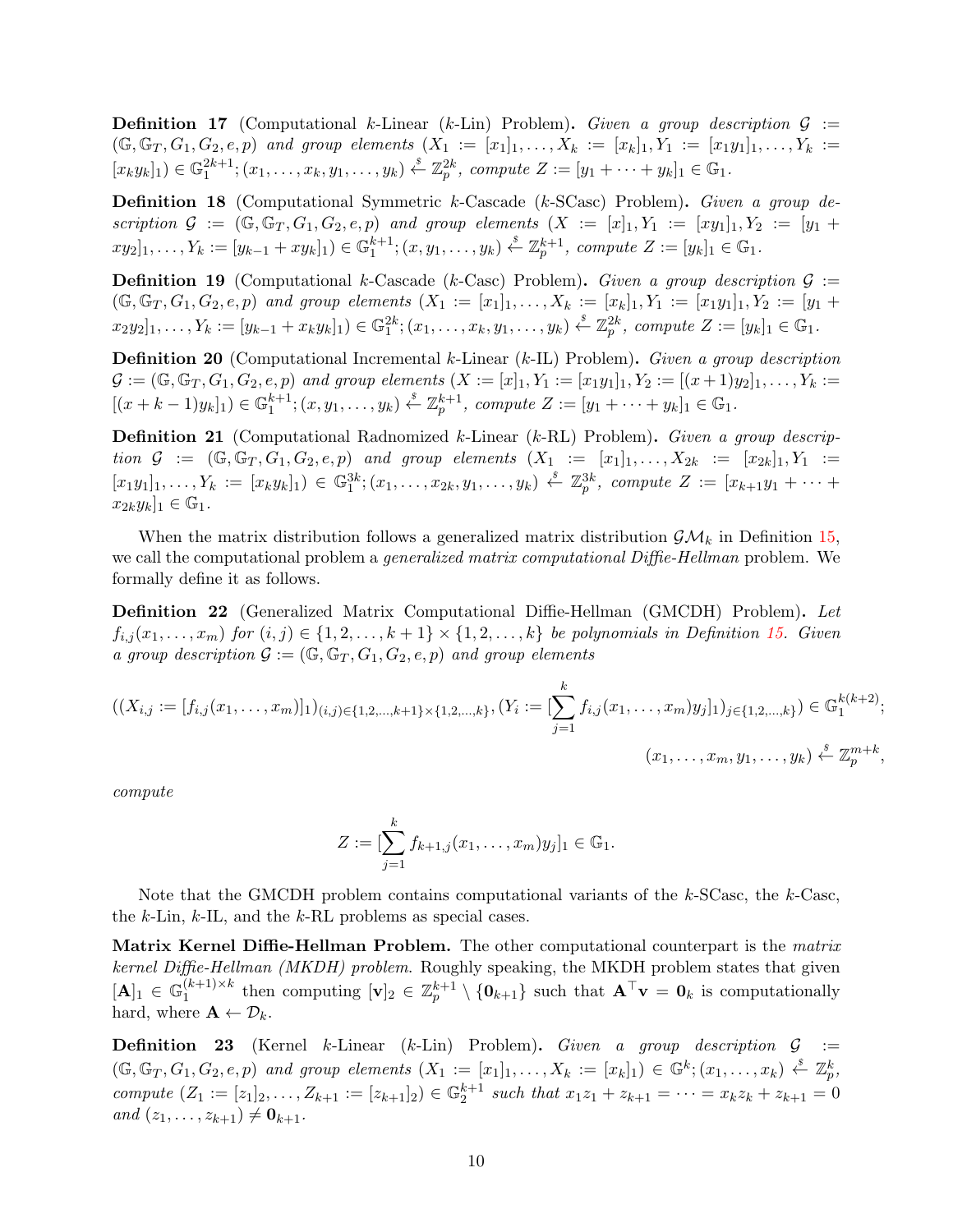**Definition 17** (Computational $k$-Linear ($k$-Lin) Problem)**.** *Given a group description $\mathcal{G} := (\mathbb{G}, \mathbb{G}_T, G_1, G_2, e, p)$ and group elements $(X_1 := [x_1]_1, \ldots, X_k := [x_k]_1, Y_1 := [x_1 y_1]_1, \ldots, Y_k := [x_k y_k]_1) \in \mathbb{G}_1^{2k+1}; (x_1, \ldots, x_k, y_1, \ldots, y_k) \xleftarrow{\$} \mathbb{Z}_p^{2k}$, compute $Z := [y_1 + \cdots + y_k]_1 \in \mathbb{G}_1$.*

**Definition 18** (Computational Symmetric $k$-Cascade ($k$-SCasc) Problem)**.** *Given a group description $\mathcal{G} := (\mathbb{G}, \mathbb{G}_T, G_1, G_2, e, p)$ and group elements $(X := [x]_1, Y_1 := [xy_1]_1, Y_2 := [y_1 + xy_2]_1, \ldots, Y_k := [y_{k-1} + xy_k]_1) \in \mathbb{G}_1^{k+1}; (x, y_1, \ldots, y_k) \xleftarrow{\$} \mathbb{Z}_p^{k+1}$, compute $Z := [y_k]_1 \in \mathbb{G}_1$.*

**Definition 19** (Computational $k$-Cascade ($k$-Casc) Problem)**.** *Given a group description $\mathcal{G} := (\mathbb{G}, \mathbb{G}_T, G_1, G_2, e, p)$ and group elements $(X_1 := [x_1]_1, \ldots, X_k := [x_k]_1, Y_1 := [x_1 y_1]_1, Y_2 := [y_1 + x_2 y_2]_1, \ldots, Y_k := [y_{k-1} + x_k y_k]_1) \in \mathbb{G}_1^{2k}; (x_1, \ldots, x_k, y_1, \ldots, y_k) \xleftarrow{\$} \mathbb{Z}_p^{2k}$, compute $Z := [y_k]_1 \in \mathbb{G}_1$.*

**Definition 20** (Computational Incremental $k$-Linear ($k$-IL) Problem)**.** *Given a group description $\mathcal{G} := (\mathbb{G}, \mathbb{G}_T, G_1, G_2, e, p)$ and group elements $(X := [x]_1, Y_1 := [x_1 y_1]_1, Y_2 := [(x+1)y_2]_1, \ldots, Y_k := [(x+k-1)y_k]_1) \in \mathbb{G}_1^{k+1}; (x, y_1, \ldots, y_k) \xleftarrow{\$} \mathbb{Z}_p^{k+1}$, compute $Z := [y_1 + \cdots + y_k]_1 \in \mathbb{G}_1$.*

**Definition 21** (Computational Radnomized $k$-Linear ($k$-RL) Problem)**.** *Given a group description $\mathcal{G} := (\mathbb{G}, \mathbb{G}_T, G_1, G_2, e, p)$ and group elements $(X_1 := [x_1]_1, \ldots, X_{2k} := [x_{2k}]_1, Y_1 := [x_1 y_1]_1, \ldots, Y_k := [x_k y_k]_1) \in \mathbb{G}_1^{3k}; (x_1, \ldots, x_{2k}, y_1, \ldots, y_k) \xleftarrow{\$} \mathbb{Z}_p^{3k}$, compute $Z := [x_{k+1} y_1 + \cdots + x_{2k} y_k]_1 \in \mathbb{G}_1$.*

When the matrix distribution follows a generalized matrix distribution $\mathcal{GM}_k$ in Definition 15, we call the computational problem a *generalized matrix computational Diffie-Hellman* problem. We formally define it as follows.

**Definition 22** (Generalized Matrix Computational Diffie-Hellman (GMCDH) Problem)**.** *Let $f_{i,j}(x_1, \ldots, x_m)$ for $(i,j) \in \{1, 2, \ldots, k+1\} \times \{1, 2, \ldots, k\}$ be polynomials in Definition 15. Given a group description $\mathcal{G} := (\mathbb{G}, \mathbb{G}_T, G_1, G_2, e, p)$ and group elements*

$$((X_{i,j} := [f_{i,j}(x_1, \ldots, x_m)]_1)_{(i,j) \in \{1,2,\ldots,k+1\} \times \{1,2,\ldots,k\}}, (Y_i := [\sum_{j=1}^{k} f_{i,j}(x_1, \ldots, x_m) y_j]_1)_{j \in \{1,2,\ldots,k\}}) \in \mathbb{G}_1^{k(k+2)};$$

$$(x_1, \ldots, x_m, y_1, \ldots, y_k) \xleftarrow{\$} \mathbb{Z}_p^{m+k},$$

*compute*

$$Z := [\sum_{j=1}^{k} f_{k+1,j}(x_1, \ldots, x_m) y_j]_1 \in \mathbb{G}_1.$$

Note that the GMCDH problem contains computational variants of the $k$-SCasc, the $k$-Casc, the $k$-Lin, $k$-IL, and the $k$-RL problems as special cases.

**Matrix Kernel Diffie-Hellman Problem.** The other computational counterpart is the *matrix kernel Diffie-Hellman (MKDH) problem.* Roughly speaking, the MKDH problem states that given $[\mathbf{A}]_1 \in \mathbb{G}_1^{(k+1) \times k}$ then computing $[\mathbf{v}]_2 \in \mathbb{Z}_p^{k+1} \setminus \{\mathbf{0}_{k+1}\}$ such that $\mathbf{A}^\top \mathbf{v} = \mathbf{0}_k$ is computationally hard, where $\mathbf{A} \leftarrow \mathcal{D}_k$.

**Definition 23** (Kernel $k$-Linear ($k$-Lin) Problem)**.** *Given a group description $\mathcal{G} := (\mathbb{G}, \mathbb{G}_T, G_1, G_2, e, p)$ and group elements $(X_1 := [x_1]_1, \ldots, X_k := [x_k]_1) \in \mathbb{G}^k; (x_1, \ldots, x_k) \xleftarrow{\$} \mathbb{Z}_p^k$, compute $(Z_1 := [z_1]_2, \ldots, Z_{k+1} := [z_{k+1}]_2) \in \mathbb{G}_2^{k+1}$ such that $x_1 z_1 + z_{k+1} = \cdots = x_k z_k + z_{k+1} = 0$ and $(z_1, \ldots, z_{k+1}) \neq \mathbf{0}_{k+1}$.*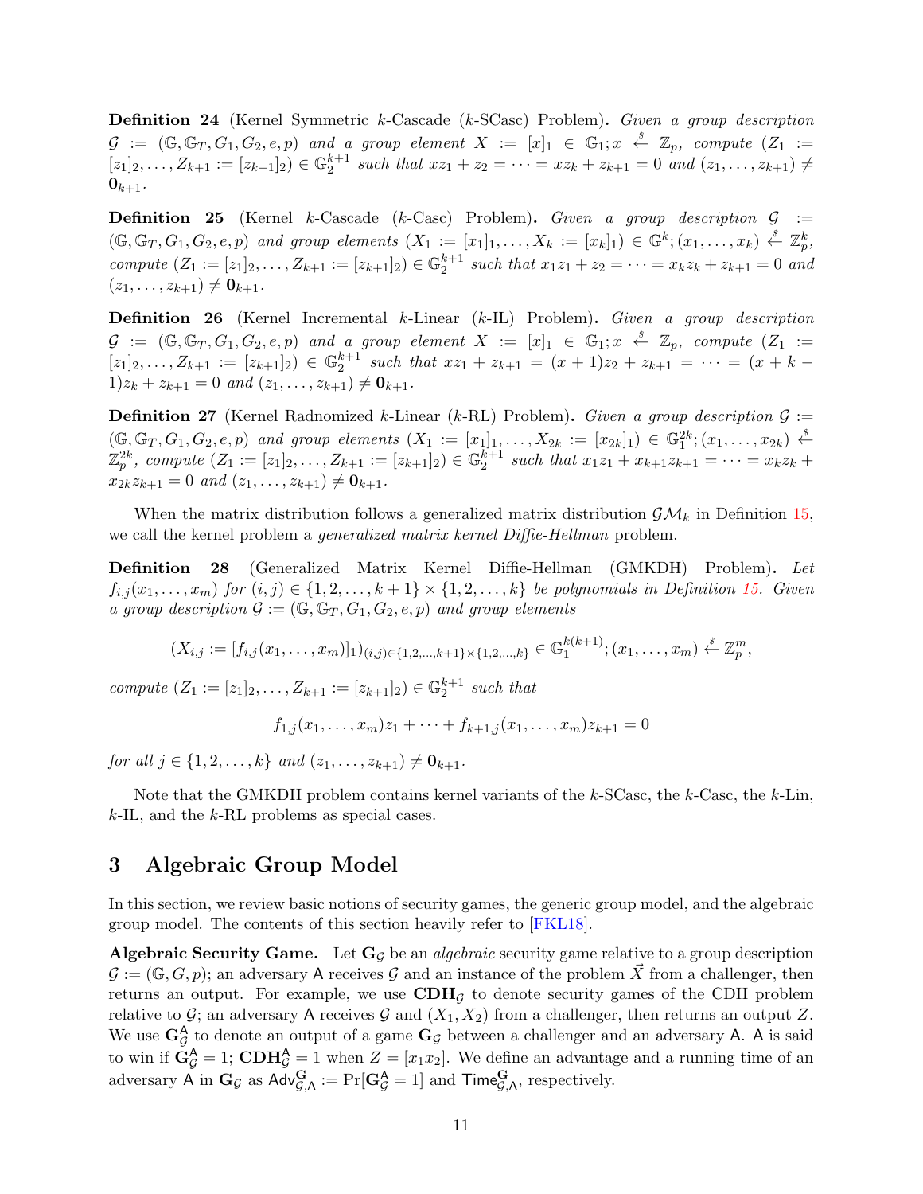**Definition 24** (Kernel Symmetric $k$-Cascade ($k$-SCasc) Problem)**.** *Given a group description $\mathcal{G} := (\mathbb{G}, \mathbb{G}_T, G_1, G_2, e, p)$ and a group element $X := [x]_1 \in \mathbb{G}_1; x \xleftarrow{\$} \mathbb{Z}_p$, compute $(Z_1 := [z_1]_2, \ldots, Z_{k+1} := [z_{k+1}]_2) \in \mathbb{G}_2^{k+1}$ such that $xz_1 + z_2 = \cdots = xz_k + z_{k+1} = 0$ and $(z_1, \ldots, z_{k+1}) \neq \mathbf{0}_{k+1}$.*

**Definition 25** (Kernel $k$-Cascade ($k$-Casc) Problem)**.** *Given a group description $\mathcal{G} := (\mathbb{G}, \mathbb{G}_T, G_1, G_2, e, p)$ and group elements $(X_1 := [x_1]_1, \ldots, X_k := [x_k]_1) \in \mathbb{G}^k; (x_1, \ldots, x_k) \xleftarrow{\$} \mathbb{Z}_p^k$, compute $(Z_1 := [z_1]_2, \ldots, Z_{k+1} := [z_{k+1}]_2) \in \mathbb{G}_2^{k+1}$ such that $x_1z_1 + z_2 = \cdots = x_kz_k + z_{k+1} = 0$ and $(z_1, \ldots, z_{k+1}) \neq \mathbf{0}_{k+1}$.*

**Definition 26** (Kernel Incremental $k$-Linear ($k$-IL) Problem)**.** *Given a group description $\mathcal{G} := (\mathbb{G}, \mathbb{G}_T, G_1, G_2, e, p)$ and a group element $X := [x]_1 \in \mathbb{G}_1; x \xleftarrow{\$} \mathbb{Z}_p$, compute $(Z_1 := [z_1]_2, \ldots, Z_{k+1} := [z_{k+1}]_2) \in \mathbb{G}_2^{k+1}$ such that $xz_1 + z_{k+1} = (x+1)z_2 + z_{k+1} = \cdots = (x+k-1)z_k + z_{k+1} = 0$ and $(z_1, \ldots, z_{k+1}) \neq \mathbf{0}_{k+1}$.*

**Definition 27** (Kernel Radnomized $k$-Linear ($k$-RL) Problem)**.** *Given a group description $\mathcal{G} := (\mathbb{G}, \mathbb{G}_T, G_1, G_2, e, p)$ and group elements $(X_1 := [x_1]_1, \ldots, X_{2k} := [x_{2k}]_1) \in \mathbb{G}_1^{2k}; (x_1, \ldots, x_{2k}) \xleftarrow{\$} \mathbb{Z}_p^{2k}$, compute $(Z_1 := [z_1]_2, \ldots, Z_{k+1} := [z_{k+1}]_2) \in \mathbb{G}_2^{k+1}$ such that $x_1z_1 + x_{k+1}z_{k+1} = \cdots = x_kz_k + x_{2k}z_{k+1} = 0$ and $(z_1, \ldots, z_{k+1}) \neq \mathbf{0}_{k+1}$.*

When the matrix distribution follows a generalized matrix distribution $\mathcal{GM}_k$ in Definition 15, we call the kernel problem a *generalized matrix kernel Diffie-Hellman* problem.

**Definition 28** (Generalized Matrix Kernel Diffie-Hellman (GMKDH) Problem)**.** *Let $f_{i,j}(x_1, \ldots, x_m)$ for $(i,j) \in \{1, 2, \ldots, k+1\} \times \{1, 2, \ldots, k\}$ be polynomials in Definition 15. Given a group description $\mathcal{G} := (\mathbb{G}, \mathbb{G}_T, G_1, G_2, e, p)$ and group elements*

$$(X_{i,j} := [f_{i,j}(x_1, \ldots, x_m)]_1)_{(i,j)\in\{1,2,\ldots,k+1\}\times\{1,2,\ldots,k\}} \in \mathbb{G}_1^{k(k+1)}; (x_1, \ldots, x_m) \xleftarrow{\$} \mathbb{Z}_p^m,$$

*compute $(Z_1 := [z_1]_2, \ldots, Z_{k+1} := [z_{k+1}]_2) \in \mathbb{G}_2^{k+1}$ such that*

$$f_{1,j}(x_1, \ldots, x_m)z_1 + \cdots + f_{k+1,j}(x_1, \ldots, x_m)z_{k+1} = 0$$

*for all $j \in \{1, 2, \ldots, k\}$ and $(z_1, \ldots, z_{k+1}) \neq \mathbf{0}_{k+1}$.*

Note that the GMKDH problem contains kernel variants of the $k$-SCasc, the $k$-Casc, the $k$-Lin, $k$-IL, and the $k$-RL problems as special cases.

# 3 Algebraic Group Model

In this section, we review basic notions of security games, the generic group model, and the algebraic group model. The contents of this section heavily refer to [FKL18].

**Algebraic Security Game.** Let $\mathbf{G}_{\mathcal{G}}$ be an *algebraic* security game relative to a group description $\mathcal{G} := (\mathbb{G}, G, p)$; an adversary $\mathsf{A}$ receives $\mathcal{G}$ and an instance of the problem $\vec{X}$ from a challenger, then returns an output. For example, we use $\mathbf{CDH}_{\mathcal{G}}$ to denote security games of the CDH problem relative to $\mathcal{G}$; an adversary $\mathsf{A}$ receives $\mathcal{G}$ and $(X_1, X_2)$ from a challenger, then returns an output $Z$. We use $\mathbf{G}_{\mathcal{G}}^{\mathsf{A}}$ to denote an output of a game $\mathbf{G}_{\mathcal{G}}$ between a challenger and an adversary $\mathsf{A}$. $\mathsf{A}$ is said to win if $\mathbf{G}_{\mathcal{G}}^{\mathsf{A}} = 1$; $\mathbf{CDH}_{\mathcal{G}}^{\mathsf{A}} = 1$ when $Z = [x_1x_2]$. We define an advantage and a running time of an adversary $\mathsf{A}$ in $\mathbf{G}_{\mathcal{G}}$ as $\mathsf{Adv}_{\mathcal{G},\mathsf{A}}^{\mathbf{G}} := \Pr[\mathbf{G}_{\mathcal{G}}^{\mathsf{A}} = 1]$ and $\mathsf{Time}_{\mathcal{G},\mathsf{A}}^{\mathbf{G}}$, respectively.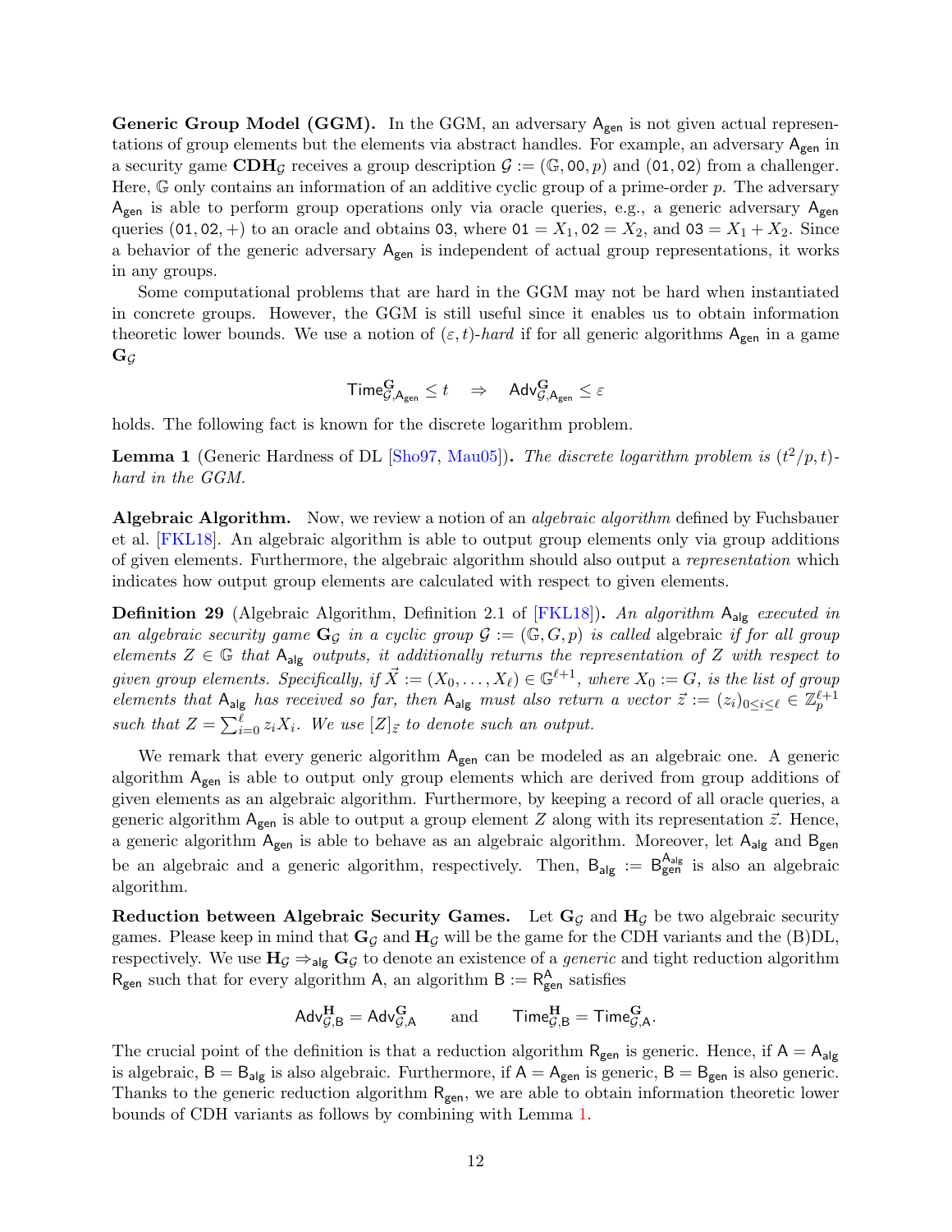**Generic Group Model (GGM).** In the GGM, an adversary $\mathsf{A}_{\mathsf{gen}}$ is not given actual representations of group elements but the elements via abstract handles. For example, an adversary $\mathsf{A}_{\mathsf{gen}}$ in a security game $\mathbf{CDH}_{\mathcal{G}}$ receives a group description $\mathcal{G} := (\mathbb{G}, \mathtt{00}, p)$ and $(\mathtt{01}, \mathtt{02})$ from a challenger. Here, $\mathbb{G}$ only contains an information of an additive cyclic group of a prime-order $p$. The adversary $\mathsf{A}_{\mathsf{gen}}$ is able to perform group operations only via oracle queries, e.g., a generic adversary $\mathsf{A}_{\mathsf{gen}}$ queries $(\mathtt{01}, \mathtt{02}, +)$ to an oracle and obtains $\mathtt{03}$, where $\mathtt{01} = X_1$, $\mathtt{02} = X_2$, and $\mathtt{03} = X_1 + X_2$. Since a behavior of the generic adversary $\mathsf{A}_{\mathsf{gen}}$ is independent of actual group representations, it works in any groups.

Some computational problems that are hard in the GGM may not be hard when instantiated in concrete groups. However, the GGM is still useful since it enables us to obtain information theoretic lower bounds. We use a notion of $(\varepsilon, t)$-*hard* if for all generic algorithms $\mathsf{A}_{\mathsf{gen}}$ in a game $\mathbf{G}_{\mathcal{G}}$

$$\mathsf{Time}^{\mathbf{G}}_{\mathcal{G},\mathsf{A}_{\mathsf{gen}}} \leq t \quad \Rightarrow \quad \mathsf{Adv}^{\mathbf{G}}_{\mathcal{G},\mathsf{A}_{\mathsf{gen}}} \leq \varepsilon$$

holds. The following fact is known for the discrete logarithm problem.

**Lemma 1** (Generic Hardness of DL [Sho97, Mau05])**.** *The discrete logarithm problem is $(t^2/p, t)$-hard in the GGM.*

**Algebraic Algorithm.** Now, we review a notion of an *algebraic algorithm* defined by Fuchsbauer et al. [FKL18]. An algebraic algorithm is able to output group elements only via group additions of given elements. Furthermore, the algebraic algorithm should also output a *representation* which indicates how output group elements are calculated with respect to given elements.

**Definition 29** (Algebraic Algorithm, Definition 2.1 of [FKL18])**.** *An algorithm $\mathsf{A}_{\mathsf{alg}}$ executed in an algebraic security game $\mathbf{G}_{\mathcal{G}}$ in a cyclic group $\mathcal{G} := (\mathbb{G}, G, p)$ is called* algebraic *if for all group elements $Z \in \mathbb{G}$ that $\mathsf{A}_{\mathsf{alg}}$ outputs, it additionally returns the representation of $Z$ with respect to given group elements. Specifically, if $\vec{X} := (X_0, \ldots, X_\ell) \in \mathbb{G}^{\ell+1}$, where $X_0 := G$, is the list of group elements that $\mathsf{A}_{\mathsf{alg}}$ has received so far, then $\mathsf{A}_{\mathsf{alg}}$ must also return a vector $\vec{z} := (z_i)_{0 \leq i \leq \ell} \in \mathbb{Z}_p^{\ell+1}$ such that $Z = \sum_{i=0}^{\ell} z_i X_i$. We use $[Z]_{\vec{z}}$ to denote such an output.*

We remark that every generic algorithm $\mathsf{A}_{\mathsf{gen}}$ can be modeled as an algebraic one. A generic algorithm $\mathsf{A}_{\mathsf{gen}}$ is able to output only group elements which are derived from group additions of given elements as an algebraic algorithm. Furthermore, by keeping a record of all oracle queries, a generic algorithm $\mathsf{A}_{\mathsf{gen}}$ is able to output a group element $Z$ along with its representation $\vec{z}$. Hence, a generic algorithm $\mathsf{A}_{\mathsf{gen}}$ is able to behave as an algebraic algorithm. Moreover, let $\mathsf{A}_{\mathsf{alg}}$ and $\mathsf{B}_{\mathsf{gen}}$ be an algebraic and a generic algorithm, respectively. Then, $\mathsf{B}_{\mathsf{alg}} := \mathsf{B}_{\mathsf{gen}}^{\mathsf{A}_{\mathsf{alg}}}$ is also an algebraic algorithm.

**Reduction between Algebraic Security Games.** Let $\mathbf{G}_{\mathcal{G}}$ and $\mathbf{H}_{\mathcal{G}}$ be two algebraic security games. Please keep in mind that $\mathbf{G}_{\mathcal{G}}$ and $\mathbf{H}_{\mathcal{G}}$ will be the game for the CDH variants and the (B)DL, respectively. We use $\mathbf{H}_{\mathcal{G}} \Rightarrow_{\mathsf{alg}} \mathbf{G}_{\mathcal{G}}$ to denote an existence of a *generic* and tight reduction algorithm $\mathsf{R}_{\mathsf{gen}}$ such that for every algorithm $\mathsf{A}$, an algorithm $\mathsf{B} := \mathsf{R}_{\mathsf{gen}}^{\mathsf{A}}$ satisfies

$$\mathsf{Adv}^{\mathbf{H}}_{\mathcal{G},\mathsf{B}} = \mathsf{Adv}^{\mathbf{G}}_{\mathcal{G},\mathsf{A}} \qquad \text{and} \qquad \mathsf{Time}^{\mathbf{H}}_{\mathcal{G},\mathsf{B}} = \mathsf{Time}^{\mathbf{G}}_{\mathcal{G},\mathsf{A}}.$$

The crucial point of the definition is that a reduction algorithm $\mathsf{R}_{\mathsf{gen}}$ is generic. Hence, if $\mathsf{A} = \mathsf{A}_{\mathsf{alg}}$ is algebraic, $\mathsf{B} = \mathsf{B}_{\mathsf{alg}}$ is also algebraic. Furthermore, if $\mathsf{A} = \mathsf{A}_{\mathsf{gen}}$ is generic, $\mathsf{B} = \mathsf{B}_{\mathsf{gen}}$ is also generic. Thanks to the generic reduction algorithm $\mathsf{R}_{\mathsf{gen}}$, we are able to obtain information theoretic lower bounds of CDH variants as follows by combining with Lemma 1.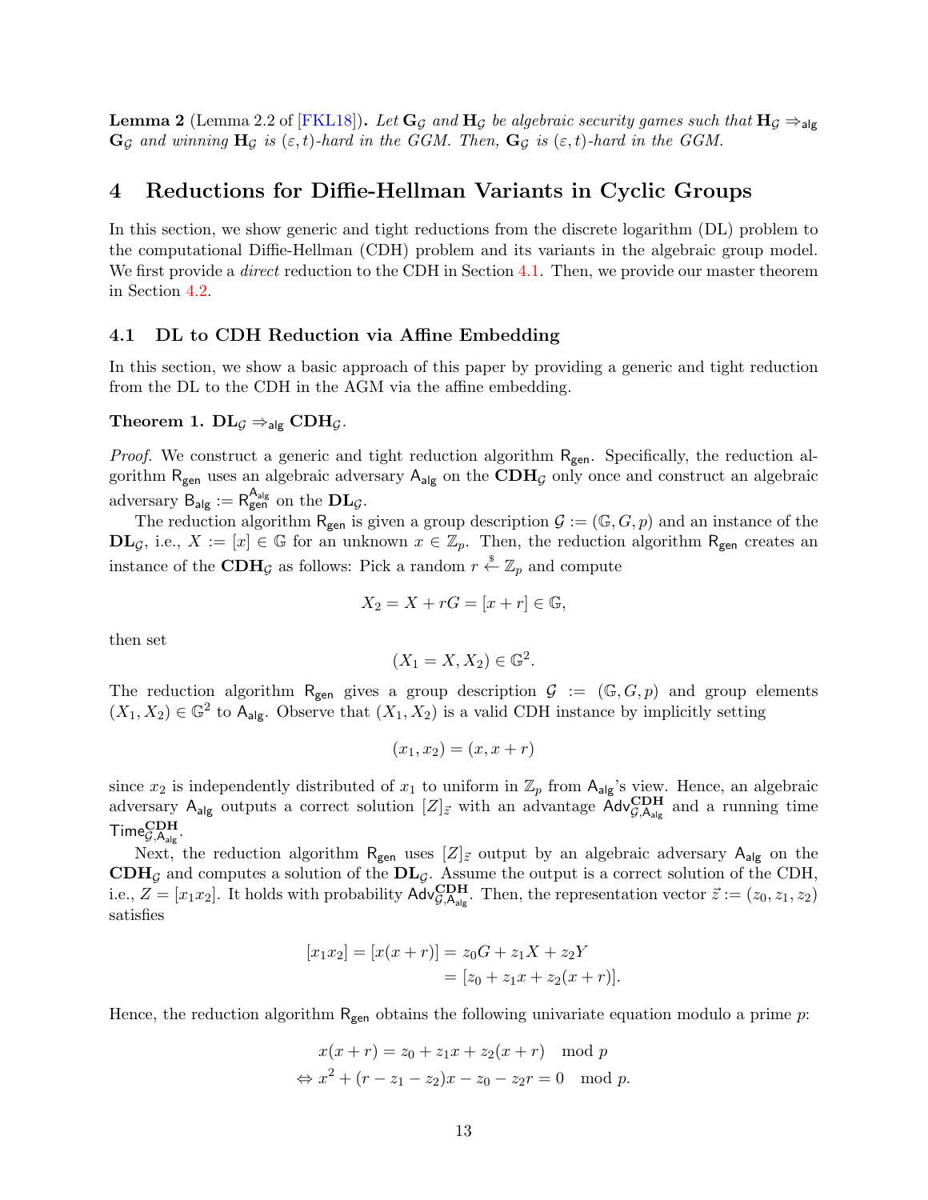**Lemma 2** (Lemma 2.2 of [FKL18]). *Let $\mathbf{G}_\mathcal{G}$ and $\mathbf{H}_\mathcal{G}$ be algebraic security games such that $\mathbf{H}_\mathcal{G} \Rightarrow_{\mathsf{alg}} \mathbf{G}_\mathcal{G}$ and winning $\mathbf{H}_\mathcal{G}$ is $(\varepsilon, t)$-hard in the GGM. Then, $\mathbf{G}_\mathcal{G}$ is $(\varepsilon, t)$-hard in the GGM.*

# 4 Reductions for Diffie-Hellman Variants in Cyclic Groups

In this section, we show generic and tight reductions from the discrete logarithm (DL) problem to the computational Diffie-Hellman (CDH) problem and its variants in the algebraic group model. We first provide a *direct* reduction to the CDH in Section 4.1. Then, we provide our master theorem in Section 4.2.

## 4.1 DL to CDH Reduction via Affine Embedding

In this section, we show a basic approach of this paper by providing a generic and tight reduction from the DL to the CDH in the AGM via the affine embedding.

**Theorem 1.** $\mathbf{DL}_\mathcal{G} \Rightarrow_{\mathsf{alg}} \mathbf{CDH}_\mathcal{G}$.

*Proof.* We construct a generic and tight reduction algorithm $\mathsf{R}_{\mathsf{gen}}$. Specifically, the reduction algorithm $\mathsf{R}_{\mathsf{gen}}$ uses an algebraic adversary $\mathsf{A}_{\mathsf{alg}}$ on the $\mathbf{CDH}_\mathcal{G}$ only once and construct an algebraic adversary $\mathsf{B}_{\mathsf{alg}} := \mathsf{R}_{\mathsf{gen}}^{\mathsf{A}_{\mathsf{alg}}}$ on the $\mathbf{DL}_\mathcal{G}$.

The reduction algorithm $\mathsf{R}_{\mathsf{gen}}$ is given a group description $\mathcal{G} := (\mathbb{G}, G, p)$ and an instance of the $\mathbf{DL}_\mathcal{G}$, i.e., $X := [x] \in \mathbb{G}$ for an unknown $x \in \mathbb{Z}_p$. Then, the reduction algorithm $\mathsf{R}_{\mathsf{gen}}$ creates an instance of the $\mathbf{CDH}_\mathcal{G}$ as follows: Pick a random $r \xleftarrow{\$} \mathbb{Z}_p$ and compute

$$X_2 = X + rG = [x + r] \in \mathbb{G},$$

then set

$$(X_1 = X, X_2) \in \mathbb{G}^2.$$

The reduction algorithm $\mathsf{R}_{\mathsf{gen}}$ gives a group description $\mathcal{G} := (\mathbb{G}, G, p)$ and group elements $(X_1, X_2) \in \mathbb{G}^2$ to $\mathsf{A}_{\mathsf{alg}}$. Observe that $(X_1, X_2)$ is a valid CDH instance by implicitly setting

$$(x_1, x_2) = (x, x + r)$$

since $x_2$ is independently distributed of $x_1$ to uniform in $\mathbb{Z}_p$ from $\mathsf{A}_{\mathsf{alg}}$'s view. Hence, an algebraic adversary $\mathsf{A}_{\mathsf{alg}}$ outputs a correct solution $[Z]_{\vec{z}}$ with an advantage $\mathsf{Adv}^{\mathbf{CDH}}_{\mathcal{G},\mathsf{A}_{\mathsf{alg}}}$ and a running time $\mathsf{Time}^{\mathbf{CDH}}_{\mathcal{G},\mathsf{A}_{\mathsf{alg}}}$.

Next, the reduction algorithm $\mathsf{R}_{\mathsf{gen}}$ uses $[Z]_{\vec{z}}$ output by an algebraic adversary $\mathsf{A}_{\mathsf{alg}}$ on the $\mathbf{CDH}_\mathcal{G}$ and computes a solution of the $\mathbf{DL}_\mathcal{G}$. Assume the output is a correct solution of the CDH, i.e., $Z = [x_1 x_2]$. It holds with probability $\mathsf{Adv}^{\mathbf{CDH}}_{\mathcal{G},\mathsf{A}_{\mathsf{alg}}}$. Then, the representation vector $\vec{z} := (z_0, z_1, z_2)$ satisfies

$$\begin{aligned}[x_1 x_2] = [x(x + r)] &= z_0 G + z_1 X + z_2 Y \\ &= [z_0 + z_1 x + z_2(x + r)].\end{aligned}$$

Hence, the reduction algorithm $\mathsf{R}_{\mathsf{gen}}$ obtains the following univariate equation modulo a prime $p$:

$$\begin{aligned} & x(x + r) = z_0 + z_1 x + z_2(x + r) \mod p \\ \Leftrightarrow\ & x^2 + (r - z_1 - z_2)x - z_0 - z_2 r = 0 \mod p.\end{aligned}$$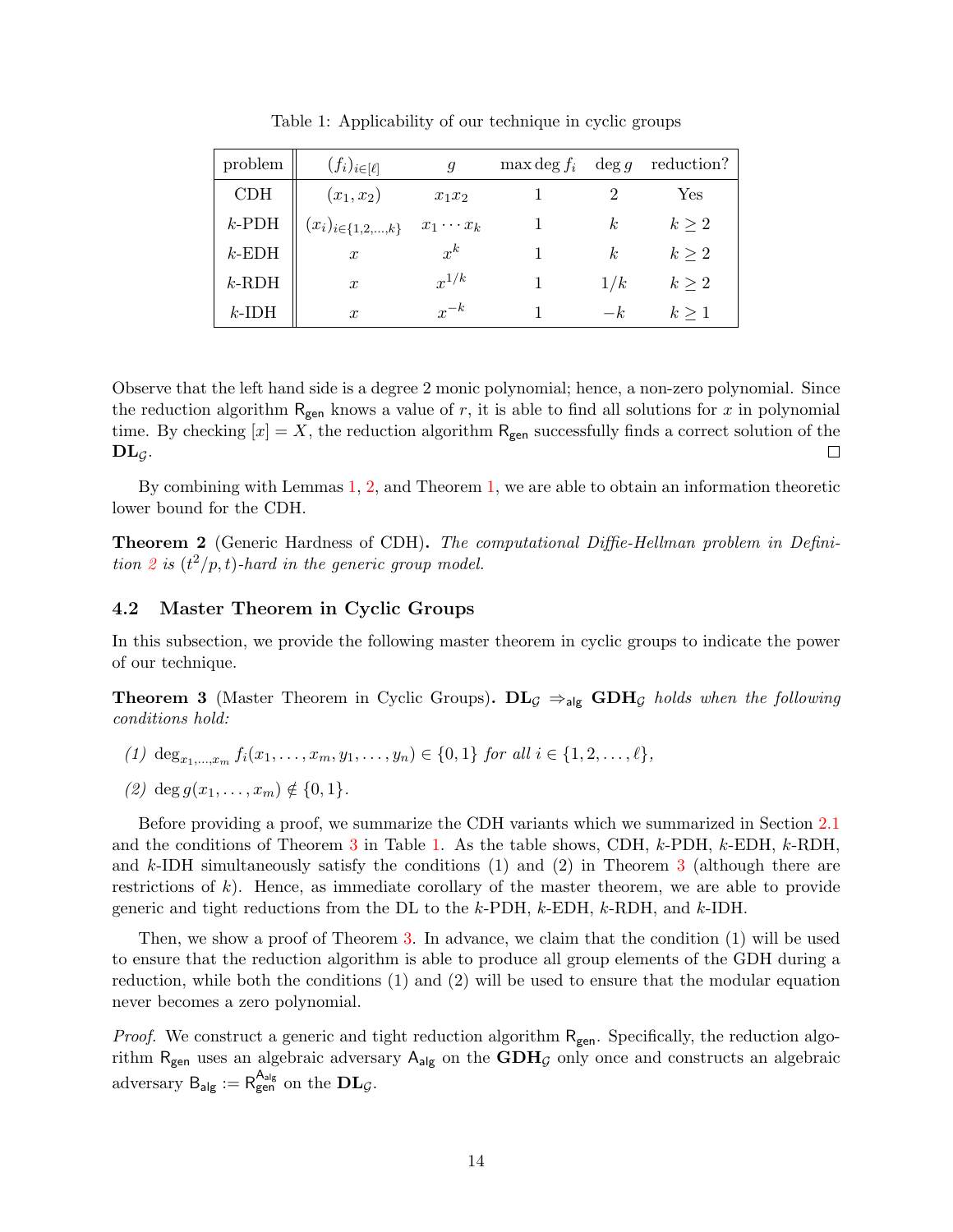Table 1: Applicability of our technique in cyclic groups

| problem | $(f_i)_{i\in[\ell]}$ | $g$ | $\max \deg f_i$ | $\deg g$ | reduction? |
|---|---|---|---|---|---|
| CDH | $(x_1, x_2)$ | $x_1 x_2$ | 1 | 2 | Yes |
| $k$-PDH | $(x_i)_{i\in\{1,2,\dots,k\}}$ | $x_1 \cdots x_k$ | 1 | $k$ | $k \geq 2$ |
| $k$-EDH | $x$ | $x^k$ | 1 | $k$ | $k \geq 2$ |
| $k$-RDH | $x$ | $x^{1/k}$ | 1 | $1/k$ | $k \geq 2$ |
| $k$-IDH | $x$ | $x^{-k}$ | 1 | $-k$ | $k \geq 1$ |

Observe that the left hand side is a degree 2 monic polynomial; hence, a non-zero polynomial. Since the reduction algorithm $\mathsf{R}_{\mathsf{gen}}$ knows a value of $r$, it is able to find all solutions for $x$ in polynomial time. By checking $[x] = X$, the reduction algorithm $\mathsf{R}_{\mathsf{gen}}$ successfully finds a correct solution of the $\mathbf{DL}_{\mathcal{G}}$. □

By combining with Lemmas 1, 2, and Theorem 1, we are able to obtain an information theoretic lower bound for the CDH.

**Theorem 2** (Generic Hardness of CDH)**.** *The computational Diffie-Hellman problem in Definition 2 is $(t^2/p, t)$-hard in the generic group model.*

### 4.2 Master Theorem in Cyclic Groups

In this subsection, we provide the following master theorem in cyclic groups to indicate the power of our technique.

**Theorem 3** (Master Theorem in Cyclic Groups)**.** *$\mathbf{DL}_{\mathcal{G}} \Rightarrow_{\mathsf{alg}} \mathbf{GDH}_{\mathcal{G}}$ holds when the following conditions hold:*

*(1) $\deg_{x_1,\dots,x_m} f_i(x_1, \dots, x_m, y_1, \dots, y_n) \in \{0, 1\}$ for all $i \in \{1, 2, \dots, \ell\}$,*

*(2) $\deg g(x_1, \dots, x_m) \notin \{0, 1\}$.*

Before providing a proof, we summarize the CDH variants which we summarized in Section 2.1 and the conditions of Theorem 3 in Table 1. As the table shows, CDH, $k$-PDH, $k$-EDH, $k$-RDH, and $k$-IDH simultaneously satisfy the conditions (1) and (2) in Theorem 3 (although there are restrictions of $k$). Hence, as immediate corollary of the master theorem, we are able to provide generic and tight reductions from the DL to the $k$-PDH, $k$-EDH, $k$-RDH, and $k$-IDH.

Then, we show a proof of Theorem 3. In advance, we claim that the condition (1) will be used to ensure that the reduction algorithm is able to produce all group elements of the GDH during a reduction, while both the conditions (1) and (2) will be used to ensure that the modular equation never becomes a zero polynomial.

*Proof.* We construct a generic and tight reduction algorithm $\mathsf{R}_{\mathsf{gen}}$. Specifically, the reduction algorithm $\mathsf{R}_{\mathsf{gen}}$ uses an algebraic adversary $\mathsf{A}_{\mathsf{alg}}$ on the $\mathbf{GDH}_{\mathcal{G}}$ only once and constructs an algebraic adversary $\mathsf{B}_{\mathsf{alg}} := \mathsf{R}_{\mathsf{gen}}^{\mathsf{A}_{\mathsf{alg}}}$ on the $\mathbf{DL}_{\mathcal{G}}$.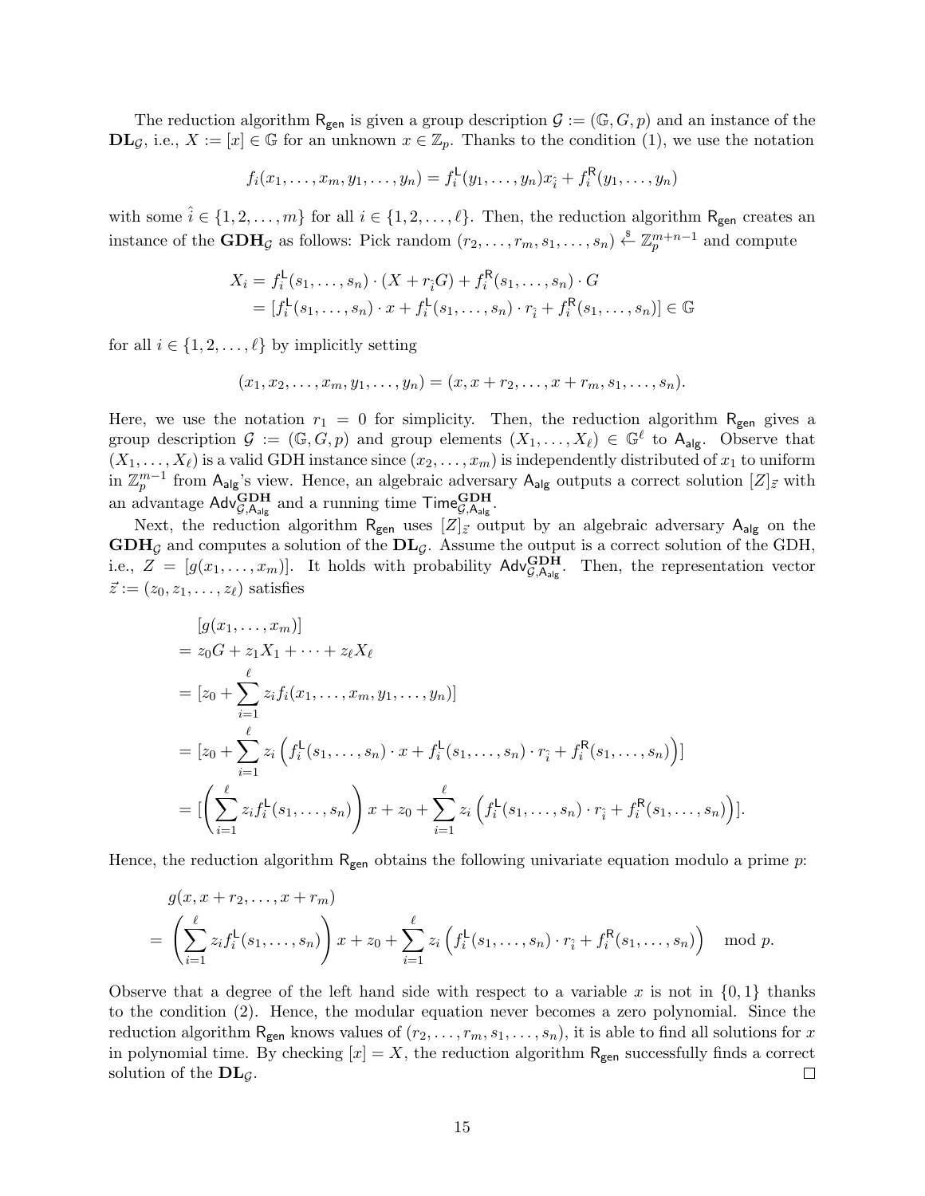The reduction algorithm $\mathsf{R_{gen}}$ is given a group description $\mathcal{G} := (\mathbb{G}, G, p)$ and an instance of the $\mathbf{DL}_\mathcal{G}$, i.e., $X := [x] \in \mathbb{G}$ for an unknown $x \in \mathbb{Z}_p$. Thanks to the condition (1), we use the notation

$$f_i(x_1, \ldots, x_m, y_1, \ldots, y_n) = f_i^{\mathsf{L}}(y_1, \ldots, y_n)x_{\hat{i}} + f_i^{\mathsf{R}}(y_1, \ldots, y_n)$$

with some $\hat{i} \in \{1, 2, \ldots, m\}$ for all $i \in \{1, 2, \ldots, \ell\}$. Then, the reduction algorithm $\mathsf{R_{gen}}$ creates an instance of the $\mathbf{GDH}_\mathcal{G}$ as follows: Pick random $(r_2, \ldots, r_m, s_1, \ldots, s_n) \xleftarrow{\$} \mathbb{Z}_p^{m+n-1}$ and compute

$$\begin{aligned} X_i &= f_i^{\mathsf{L}}(s_1, \ldots, s_n) \cdot (X + r_{\hat{i}}G) + f_i^{\mathsf{R}}(s_1, \ldots, s_n) \cdot G \\ &= [f_i^{\mathsf{L}}(s_1, \ldots, s_n) \cdot x + f_i^{\mathsf{L}}(s_1, \ldots, s_n) \cdot r_{\hat{i}} + f_i^{\mathsf{R}}(s_1, \ldots, s_n)] \in \mathbb{G} \end{aligned}$$

for all $i \in \{1, 2, \ldots, \ell\}$ by implicitly setting

$$(x_1, x_2, \ldots, x_m, y_1, \ldots, y_n) = (x, x + r_2, \ldots, x + r_m, s_1, \ldots, s_n).$$

Here, we use the notation $r_1 = 0$ for simplicity. Then, the reduction algorithm $\mathsf{R_{gen}}$ gives a group description $\mathcal{G} := (\mathbb{G}, G, p)$ and group elements $(X_1, \ldots, X_\ell) \in \mathbb{G}^\ell$ to $\mathsf{A_{alg}}$. Observe that $(X_1, \ldots, X_\ell)$ is a valid GDH instance since $(x_2, \ldots, x_m)$ is independently distributed of $x_1$ to uniform in $\mathbb{Z}_p^{m-1}$ from $\mathsf{A_{alg}}$'s view. Hence, an algebraic adversary $\mathsf{A_{alg}}$ outputs a correct solution $[Z]_{\vec{z}}$ with an advantage $\mathsf{Adv}^{\mathbf{GDH}}_{\mathcal{G},\mathsf{A_{alg}}}$ and a running time $\mathsf{Time}^{\mathbf{GDH}}_{\mathcal{G},\mathsf{A_{alg}}}$.

Next, the reduction algorithm $\mathsf{R_{gen}}$ uses $[Z]_{\vec{z}}$ output by an algebraic adversary $\mathsf{A_{alg}}$ on the $\mathbf{GDH}_\mathcal{G}$ and computes a solution of the $\mathbf{DL}_\mathcal{G}$. Assume the output is a correct solution of the GDH, i.e., $Z = [g(x_1, \ldots, x_m)]$. It holds with probability $\mathsf{Adv}^{\mathbf{GDH}}_{\mathcal{G},\mathsf{A_{alg}}}$. Then, the representation vector $\vec{z} := (z_0, z_1, \ldots, z_\ell)$ satisfies

$$\begin{aligned} &[g(x_1, \ldots, x_m)] \\ &= z_0 G + z_1 X_1 + \cdots + z_\ell X_\ell \\ &= [z_0 + \sum_{i=1}^{\ell} z_i f_i(x_1, \ldots, x_m, y_1, \ldots, y_n)] \\ &= [z_0 + \sum_{i=1}^{\ell} z_i \left( f_i^{\mathsf{L}}(s_1, \ldots, s_n) \cdot x + f_i^{\mathsf{L}}(s_1, \ldots, s_n) \cdot r_{\hat{i}} + f_i^{\mathsf{R}}(s_1, \ldots, s_n) \right)] \\ &= [\left( \sum_{i=1}^{\ell} z_i f_i^{\mathsf{L}}(s_1, \ldots, s_n) \right) x + z_0 + \sum_{i=1}^{\ell} z_i \left( f_i^{\mathsf{L}}(s_1, \ldots, s_n) \cdot r_{\hat{i}} + f_i^{\mathsf{R}}(s_1, \ldots, s_n) \right)]. \end{aligned}$$

Hence, the reduction algorithm $\mathsf{R_{gen}}$ obtains the following univariate equation modulo a prime $p$:

$$\begin{aligned} &g(x, x + r_2, \ldots, x + r_m) \\ &= \left( \sum_{i=1}^{\ell} z_i f_i^{\mathsf{L}}(s_1, \ldots, s_n) \right) x + z_0 + \sum_{i=1}^{\ell} z_i \left( f_i^{\mathsf{L}}(s_1, \ldots, s_n) \cdot r_{\hat{i}} + f_i^{\mathsf{R}}(s_1, \ldots, s_n) \right) \mod p. \end{aligned}$$

Observe that a degree of the left hand side with respect to a variable $x$ is not in $\{0, 1\}$ thanks to the condition (2). Hence, the modular equation never becomes a zero polynomial. Since the reduction algorithm $\mathsf{R_{gen}}$ knows values of $(r_2, \ldots, r_m, s_1, \ldots, s_n)$, it is able to find all solutions for $x$ in polynomial time. By checking $[x] = X$, the reduction algorithm $\mathsf{R_{gen}}$ successfully finds a correct solution of the $\mathbf{DL}_\mathcal{G}$. □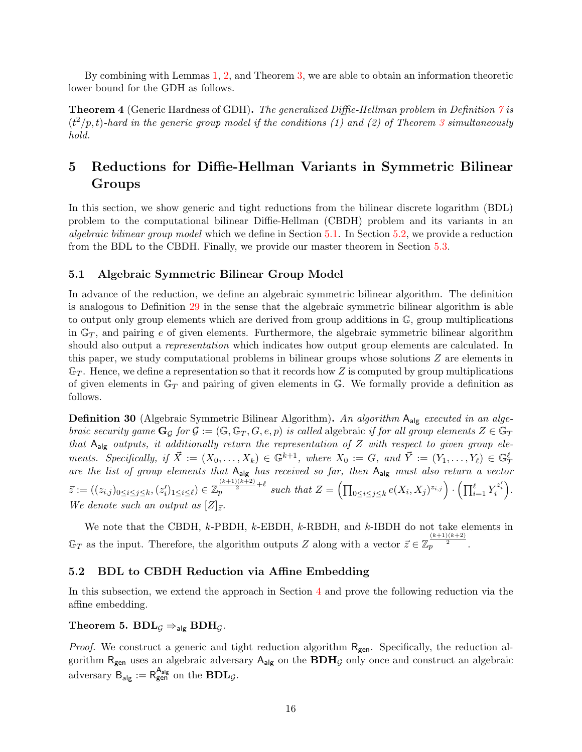By combining with Lemmas 1, 2, and Theorem 3, we are able to obtain an information theoretic lower bound for the GDH as follows.

**Theorem 4** (Generic Hardness of GDH)**.** *The generalized Diffie-Hellman problem in Definition 7 is $(t^2/p, t)$-hard in the generic group model if the conditions (1) and (2) of Theorem 3 simultaneously hold.*

# 5 Reductions for Diffie-Hellman Variants in Symmetric Bilinear Groups

In this section, we show generic and tight reductions from the bilinear discrete logarithm (BDL) problem to the computational bilinear Diffie-Hellman (CBDH) problem and its variants in an *algebraic bilinear group model* which we define in Section 5.1. In Section 5.2, we provide a reduction from the BDL to the CBDH. Finally, we provide our master theorem in Section 5.3.

## 5.1 Algebraic Symmetric Bilinear Group Model

In advance of the reduction, we define an algebraic symmetric bilinear algorithm. The definition is analogous to Definition 29 in the sense that the algebraic symmetric bilinear algorithm is able to output only group elements which are derived from group additions in $\mathbb{G}$, group multiplications in $\mathbb{G}_T$, and pairing $e$ of given elements. Furthermore, the algebraic symmetric bilinear algorithm should also output a *representation* which indicates how output group elements are calculated. In this paper, we study computational problems in bilinear groups whose solutions $Z$ are elements in $\mathbb{G}_T$. Hence, we define a representation so that it records how $Z$ is computed by group multiplications of given elements in $\mathbb{G}_T$ and pairing of given elements in $\mathbb{G}$. We formally provide a definition as follows.

**Definition 30** (Algebraic Symmetric Bilinear Algorithm)**.** *An algorithm $\mathsf{A}_{\mathsf{alg}}$ executed in an algebraic security game $\mathbf{G}_{\mathcal{G}}$ for $\mathcal{G} := (\mathbb{G}, \mathbb{G}_T, G, e, p)$ is called* algebraic *if for all group elements $Z \in \mathbb{G}_T$ that $\mathsf{A}_{\mathsf{alg}}$ outputs, it additionally return the representation of $Z$ with respect to given group elements. Specifically, if $\vec{X} := (X_0, \ldots, X_k) \in \mathbb{G}^{k+1}$, where $X_0 := G$, and $\vec{Y} := (Y_1, \ldots, Y_\ell) \in \mathbb{G}_T^\ell$ are the list of group elements that $\mathsf{A}_{\mathsf{alg}}$ has received so far, then $\mathsf{A}_{\mathsf{alg}}$ must also return a vector $\vec{z} := ((z_{i,j})_{0 \le i \le j \le k}, (z'_i)_{1 \le i \le \ell}) \in \mathbb{Z}_p^{\frac{(k+1)(k+2)}{2}+\ell}$ such that $Z = \left(\prod_{0 \le i \le j \le k} e(X_i, X_j)^{z_{i,j}}\right) \cdot \left(\prod_{i=1}^{\ell} Y_i^{z'_i}\right)$. We denote such an output as $[Z]_{\vec{z}}$.*

We note that the CBDH, $k$-PBDH, $k$-EBDH, $k$-RBDH, and $k$-IBDH do not take elements in $\mathbb{G}_T$ as the input. Therefore, the algorithm outputs $Z$ along with a vector $\vec{z} \in \mathbb{Z}_p^{\frac{(k+1)(k+2)}{2}}$.

## 5.2 BDL to CBDH Reduction via Affine Embedding

In this subsection, we extend the approach in Section 4 and prove the following reduction via the affine embedding.

**Theorem 5.** $\mathbf{BDL}_{\mathcal{G}} \Rightarrow_{\mathsf{alg}} \mathbf{BDH}_{\mathcal{G}}$.

*Proof.* We construct a generic and tight reduction algorithm $\mathsf{R}_{\mathsf{gen}}$. Specifically, the reduction algorithm $\mathsf{R}_{\mathsf{gen}}$ uses an algebraic adversary $\mathsf{A}_{\mathsf{alg}}$ on the $\mathbf{BDH}_{\mathcal{G}}$ only once and construct an algebraic adversary $\mathsf{B}_{\mathsf{alg}} := \mathsf{R}_{\mathsf{gen}}^{\mathsf{A}_{\mathsf{alg}}}$ on the $\mathbf{BDL}_{\mathcal{G}}$.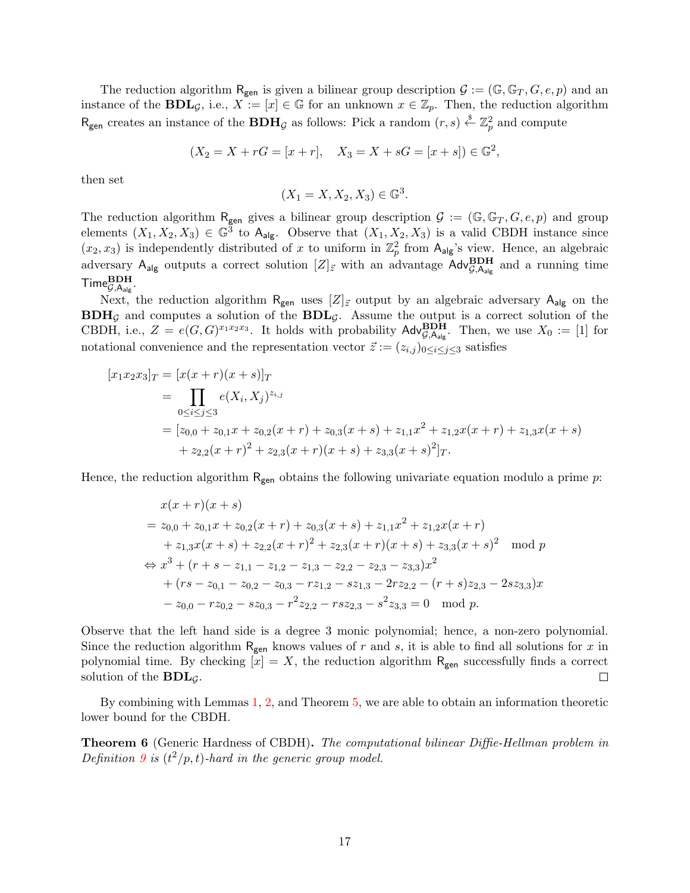The reduction algorithm $\mathsf{R_{gen}}$ is given a bilinear group description $\mathcal{G} := (\mathbb{G}, \mathbb{G}_T, G, e, p)$ and an instance of the $\mathbf{BDL}_{\mathcal{G}}$, i.e., $X := [x] \in \mathbb{G}$ for an unknown $x \in \mathbb{Z}_p$. Then, the reduction algorithm $\mathsf{R_{gen}}$ creates an instance of the $\mathbf{BDH}_{\mathcal{G}}$ as follows: Pick a random $(r, s) \xleftarrow{\$} \mathbb{Z}_p^2$ and compute

$$(X_2 = X + rG = [x + r], \quad X_3 = X + sG = [x + s]) \in \mathbb{G}^2,$$

then set

$$(X_1 = X, X_2, X_3) \in \mathbb{G}^3.$$

The reduction algorithm $\mathsf{R_{gen}}$ gives a bilinear group description $\mathcal{G} := (\mathbb{G}, \mathbb{G}_T, G, e, p)$ and group elements $(X_1, X_2, X_3) \in \mathbb{G}^3$ to $\mathsf{A_{alg}}$. Observe that $(X_1, X_2, X_3)$ is a valid CBDH instance since $(x_2, x_3)$ is independently distributed of $x$ to uniform in $\mathbb{Z}_p^2$ from $\mathsf{A_{alg}}$'s view. Hence, an algebraic adversary $\mathsf{A_{alg}}$ outputs a correct solution $[Z]_{\vec{z}}$ with an advantage $\mathsf{Adv}^{\mathbf{BDH}}_{\mathcal{G},\mathsf{A_{alg}}}$ and a running time $\mathsf{Time}^{\mathbf{BDH}}_{\mathcal{G},\mathsf{A_{alg}}}$.

Next, the reduction algorithm $\mathsf{R_{gen}}$ uses $[Z]_{\vec{z}}$ output by an algebraic adversary $\mathsf{A_{alg}}$ on the $\mathbf{BDH}_{\mathcal{G}}$ and computes a solution of the $\mathbf{BDL}_{\mathcal{G}}$. Assume the output is a correct solution of the CBDH, i.e., $Z = e(G, G)^{x_1 x_2 x_3}$. It holds with probability $\mathsf{Adv}^{\mathbf{BDH}}_{\mathcal{G},\mathsf{A_{alg}}}$. Then, we use $X_0 := [1]$ for notational convenience and the representation vector $\vec{z} := (z_{i,j})_{0 \le i \le j \le 3}$ satisfies

$$\begin{aligned}
[x_1 x_2 x_3]_T &= [x(x+r)(x+s)]_T \\
&= \prod_{0 \le i \le j \le 3} e(X_i, X_j)^{z_{i,j}} \\
&= [z_{0,0} + z_{0,1}x + z_{0,2}(x+r) + z_{0,3}(x+s) + z_{1,1}x^2 + z_{1,2}x(x+r) + z_{1,3}x(x+s) \\
&\quad + z_{2,2}(x+r)^2 + z_{2,3}(x+r)(x+s) + z_{3,3}(x+s)^2]_T.
\end{aligned}$$

Hence, the reduction algorithm $\mathsf{R_{gen}}$ obtains the following univariate equation modulo a prime $p$:

$$\begin{aligned}
& x(x+r)(x+s) \\
&= z_{0,0} + z_{0,1}x + z_{0,2}(x+r) + z_{0,3}(x+s) + z_{1,1}x^2 + z_{1,2}x(x+r) \\
&\quad + z_{1,3}x(x+s) + z_{2,2}(x+r)^2 + z_{2,3}(x+r)(x+s) + z_{3,3}(x+s)^2 \mod p \\
\Leftrightarrow\ & x^3 + (r + s - z_{1,1} - z_{1,2} - z_{1,3} - z_{2,2} - z_{2,3} - z_{3,3})x^2 \\
&\quad + (rs - z_{0,1} - z_{0,2} - z_{0,3} - rz_{1,2} - sz_{1,3} - 2rz_{2,2} - (r+s)z_{2,3} - 2sz_{3,3})x \\
&\quad - z_{0,0} - rz_{0,2} - sz_{0,3} - r^2 z_{2,2} - rsz_{2,3} - s^2 z_{3,3} = 0 \mod p.
\end{aligned}$$

Observe that the left hand side is a degree 3 monic polynomial; hence, a non-zero polynomial. Since the reduction algorithm $\mathsf{R_{gen}}$ knows values of $r$ and $s$, it is able to find all solutions for $x$ in polynomial time. By checking $[x] = X$, the reduction algorithm $\mathsf{R_{gen}}$ successfully finds a correct solution of the $\mathbf{BDL}_{\mathcal{G}}$. □

By combining with Lemmas 1, 2, and Theorem 5, we are able to obtain an information theoretic lower bound for the CBDH.

**Theorem 6** (Generic Hardness of CBDH)**.** *The computational bilinear Diffie-Hellman problem in Definition 9 is $(t^2/p, t)$-hard in the generic group model.*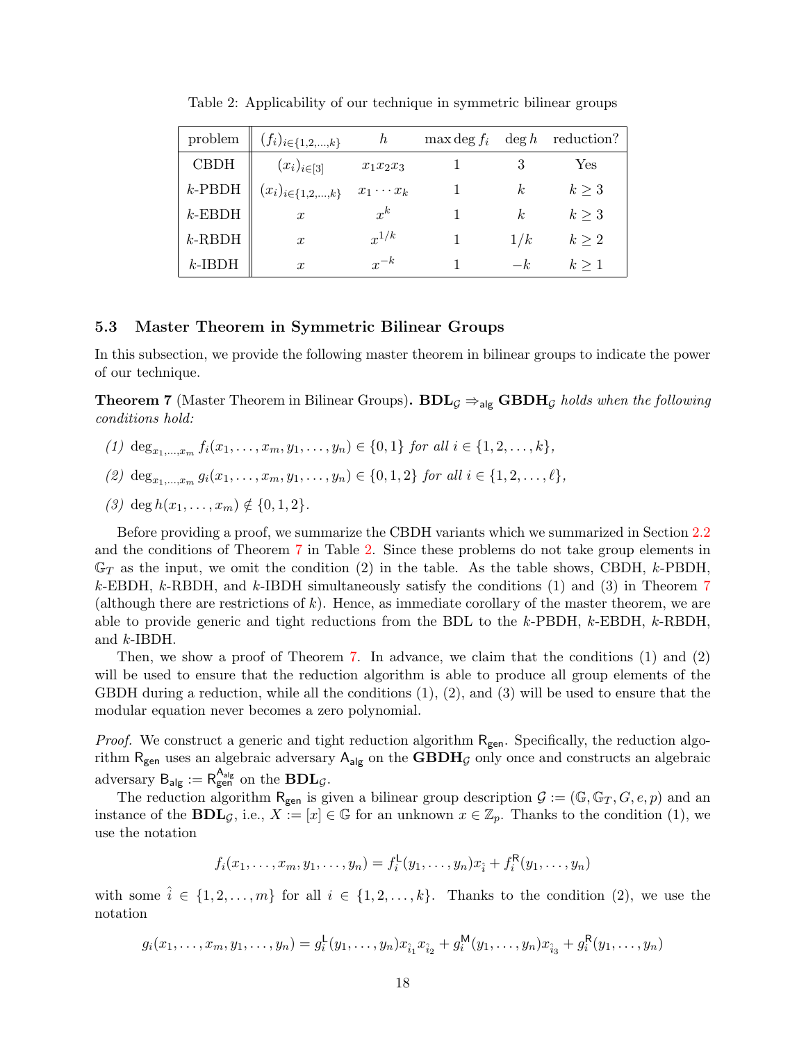Table 2: Applicability of our technique in symmetric bilinear groups

| problem | $(f_i)_{i\in\{1,2,\ldots,k\}}$ | $h$ | $\max\deg f_i$ | $\deg h$ | reduction? |
|---|---|---|---|---|---|
| CBDH | $(x_i)_{i\in[3]}$ | $x_1x_2x_3$ | 1 | 3 | Yes |
| $k$-PBDH | $(x_i)_{i\in\{1,2,\ldots,k\}}$ | $x_1\cdots x_k$ | 1 | $k$ | $k\geq 3$ |
| $k$-EBDH | $x$ | $x^k$ | 1 | $k$ | $k\geq 3$ |
| $k$-RBDH | $x$ | $x^{1/k}$ | 1 | $1/k$ | $k\geq 2$ |
| $k$-IBDH | $x$ | $x^{-k}$ | 1 | $-k$ | $k\geq 1$ |

### 5.3 Master Theorem in Symmetric Bilinear Groups

In this subsection, we provide the following master theorem in bilinear groups to indicate the power of our technique.

**Theorem 7** (Master Theorem in Bilinear Groups)**.** *$\mathbf{BDL}_{\mathcal{G}} \Rightarrow_{\mathsf{alg}} \mathbf{GBDH}_{\mathcal{G}}$ holds when the following conditions hold:*

*(1) $\deg_{x_1,\ldots,x_m} f_i(x_1,\ldots,x_m,y_1,\ldots,y_n) \in \{0,1\}$ for all $i\in\{1,2,\ldots,k\}$,*

*(2) $\deg_{x_1,\ldots,x_m} g_i(x_1,\ldots,x_m,y_1,\ldots,y_n) \in \{0,1,2\}$ for all $i\in\{1,2,\ldots,\ell\}$,*

*(3) $\deg h(x_1,\ldots,x_m) \notin \{0,1,2\}$.*

Before providing a proof, we summarize the CBDH variants which we summarized in Section 2.2 and the conditions of Theorem 7 in Table 2. Since these problems do not take group elements in $\mathbb{G}_T$ as the input, we omit the condition (2) in the table. As the table shows, CBDH, $k$-PBDH, $k$-EBDH, $k$-RBDH, and $k$-IBDH simultaneously satisfy the conditions (1) and (3) in Theorem 7 (although there are restrictions of $k$). Hence, as immediate corollary of the master theorem, we are able to provide generic and tight reductions from the BDL to the $k$-PBDH, $k$-EBDH, $k$-RBDH, and $k$-IBDH.

Then, we show a proof of Theorem 7. In advance, we claim that the conditions (1) and (2) will be used to ensure that the reduction algorithm is able to produce all group elements of the GBDH during a reduction, while all the conditions (1), (2), and (3) will be used to ensure that the modular equation never becomes a zero polynomial.

*Proof.* We construct a generic and tight reduction algorithm $\mathsf{R}_{\mathsf{gen}}$. Specifically, the reduction algorithm $\mathsf{R}_{\mathsf{gen}}$ uses an algebraic adversary $\mathsf{A}_{\mathsf{alg}}$ on the $\mathbf{GBDH}_{\mathcal{G}}$ only once and constructs an algebraic adversary $\mathsf{B}_{\mathsf{alg}} := \mathsf{R}_{\mathsf{gen}}^{\mathsf{A}_{\mathsf{alg}}}$ on the $\mathbf{BDL}_{\mathcal{G}}$.

The reduction algorithm $\mathsf{R}_{\mathsf{gen}}$ is given a bilinear group description $\mathcal{G} := (\mathbb{G},\mathbb{G}_T,G,e,p)$ and an instance of the $\mathbf{BDL}_{\mathcal{G}}$, i.e., $X := [x]\in\mathbb{G}$ for an unknown $x\in\mathbb{Z}_p$. Thanks to the condition (1), we use the notation

$$f_i(x_1,\ldots,x_m,y_1,\ldots,y_n) = f_i^{\mathsf{L}}(y_1,\ldots,y_n)x_{\hat{i}} + f_i^{\mathsf{R}}(y_1,\ldots,y_n)$$

with some $\hat{i}\in\{1,2,\ldots,m\}$ for all $i\in\{1,2,\ldots,k\}$. Thanks to the condition (2), we use the notation

$$g_i(x_1,\ldots,x_m,y_1,\ldots,y_n) = g_i^{\mathsf{L}}(y_1,\ldots,y_n)x_{\hat{i}_1}x_{\hat{i}_2} + g_i^{\mathsf{M}}(y_1,\ldots,y_n)x_{\hat{i}_3} + g_i^{\mathsf{R}}(y_1,\ldots,y_n)$$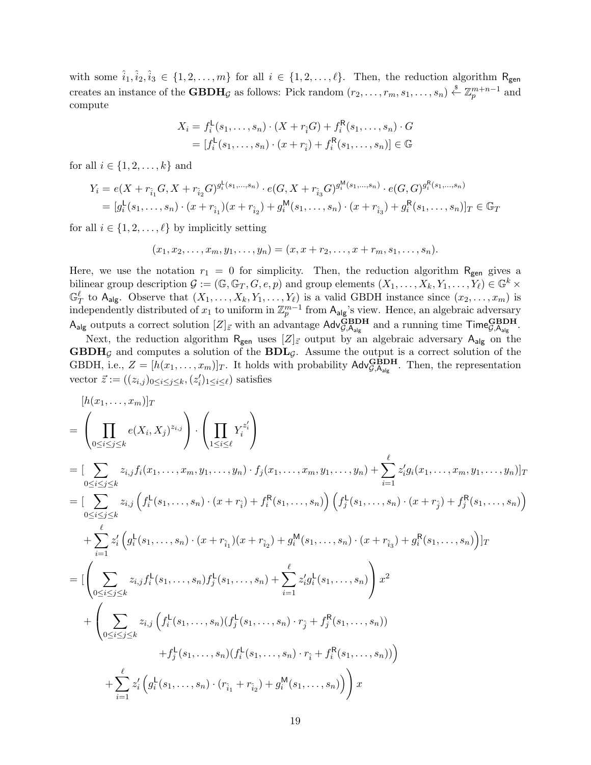with some $\hat{i}_1, \hat{i}_2, \hat{i}_3 \in \{1, 2, \ldots, m\}$ for all $i \in \{1, 2, \ldots, \ell\}$. Then, the reduction algorithm $\mathsf{R_{gen}}$ creates an instance of the $\mathbf{GBDH}_\mathcal{G}$ as follows: Pick random $(r_2, \ldots, r_m, s_1, \ldots, s_n) \xleftarrow{\$} \mathbb{Z}_p^{m+n-1}$ and compute

$$
\begin{aligned}
X_i &= f_i^{\mathsf{L}}(s_1, \ldots, s_n) \cdot (X + r_{\hat{i}} G) + f_i^{\mathsf{R}}(s_1, \ldots, s_n) \cdot G \\
&= [f_i^{\mathsf{L}}(s_1, \ldots, s_n) \cdot (x + r_{\hat{i}}) + f_i^{\mathsf{R}}(s_1, \ldots, s_n)] \in \mathbb{G}
\end{aligned}
$$

for all $i \in \{1, 2, \ldots, k\}$ and

$$
\begin{aligned}
Y_i &= e(X + r_{\hat{i}_1} G, X + r_{\hat{i}_2} G)^{g_i^{\mathsf{L}}(s_1, \ldots, s_n)} \cdot e(G, X + r_{\hat{i}_3} G)^{g_i^{\mathsf{M}}(s_1, \ldots, s_n)} \cdot e(G, G)^{g_i^{\mathsf{R}}(s_1, \ldots, s_n)} \\
&= [g_i^{\mathsf{L}}(s_1, \ldots, s_n) \cdot (x + r_{\hat{i}_1})(x + r_{\hat{i}_2}) + g_i^{\mathsf{M}}(s_1, \ldots, s_n) \cdot (x + r_{\hat{i}_3}) + g_i^{\mathsf{R}}(s_1, \ldots, s_n)]_T \in \mathbb{G}_T
\end{aligned}
$$

for all $i \in \{1, 2, \ldots, \ell\}$ by implicitly setting

$$
(x_1, x_2, \ldots, x_m, y_1, \ldots, y_n) = (x, x + r_2, \ldots, x + r_m, s_1, \ldots, s_n).
$$

Here, we use the notation $r_1 = 0$ for simplicity. Then, the reduction algorithm $\mathsf{R_{gen}}$ gives a bilinear group description $\mathcal{G} := (\mathbb{G}, \mathbb{G}_T, G, e, p)$ and group elements $(X_1, \ldots, X_k, Y_1, \ldots, Y_\ell) \in \mathbb{G}^k \times \mathbb{G}_T^\ell$ to $\mathsf{A_{alg}}$. Observe that $(X_1, \ldots, X_k, Y_1, \ldots, Y_\ell)$ is a valid GBDH instance since $(x_2, \ldots, x_m)$ is independently distributed of $x_1$ to uniform in $\mathbb{Z}_p^{m-1}$ from $\mathsf{A_{alg}}$'s view. Hence, an algebraic adversary $\mathsf{A_{alg}}$ outputs a correct solution $[Z]_{\vec{z}}$ with an advantage $\mathsf{Adv}^{\mathbf{GBDH}}_{\mathcal{G}, \mathsf{A_{alg}}}$ and a running time $\mathsf{Time}^{\mathbf{GBDH}}_{\mathcal{G}, \mathsf{A_{alg}}}$.

Next, the reduction algorithm $\mathsf{R_{gen}}$ uses $[Z]_{\vec{z}}$ output by an algebraic adversary $\mathsf{A_{alg}}$ on the $\mathbf{GBDH}_\mathcal{G}$ and computes a solution of the $\mathbf{BDL}_\mathcal{G}$. Assume the output is a correct solution of the GBDH, i.e., $Z = [h(x_1, \ldots, x_m)]_T$. It holds with probability $\mathsf{Adv}^{\mathbf{GBDH}}_{\mathcal{G}, \mathsf{A_{alg}}}$. Then, the representation vector $\vec{z} := ((z_{i,j})_{0 \le i \le j \le k}, (z'_i)_{1 \le i \le \ell})$ satisfies

$$
\begin{aligned}
& [h(x_1, \ldots, x_m)]_T \\
&= \left( \prod_{0 \le i \le j \le k} e(X_i, X_j)^{z_{i,j}} \right) \cdot \left( \prod_{1 \le i \le \ell} Y_i^{z'_i} \right) \\
&= [\sum_{0 \le i \le j \le k} z_{i,j} f_i(x_1, \ldots, x_m, y_1, \ldots, y_n) \cdot f_j(x_1, \ldots, x_m, y_1, \ldots, y_n) + \sum_{i=1}^{\ell} z'_i g_i(x_1, \ldots, x_m, y_1, \ldots, y_n)]_T \\
&= [\sum_{0 \le i \le j \le k} z_{i,j} \left( f_i^{\mathsf{L}}(s_1, \ldots, s_n) \cdot (x + r_{\hat{i}}) + f_i^{\mathsf{R}}(s_1, \ldots, s_n) \right) \left( f_j^{\mathsf{L}}(s_1, \ldots, s_n) \cdot (x + r_{\hat{j}}) + f_j^{\mathsf{R}}(s_1, \ldots, s_n) \right) \\
&\quad + \sum_{i=1}^{\ell} z'_i \left( g_i^{\mathsf{L}}(s_1, \ldots, s_n) \cdot (x + r_{\hat{i}_1})(x + r_{\hat{i}_2}) + g_i^{\mathsf{M}}(s_1, \ldots, s_n) \cdot (x + r_{\hat{i}_3}) + g_i^{\mathsf{R}}(s_1, \ldots, s_n) \right)]_T \\
&= [\left( \sum_{0 \le i \le j \le k} z_{i,j} f_i^{\mathsf{L}}(s_1, \ldots, s_n) f_j^{\mathsf{L}}(s_1, \ldots, s_n) + \sum_{i=1}^{\ell} z'_i g_i^{\mathsf{L}}(s_1, \ldots, s_n) \right) x^2 \\
&\quad + \Bigg( \sum_{0 \le i \le j \le k} z_{i,j} \Big( f_i^{\mathsf{L}}(s_1, \ldots, s_n)(f_j^{\mathsf{L}}(s_1, \ldots, s_n) \cdot r_{\hat{j}} + f_j^{\mathsf{R}}(s_1, \ldots, s_n)) \\
&\qquad\qquad + f_j^{\mathsf{L}}(s_1, \ldots, s_n)(f_i^{\mathsf{L}}(s_1, \ldots, s_n) \cdot r_{\hat{i}} + f_i^{\mathsf{R}}(s_1, \ldots, s_n)) \Big) \\
&\qquad + \sum_{i=1}^{\ell} z'_i \left( g_i^{\mathsf{L}}(s_1, \ldots, s_n) \cdot (r_{\hat{i}_1} + r_{\hat{i}_2}) + g_i^{\mathsf{M}}(s_1, \ldots, s_n) \right) \Bigg) x
\end{aligned}
$$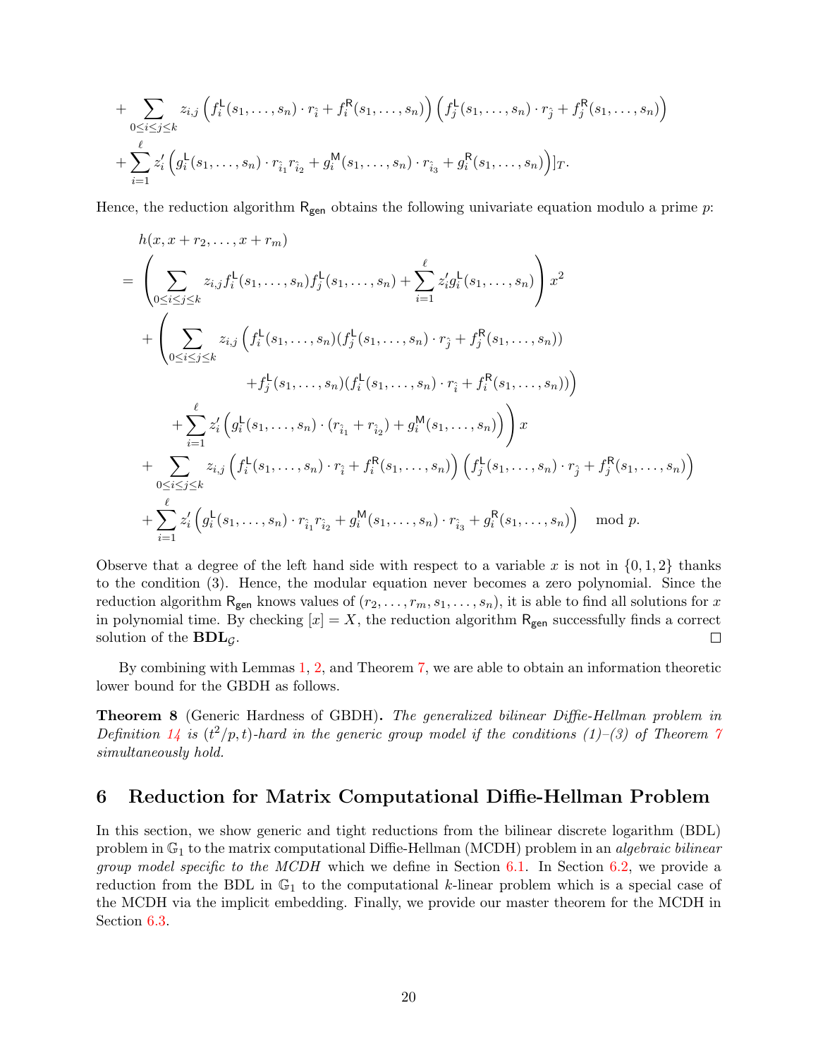$$
+ \sum_{0 \le i \le j \le k} z_{i,j} \left( f_i^{\mathsf{L}}(s_1, \ldots, s_n) \cdot r_{\hat{i}} + f_i^{\mathsf{R}}(s_1, \ldots, s_n) \right) \left( f_j^{\mathsf{L}}(s_1, \ldots, s_n) \cdot r_{\hat{j}} + f_j^{\mathsf{R}}(s_1, \ldots, s_n) \right)
$$

$$
+ \sum_{i=1}^{\ell} z_i' \left( g_i^{\mathsf{L}}(s_1, \ldots, s_n) \cdot r_{\hat{i}_1} r_{\hat{i}_2} + g_i^{\mathsf{M}}(s_1, \ldots, s_n) \cdot r_{\hat{i}_3} + g_i^{\mathsf{R}}(s_1, \ldots, s_n) \right) ]_T.
$$

Hence, the reduction algorithm $\mathsf{R}_{\mathsf{gen}}$ obtains the following univariate equation modulo a prime $p$:

$$
\begin{aligned}
& h(x, x + r_2, \ldots, x + r_m) \\
= & \left( \sum_{0 \le i \le j \le k} z_{i,j} f_i^{\mathsf{L}}(s_1, \ldots, s_n) f_j^{\mathsf{L}}(s_1, \ldots, s_n) + \sum_{i=1}^{\ell} z_i' g_i^{\mathsf{L}}(s_1, \ldots, s_n) \right) x^2 \\
& + \left( \sum_{0 \le i \le j \le k} z_{i,j} \left( f_i^{\mathsf{L}}(s_1, \ldots, s_n)(f_j^{\mathsf{L}}(s_1, \ldots, s_n) \cdot r_{\hat{j}} + f_j^{\mathsf{R}}(s_1, \ldots, s_n)) \right. \right. \\
& \qquad \left. + f_j^{\mathsf{L}}(s_1, \ldots, s_n)(f_i^{\mathsf{L}}(s_1, \ldots, s_n) \cdot r_{\hat{i}} + f_i^{\mathsf{R}}(s_1, \ldots, s_n)) \right) \\
& \qquad \left. + \sum_{i=1}^{\ell} z_i' \left( g_i^{\mathsf{L}}(s_1, \ldots, s_n) \cdot (r_{\hat{i}_1} + r_{\hat{i}_2}) + g_i^{\mathsf{M}}(s_1, \ldots, s_n) \right) \right) x \\
& + \sum_{0 \le i \le j \le k} z_{i,j} \left( f_i^{\mathsf{L}}(s_1, \ldots, s_n) \cdot r_{\hat{i}} + f_i^{\mathsf{R}}(s_1, \ldots, s_n) \right) \left( f_j^{\mathsf{L}}(s_1, \ldots, s_n) \cdot r_{\hat{j}} + f_j^{\mathsf{R}}(s_1, \ldots, s_n) \right) \\
& + \sum_{i=1}^{\ell} z_i' \left( g_i^{\mathsf{L}}(s_1, \ldots, s_n) \cdot r_{\hat{i}_1} r_{\hat{i}_2} + g_i^{\mathsf{M}}(s_1, \ldots, s_n) \cdot r_{\hat{i}_3} + g_i^{\mathsf{R}}(s_1, \ldots, s_n) \right) \mod p.
\end{aligned}
$$

Observe that a degree of the left hand side with respect to a variable $x$ is not in $\{0, 1, 2\}$ thanks to the condition (3). Hence, the modular equation never becomes a zero polynomial. Since the reduction algorithm $\mathsf{R}_{\mathsf{gen}}$ knows values of $(r_2, \ldots, r_m, s_1, \ldots, s_n)$, it is able to find all solutions for $x$ in polynomial time. By checking $[x] = X$, the reduction algorithm $\mathsf{R}_{\mathsf{gen}}$ successfully finds a correct solution of the $\mathbf{BDL}_{\mathcal{G}}$. □

By combining with Lemmas 1, 2, and Theorem 7, we are able to obtain an information theoretic lower bound for the GBDH as follows.

**Theorem 8** (Generic Hardness of GBDH)**.** *The generalized bilinear Diffie-Hellman problem in Definition 14 is $(t^2/p, t)$-hard in the generic group model if the conditions (1)–(3) of Theorem 7 simultaneously hold.*

## 6 Reduction for Matrix Computational Diffie-Hellman Problem

In this section, we show generic and tight reductions from the bilinear discrete logarithm (BDL) problem in $\mathbb{G}_1$ to the matrix computational Diffie-Hellman (MCDH) problem in an *algebraic bilinear group model specific to the MCDH* which we define in Section 6.1. In Section 6.2, we provide a reduction from the BDL in $\mathbb{G}_1$ to the computational $k$-linear problem which is a special case of the MCDH via the implicit embedding. Finally, we provide our master theorem for the MCDH in Section 6.3.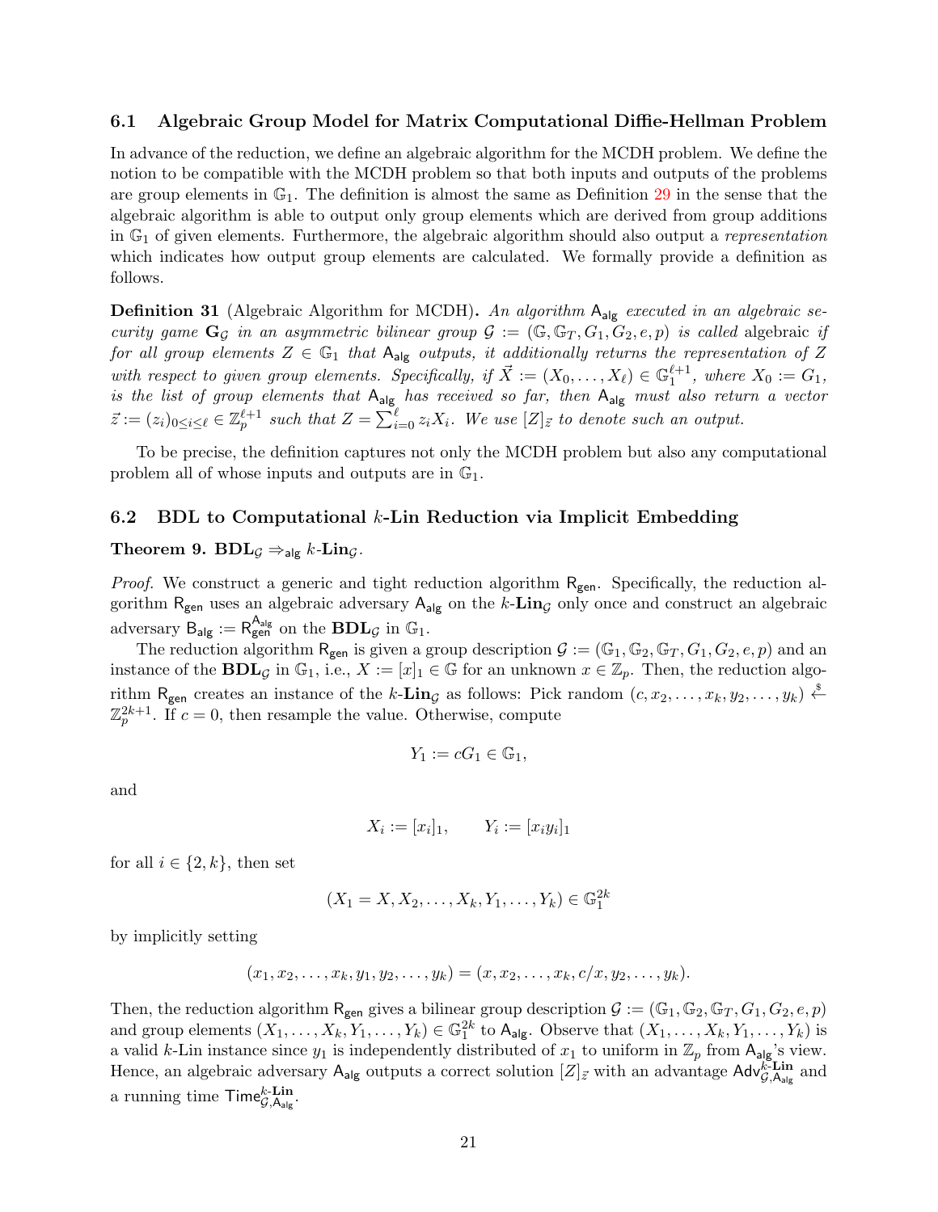### 6.1 Algebraic Group Model for Matrix Computational Diffie-Hellman Problem

In advance of the reduction, we define an algebraic algorithm for the MCDH problem. We define the notion to be compatible with the MCDH problem so that both inputs and outputs of the problems are group elements in $\mathbb{G}_1$. The definition is almost the same as Definition 29 in the sense that the algebraic algorithm is able to output only group elements which are derived from group additions in $\mathbb{G}_1$ of given elements. Furthermore, the algebraic algorithm should also output a *representation* which indicates how output group elements are calculated. We formally provide a definition as follows.

**Definition 31** (Algebraic Algorithm for MCDH)**.** *An algorithm $\mathsf{A}_{\mathsf{alg}}$ executed in an algebraic security game $\mathbf{G}_{\mathcal{G}}$ in an asymmetric bilinear group $\mathcal{G} := (\mathbb{G}, \mathbb{G}_T, G_1, G_2, e, p)$ is called* algebraic *if for all group elements $Z \in \mathbb{G}_1$ that $\mathsf{A}_{\mathsf{alg}}$ outputs, it additionally returns the representation of $Z$ with respect to given group elements. Specifically, if $\vec{X} := (X_0, \ldots, X_\ell) \in \mathbb{G}_1^{\ell+1}$, where $X_0 := G_1$, is the list of group elements that $\mathsf{A}_{\mathsf{alg}}$ has received so far, then $\mathsf{A}_{\mathsf{alg}}$ must also return a vector $\vec{z} := (z_i)_{0 \le i \le \ell} \in \mathbb{Z}_p^{\ell+1}$ such that $Z = \sum_{i=0}^{\ell} z_i X_i$. We use $[Z]_{\vec{z}}$ to denote such an output.*

To be precise, the definition captures not only the MCDH problem but also any computational problem all of whose inputs and outputs are in $\mathbb{G}_1$.

### 6.2 BDL to Computational $k$-Lin Reduction via Implicit Embedding

**Theorem 9.** $\mathbf{BDL}_{\mathcal{G}} \Rightarrow_{\mathsf{alg}} k\text{-}\mathbf{Lin}_{\mathcal{G}}$.

*Proof.* We construct a generic and tight reduction algorithm $\mathsf{R}_{\mathsf{gen}}$. Specifically, the reduction algorithm $\mathsf{R}_{\mathsf{gen}}$ uses an algebraic adversary $\mathsf{A}_{\mathsf{alg}}$ on the $k$-$\mathbf{Lin}_{\mathcal{G}}$ only once and construct an algebraic adversary $\mathsf{B}_{\mathsf{alg}} := \mathsf{R}_{\mathsf{gen}}^{\mathsf{A}_{\mathsf{alg}}}$ on the $\mathbf{BDL}_{\mathcal{G}}$ in $\mathbb{G}_1$.

The reduction algorithm $\mathsf{R}_{\mathsf{gen}}$ is given a group description $\mathcal{G} := (\mathbb{G}_1, \mathbb{G}_2, \mathbb{G}_T, G_1, G_2, e, p)$ and an instance of the $\mathbf{BDL}_{\mathcal{G}}$ in $\mathbb{G}_1$, i.e., $X := [x]_1 \in \mathbb{G}$ for an unknown $x \in \mathbb{Z}_p$. Then, the reduction algorithm $\mathsf{R}_{\mathsf{gen}}$ creates an instance of the $k$-$\mathbf{Lin}_{\mathcal{G}}$ as follows: Pick random $(c, x_2, \ldots, x_k, y_2, \ldots, y_k) \xleftarrow{\$} \mathbb{Z}_p^{2k+1}$. If $c = 0$, then resample the value. Otherwise, compute

$$Y_1 := cG_1 \in \mathbb{G}_1,$$

and

$$X_i := [x_i]_1, \qquad Y_i := [x_i y_i]_1$$

for all $i \in \{2, k\}$, then set

$$(X_1 = X, X_2, \ldots, X_k, Y_1, \ldots, Y_k) \in \mathbb{G}_1^{2k}$$

by implicitly setting

$$(x_1, x_2, \ldots, x_k, y_1, y_2, \ldots, y_k) = (x, x_2, \ldots, x_k, c/x, y_2, \ldots, y_k).$$

Then, the reduction algorithm $\mathsf{R}_{\mathsf{gen}}$ gives a bilinear group description $\mathcal{G} := (\mathbb{G}_1, \mathbb{G}_2, \mathbb{G}_T, G_1, G_2, e, p)$ and group elements $(X_1, \ldots, X_k, Y_1, \ldots, Y_k) \in \mathbb{G}_1^{2k}$ to $\mathsf{A}_{\mathsf{alg}}$. Observe that $(X_1, \ldots, X_k, Y_1, \ldots, Y_k)$ is a valid $k$-Lin instance since $y_1$ is independently distributed of $x_1$ to uniform in $\mathbb{Z}_p$ from $\mathsf{A}_{\mathsf{alg}}$'s view. Hence, an algebraic adversary $\mathsf{A}_{\mathsf{alg}}$ outputs a correct solution $[Z]_{\vec{z}}$ with an advantage $\mathsf{Adv}_{\mathcal{G},\mathsf{A}_{\mathsf{alg}}}^{k\text{-}\mathbf{Lin}}$ and a running time $\mathsf{Time}_{\mathcal{G},\mathsf{A}_{\mathsf{alg}}}^{k\text{-}\mathbf{Lin}}$.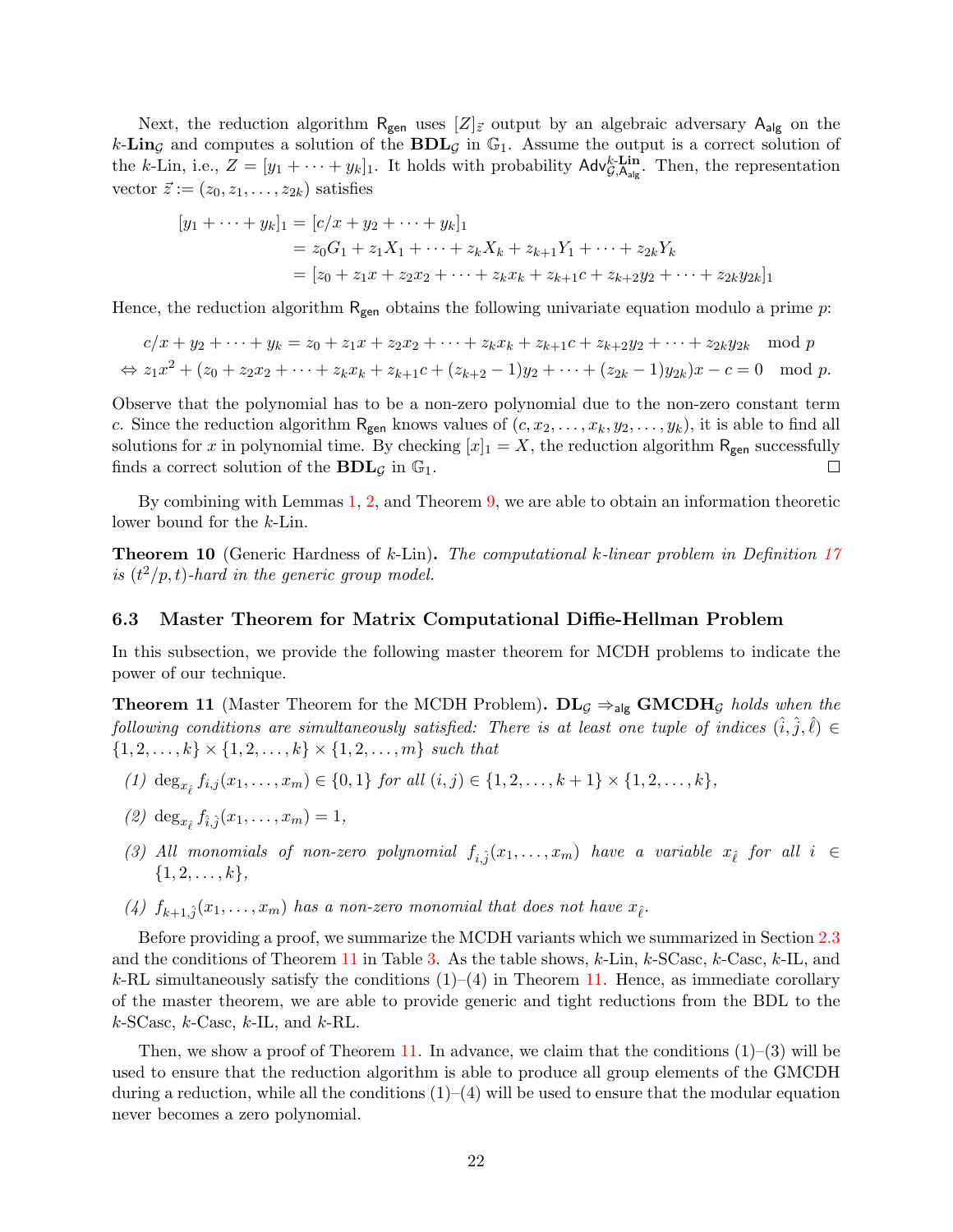Next, the reduction algorithm $\mathsf{R}_{\mathsf{gen}}$ uses $[Z]_{\vec{z}}$ output by an algebraic adversary $\mathsf{A}_{\mathsf{alg}}$ on the $k$-$\mathbf{Lin}_{\mathcal{G}}$ and computes a solution of the $\mathbf{BDL}_{\mathcal{G}}$ in $\mathbb{G}_1$. Assume the output is a correct solution of the $k$-Lin, i.e., $Z = [y_1 + \cdots + y_k]_1$. It holds with probability $\mathsf{Adv}^{k\text{-}\mathbf{Lin}}_{\mathcal{G},\mathsf{A}_{\mathsf{alg}}}$. Then, the representation vector $\vec{z} := (z_0, z_1, \ldots, z_{2k})$ satisfies

$$
\begin{aligned}
[y_1 + \cdots + y_k]_1 &= [c/x + y_2 + \cdots + y_k]_1 \\
&= z_0 G_1 + z_1 X_1 + \cdots + z_k X_k + z_{k+1} Y_1 + \cdots + z_{2k} Y_k \\
&= [z_0 + z_1 x + z_2 x_2 + \cdots + z_k x_k + z_{k+1} c + z_{k+2} y_2 + \cdots + z_{2k} y_{2k}]_1
\end{aligned}
$$

Hence, the reduction algorithm $\mathsf{R}_{\mathsf{gen}}$ obtains the following univariate equation modulo a prime $p$:

$$
\begin{aligned}
& c/x + y_2 + \cdots + y_k = z_0 + z_1 x + z_2 x_2 + \cdots + z_k x_k + z_{k+1} c + z_{k+2} y_2 + \cdots + z_{2k} y_{2k} \mod p \\
\Leftrightarrow\ & z_1 x^2 + (z_0 + z_2 x_2 + \cdots + z_k x_k + z_{k+1} c + (z_{k+2} - 1) y_2 + \cdots + (z_{2k} - 1) y_{2k}) x - c = 0 \mod p.
\end{aligned}
$$

Observe that the polynomial has to be a non-zero polynomial due to the non-zero constant term $c$. Since the reduction algorithm $\mathsf{R}_{\mathsf{gen}}$ knows values of $(c, x_2, \ldots, x_k, y_2, \ldots, y_k)$, it is able to find all solutions for $x$ in polynomial time. By checking $[x]_1 = X$, the reduction algorithm $\mathsf{R}_{\mathsf{gen}}$ successfully finds a correct solution of the $\mathbf{BDL}_{\mathcal{G}}$ in $\mathbb{G}_1$. ◻

By combining with Lemmas 1, 2, and Theorem 9, we are able to obtain an information theoretic lower bound for the $k$-Lin.

**Theorem 10** (Generic Hardness of $k$-Lin)**.** *The computational $k$-linear problem in Definition 17 is $(t^2/p, t)$-hard in the generic group model.*

### 6.3 Master Theorem for Matrix Computational Diffie-Hellman Problem

In this subsection, we provide the following master theorem for MCDH problems to indicate the power of our technique.

**Theorem 11** (Master Theorem for the MCDH Problem)**.** *$\mathbf{DL}_{\mathcal{G}} \Rightarrow_{\mathsf{alg}} \mathbf{GMCDH}_{\mathcal{G}}$ holds when the following conditions are simultaneously satisfied: There is at least one tuple of indices $(\hat{i}, \hat{j}, \hat{\ell}) \in \{1, 2, \ldots, k\} \times \{1, 2, \ldots, k\} \times \{1, 2, \ldots, m\}$ such that*

*(1) $\deg_{x_{\hat{\ell}}} f_{i,j}(x_1, \ldots, x_m) \in \{0, 1\}$ for all $(i, j) \in \{1, 2, \ldots, k+1\} \times \{1, 2, \ldots, k\}$,*

*(2) $\deg_{x_{\hat{\ell}}} f_{\hat{i},\hat{j}}(x_1, \ldots, x_m) = 1$,*

*(3) All monomials of non-zero polynomial $f_{i,\hat{j}}(x_1, \ldots, x_m)$ have a variable $x_{\hat{\ell}}$ for all $i \in \{1, 2, \ldots, k\}$,*

*(4) $f_{k+1,\hat{j}}(x_1, \ldots, x_m)$ has a non-zero monomial that does not have $x_{\hat{\ell}}$.*

Before providing a proof, we summarize the MCDH variants which we summarized in Section 2.3 and the conditions of Theorem 11 in Table 3. As the table shows, $k$-Lin, $k$-SCasc, $k$-Casc, $k$-IL, and $k$-RL simultaneously satisfy the conditions (1)–(4) in Theorem 11. Hence, as immediate corollary of the master theorem, we are able to provide generic and tight reductions from the BDL to the $k$-SCasc, $k$-Casc, $k$-IL, and $k$-RL.

Then, we show a proof of Theorem 11. In advance, we claim that the conditions (1)–(3) will be used to ensure that the reduction algorithm is able to produce all group elements of the GMCDH during a reduction, while all the conditions (1)–(4) will be used to ensure that the modular equation never becomes a zero polynomial.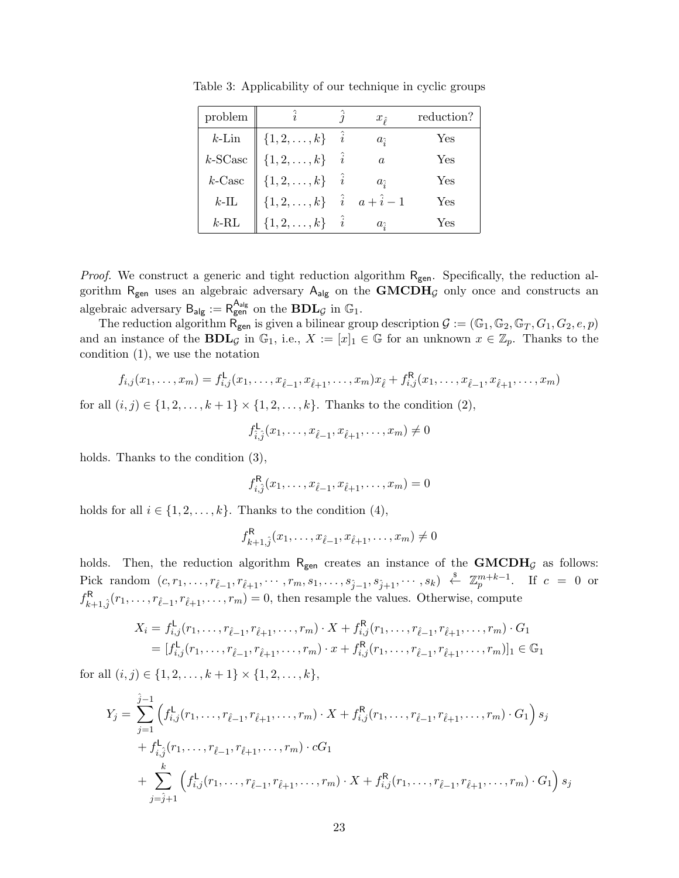Table 3: Applicability of our technique in cyclic groups

| problem | $\hat{i}$ | $\hat{j}$ | $x_{\hat{\ell}}$ | reduction? |
|---|---|---|---|---|
| $k$-Lin | $\{1, 2, \ldots, k\}$ | $\hat{i}$ | $a_{\hat{i}}$ | Yes |
| $k$-SCasc | $\{1, 2, \ldots, k\}$ | $\hat{i}$ | $a$ | Yes |
| $k$-Casc | $\{1, 2, \ldots, k\}$ | $\hat{i}$ | $a_{\hat{i}}$ | Yes |
| $k$-IL | $\{1, 2, \ldots, k\}$ | $\hat{i}$ | $a + \hat{i} - 1$ | Yes |
| $k$-RL | $\{1, 2, \ldots, k\}$ | $\hat{i}$ | $a_{\hat{i}}$ | Yes |

*Proof.* We construct a generic and tight reduction algorithm $\mathsf{R}_{\mathsf{gen}}$. Specifically, the reduction algorithm $\mathsf{R}_{\mathsf{gen}}$ uses an algebraic adversary $\mathsf{A}_{\mathsf{alg}}$ on the $\mathbf{GMCDH}_{\mathcal{G}}$ only once and constructs an algebraic adversary $\mathsf{B}_{\mathsf{alg}} := \mathsf{R}_{\mathsf{gen}}^{\mathsf{A}_{\mathsf{alg}}}$ on the $\mathbf{BDL}_{\mathcal{G}}$ in $\mathbb{G}_1$.

The reduction algorithm $\mathsf{R}_{\mathsf{gen}}$ is given a bilinear group description $\mathcal{G} := (\mathbb{G}_1, \mathbb{G}_2, \mathbb{G}_T, G_1, G_2, e, p)$ and an instance of the $\mathbf{BDL}_{\mathcal{G}}$ in $\mathbb{G}_1$, i.e., $X := [x]_1 \in \mathbb{G}$ for an unknown $x \in \mathbb{Z}_p$. Thanks to the condition (1), we use the notation

$$f_{i,j}(x_1, \ldots, x_m) = f^{\mathsf{L}}_{i,j}(x_1, \ldots, x_{\hat{\ell}-1}, x_{\hat{\ell}+1}, \ldots, x_m)x_{\hat{\ell}} + f^{\mathsf{R}}_{i,j}(x_1, \ldots, x_{\hat{\ell}-1}, x_{\hat{\ell}+1}, \ldots, x_m)$$

for all $(i,j) \in \{1, 2, \ldots, k+1\} \times \{1, 2, \ldots, k\}$. Thanks to the condition (2),

$$f^{\mathsf{L}}_{\hat{i},\hat{j}}(x_1, \ldots, x_{\hat{\ell}-1}, x_{\hat{\ell}+1}, \ldots, x_m) \neq 0$$

holds. Thanks to the condition (3),

$$f^{\mathsf{R}}_{i,\hat{j}}(x_1, \ldots, x_{\hat{\ell}-1}, x_{\hat{\ell}+1}, \ldots, x_m) = 0$$

holds for all $i \in \{1, 2, \ldots, k\}$. Thanks to the condition (4),

$$f^{\mathsf{R}}_{k+1,\hat{j}}(x_1, \ldots, x_{\hat{\ell}-1}, x_{\hat{\ell}+1}, \ldots, x_m) \neq 0$$

holds. Then, the reduction algorithm $\mathsf{R}_{\mathsf{gen}}$ creates an instance of the $\mathbf{GMCDH}_{\mathcal{G}}$ as follows: Pick random $(c, r_1, \ldots, r_{\hat{\ell}-1}, r_{\hat{\ell}+1}, \cdots, r_m, s_1, \ldots, s_{\hat{j}-1}, s_{\hat{j}+1}, \cdots, s_k) \xleftarrow{\$} \mathbb{Z}_p^{m+k-1}$. If $c = 0$ or $f^{\mathsf{R}}_{k+1,\hat{j}}(r_1, \ldots, r_{\hat{\ell}-1}, r_{\hat{\ell}+1}, \ldots, r_m) = 0$, then resample the values. Otherwise, compute

$$\begin{aligned}
X_i &= f^{\mathsf{L}}_{i,j}(r_1, \ldots, r_{\hat{\ell}-1}, r_{\hat{\ell}+1}, \ldots, r_m) \cdot X + f^{\mathsf{R}}_{i,j}(r_1, \ldots, r_{\hat{\ell}-1}, r_{\hat{\ell}+1}, \ldots, r_m) \cdot G_1 \\
&= [f^{\mathsf{L}}_{i,j}(r_1, \ldots, r_{\hat{\ell}-1}, r_{\hat{\ell}+1}, \ldots, r_m) \cdot x + f^{\mathsf{R}}_{i,j}(r_1, \ldots, r_{\hat{\ell}-1}, r_{\hat{\ell}+1}, \ldots, r_m)]_1 \in \mathbb{G}_1
\end{aligned}$$

for all $(i,j) \in \{1, 2, \ldots, k+1\} \times \{1, 2, \ldots, k\}$,

$$\begin{aligned}
Y_j = &\sum_{j=1}^{\hat{j}-1} \left( f^{\mathsf{L}}_{i,j}(r_1, \ldots, r_{\hat{\ell}-1}, r_{\hat{\ell}+1}, \ldots, r_m) \cdot X + f^{\mathsf{R}}_{i,j}(r_1, \ldots, r_{\hat{\ell}-1}, r_{\hat{\ell}+1}, \ldots, r_m) \cdot G_1 \right) s_j \\
&+ f^{\mathsf{L}}_{i,\hat{j}}(r_1, \ldots, r_{\hat{\ell}-1}, r_{\hat{\ell}+1}, \ldots, r_m) \cdot cG_1 \\
&+ \sum_{j=\hat{j}+1}^{k} \left( f^{\mathsf{L}}_{i,j}(r_1, \ldots, r_{\hat{\ell}-1}, r_{\hat{\ell}+1}, \ldots, r_m) \cdot X + f^{\mathsf{R}}_{i,j}(r_1, \ldots, r_{\hat{\ell}-1}, r_{\hat{\ell}+1}, \ldots, r_m) \cdot G_1 \right) s_j
\end{aligned}$$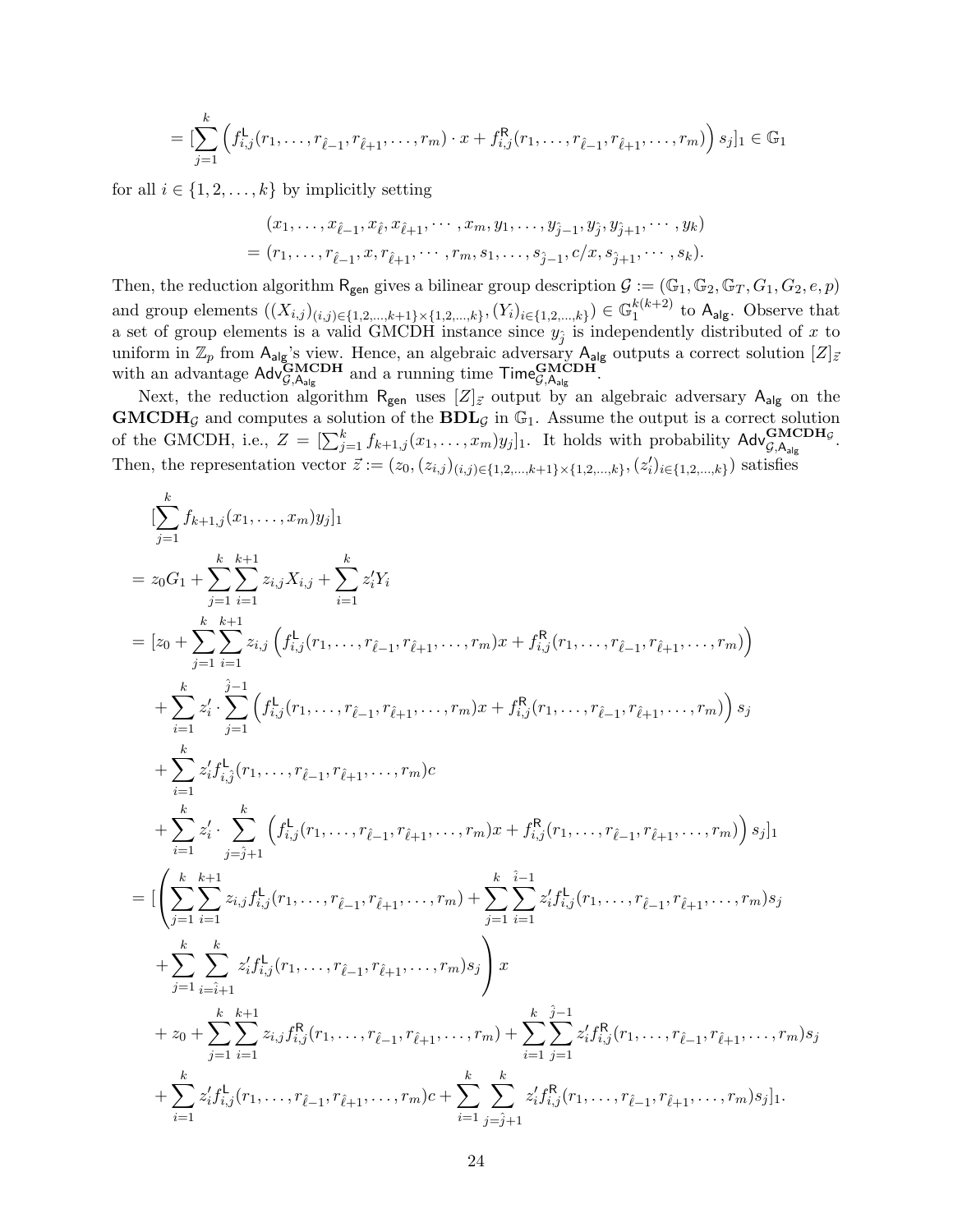$$= [\sum_{j=1}^{k} \left( f^{\mathsf{L}}_{i,j}(r_1, \ldots, r_{\hat{\ell}-1}, r_{\hat{\ell}+1}, \ldots, r_m) \cdot x + f^{\mathsf{R}}_{i,j}(r_1, \ldots, r_{\hat{\ell}-1}, r_{\hat{\ell}+1}, \ldots, r_m) \right) s_j]_1 \in \mathbb{G}_1$$

for all $i \in \{1, 2, \ldots, k\}$ by implicitly setting

$$\begin{aligned}
&(x_1, \ldots, x_{\hat{\ell}-1}, x_{\hat{\ell}}, x_{\hat{\ell}+1}, \cdots, x_m, y_1, \ldots, y_{\hat{j}-1}, y_{\hat{j}}, y_{\hat{j}+1}, \cdots, y_k) \\
&= (r_1, \ldots, r_{\hat{\ell}-1}, x, r_{\hat{\ell}+1}, \cdots, r_m, s_1, \ldots, s_{\hat{j}-1}, c/x, s_{\hat{j}+1}, \cdots, s_k).
\end{aligned}$$

Then, the reduction algorithm $\mathsf{R}_{\mathsf{gen}}$ gives a bilinear group description $\mathcal{G} := (\mathbb{G}_1, \mathbb{G}_2, \mathbb{G}_T, G_1, G_2, e, p)$ and group elements $((X_{i,j})_{(i,j)\in\{1,2,\ldots,k+1\}\times\{1,2,\ldots,k\}}, (Y_i)_{i\in\{1,2,\ldots,k\}}) \in \mathbb{G}_1^{k(k+2)}$ to $\mathsf{A}_{\mathsf{alg}}$. Observe that a set of group elements is a valid GMCDH instance since $y_{\hat{j}}$ is independently distributed of $x$ to uniform in $\mathbb{Z}_p$ from $\mathsf{A}_{\mathsf{alg}}$'s view. Hence, an algebraic adversary $\mathsf{A}_{\mathsf{alg}}$ outputs a correct solution $[Z]_{\vec{z}}$ with an advantage $\mathsf{Adv}^{\mathbf{GMCDH}}_{\mathcal{G},\mathsf{A}_{\mathsf{alg}}}$ and a running time $\mathsf{Time}^{\mathbf{GMCDH}}_{\mathcal{G},\mathsf{A}_{\mathsf{alg}}}$.

Next, the reduction algorithm $\mathsf{R}_{\mathsf{gen}}$ uses $[Z]_{\vec{z}}$ output by an algebraic adversary $\mathsf{A}_{\mathsf{alg}}$ on the $\mathbf{GMCDH}_{\mathcal{G}}$ and computes a solution of the $\mathbf{BDL}_{\mathcal{G}}$ in $\mathbb{G}_1$. Assume the output is a correct solution of the GMCDH, i.e., $Z = [\sum_{j=1}^{k} f_{k+1,j}(x_1, \ldots, x_m) y_j]_1$. It holds with probability $\mathsf{Adv}^{\mathbf{GMCDH}_{\mathcal{G}}}_{\mathcal{G},\mathsf{A}_{\mathsf{alg}}}$. Then, the representation vector $\vec{z} := (z_0, (z_{i,j})_{(i,j)\in\{1,2,\ldots,k+1\}\times\{1,2,\ldots,k\}}, (z'_i)_{i\in\{1,2,\ldots,k\}})$ satisfies

$$\begin{aligned}
&[\sum_{j=1}^{k} f_{k+1,j}(x_1, \ldots, x_m) y_j]_1 \\
&= z_0 G_1 + \sum_{j=1}^{k} \sum_{i=1}^{k+1} z_{i,j} X_{i,j} + \sum_{i=1}^{k} z'_i Y_i \\
&= [z_0 + \sum_{j=1}^{k} \sum_{i=1}^{k+1} z_{i,j} \left( f^{\mathsf{L}}_{i,j}(r_1, \ldots, r_{\hat{\ell}-1}, r_{\hat{\ell}+1}, \ldots, r_m) x + f^{\mathsf{R}}_{i,j}(r_1, \ldots, r_{\hat{\ell}-1}, r_{\hat{\ell}+1}, \ldots, r_m) \right) \\
&\quad + \sum_{i=1}^{k} z'_i \cdot \sum_{j=1}^{\hat{j}-1} \left( f^{\mathsf{L}}_{i,j}(r_1, \ldots, r_{\hat{\ell}-1}, r_{\hat{\ell}+1}, \ldots, r_m) x + f^{\mathsf{R}}_{i,j}(r_1, \ldots, r_{\hat{\ell}-1}, r_{\hat{\ell}+1}, \ldots, r_m) \right) s_j \\
&\quad + \sum_{i=1}^{k} z'_i f^{\mathsf{L}}_{i,\hat{j}}(r_1, \ldots, r_{\hat{\ell}-1}, r_{\hat{\ell}+1}, \ldots, r_m) c \\
&\quad + \sum_{i=1}^{k} z'_i \cdot \sum_{j=\hat{j}+1}^{k} \left( f^{\mathsf{L}}_{i,j}(r_1, \ldots, r_{\hat{\ell}-1}, r_{\hat{\ell}+1}, \ldots, r_m) x + f^{\mathsf{R}}_{i,j}(r_1, \ldots, r_{\hat{\ell}-1}, r_{\hat{\ell}+1}, \ldots, r_m) \right) s_j]_1 \\
&= [\Bigg( \sum_{j=1}^{k} \sum_{i=1}^{k+1} z_{i,j} f^{\mathsf{L}}_{i,j}(r_1, \ldots, r_{\hat{\ell}-1}, r_{\hat{\ell}+1}, \ldots, r_m) + \sum_{j=1}^{k} \sum_{i=1}^{\hat{i}-1} z'_i f^{\mathsf{L}}_{i,j}(r_1, \ldots, r_{\hat{\ell}-1}, r_{\hat{\ell}+1}, \ldots, r_m) s_j \\
&\quad + \sum_{j=1}^{k} \sum_{i=\hat{i}+1}^{k} z'_i f^{\mathsf{L}}_{i,j}(r_1, \ldots, r_{\hat{\ell}-1}, r_{\hat{\ell}+1}, \ldots, r_m) s_j \Bigg) x \\
&\quad + z_0 + \sum_{j=1}^{k} \sum_{i=1}^{k+1} z_{i,j} f^{\mathsf{R}}_{i,j}(r_1, \ldots, r_{\hat{\ell}-1}, r_{\hat{\ell}+1}, \ldots, r_m) + \sum_{i=1}^{k} \sum_{j=1}^{\hat{j}-1} z'_i f^{\mathsf{R}}_{i,j}(r_1, \ldots, r_{\hat{\ell}-1}, r_{\hat{\ell}+1}, \ldots, r_m) s_j \\
&\quad + \sum_{i=1}^{k} z'_i f^{\mathsf{L}}_{i,j}(r_1, \ldots, r_{\hat{\ell}-1}, r_{\hat{\ell}+1}, \ldots, r_m) c + \sum_{i=1}^{k} \sum_{j=\hat{j}+1}^{k} z'_i f^{\mathsf{R}}_{i,j}(r_1, \ldots, r_{\hat{\ell}-1}, r_{\hat{\ell}+1}, \ldots, r_m) s_j]_1.
\end{aligned}$$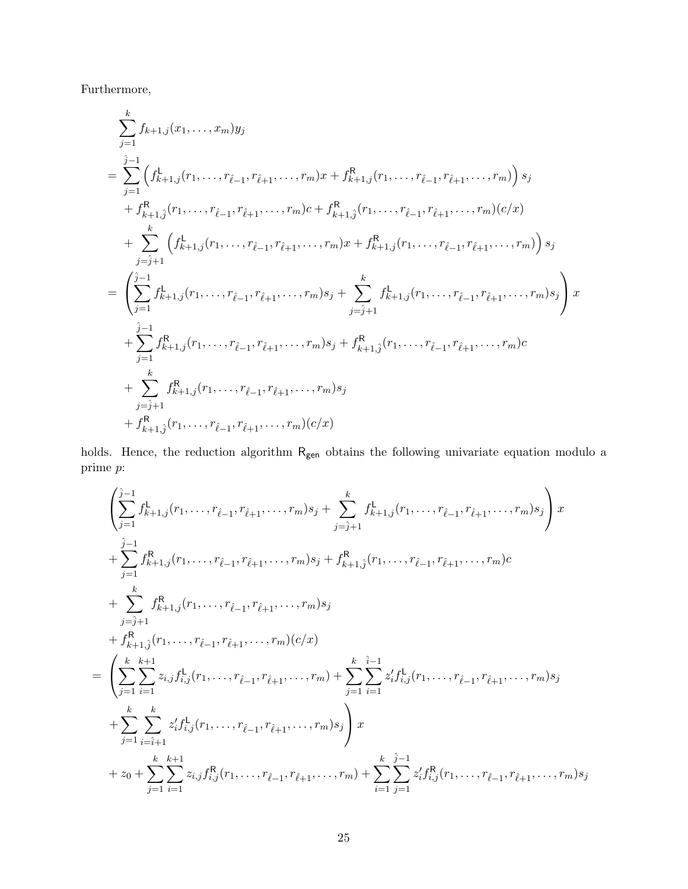Furthermore,

$$
\begin{aligned}
&\sum_{j=1}^{k} f_{k+1,j}(x_1,\ldots,x_m)y_j \\
&= \sum_{j=1}^{\hat{j}-1}\left(f^{\mathsf{L}}_{k+1,j}(r_1,\ldots,r_{\hat{\ell}-1},r_{\hat{\ell}+1},\ldots,r_m)x + f^{\mathsf{R}}_{k+1,j}(r_1,\ldots,r_{\hat{\ell}-1},r_{\hat{\ell}+1},\ldots,r_m)\right)s_j \\
&\quad + f^{\mathsf{R}}_{k+1,\hat{j}}(r_1,\ldots,r_{\hat{\ell}-1},r_{\hat{\ell}+1},\ldots,r_m)c + f^{\mathsf{R}}_{k+1,\hat{j}}(r_1,\ldots,r_{\hat{\ell}-1},r_{\hat{\ell}+1},\ldots,r_m)(c/x) \\
&\quad + \sum_{j=\hat{j}+1}^{k}\left(f^{\mathsf{L}}_{k+1,j}(r_1,\ldots,r_{\hat{\ell}-1},r_{\hat{\ell}+1},\ldots,r_m)x + f^{\mathsf{R}}_{k+1,j}(r_1,\ldots,r_{\hat{\ell}-1},r_{\hat{\ell}+1},\ldots,r_m)\right)s_j \\
&= \left(\sum_{j=1}^{\hat{j}-1} f^{\mathsf{L}}_{k+1,j}(r_1,\ldots,r_{\hat{\ell}-1},r_{\hat{\ell}+1},\ldots,r_m)s_j + \sum_{j=\hat{j}+1}^{k} f^{\mathsf{L}}_{k+1,j}(r_1,\ldots,r_{\hat{\ell}-1},r_{\hat{\ell}+1},\ldots,r_m)s_j\right)x \\
&\quad + \sum_{j=1}^{\hat{j}-1} f^{\mathsf{R}}_{k+1,j}(r_1,\ldots,r_{\hat{\ell}-1},r_{\hat{\ell}+1},\ldots,r_m)s_j + f^{\mathsf{R}}_{k+1,\hat{j}}(r_1,\ldots,r_{\hat{\ell}-1},r_{\hat{\ell}+1},\ldots,r_m)c \\
&\quad + \sum_{j=\hat{j}+1}^{k} f^{\mathsf{R}}_{k+1,j}(r_1,\ldots,r_{\hat{\ell}-1},r_{\hat{\ell}+1},\ldots,r_m)s_j \\
&\quad + f^{\mathsf{R}}_{k+1,\hat{j}}(r_1,\ldots,r_{\hat{\ell}-1},r_{\hat{\ell}+1},\ldots,r_m)(c/x)
\end{aligned}
$$

holds. Hence, the reduction algorithm $\mathsf{R}_{\mathsf{gen}}$ obtains the following univariate equation modulo a prime $p$:

$$
\begin{aligned}
&\left(\sum_{j=1}^{\hat{j}-1} f^{\mathsf{L}}_{k+1,j}(r_1,\ldots,r_{\hat{\ell}-1},r_{\hat{\ell}+1},\ldots,r_m)s_j + \sum_{j=\hat{j}+1}^{k} f^{\mathsf{L}}_{k+1,j}(r_1,\ldots,r_{\hat{\ell}-1},r_{\hat{\ell}+1},\ldots,r_m)s_j\right)x \\
&+ \sum_{j=1}^{\hat{j}-1} f^{\mathsf{R}}_{k+1,j}(r_1,\ldots,r_{\hat{\ell}-1},r_{\hat{\ell}+1},\ldots,r_m)s_j + f^{\mathsf{R}}_{k+1,\hat{j}}(r_1,\ldots,r_{\hat{\ell}-1},r_{\hat{\ell}+1},\ldots,r_m)c \\
&+ \sum_{j=\hat{j}+1}^{k} f^{\mathsf{R}}_{k+1,j}(r_1,\ldots,r_{\hat{\ell}-1},r_{\hat{\ell}+1},\ldots,r_m)s_j \\
&+ f^{\mathsf{R}}_{k+1,\hat{j}}(r_1,\ldots,r_{\hat{\ell}-1},r_{\hat{\ell}+1},\ldots,r_m)(c/x) \\
=\ &\left(\sum_{j=1}^{k}\sum_{i=1}^{k+1} z_{i,j} f^{\mathsf{L}}_{i,j}(r_1,\ldots,r_{\hat{\ell}-1},r_{\hat{\ell}+1},\ldots,r_m) + \sum_{j=1}^{k}\sum_{i=1}^{\hat{i}-1} z'_i f^{\mathsf{L}}_{i,j}(r_1,\ldots,r_{\hat{\ell}-1},r_{\hat{\ell}+1},\ldots,r_m)s_j\right. \\
&\left. + \sum_{j=1}^{k}\sum_{i=\hat{i}+1}^{k} z'_i f^{\mathsf{L}}_{i,j}(r_1,\ldots,r_{\hat{\ell}-1},r_{\hat{\ell}+1},\ldots,r_m)s_j\right)x \\
&+ z_0 + \sum_{j=1}^{k}\sum_{i=1}^{k+1} z_{i,j} f^{\mathsf{R}}_{i,j}(r_1,\ldots,r_{\hat{\ell}-1},r_{\hat{\ell}+1},\ldots,r_m) + \sum_{i=1}^{k}\sum_{j=1}^{\hat{j}-1} z'_i f^{\mathsf{R}}_{i,j}(r_1,\ldots,r_{\hat{\ell}-1},r_{\hat{\ell}+1},\ldots,r_m)s_j
\end{aligned}
$$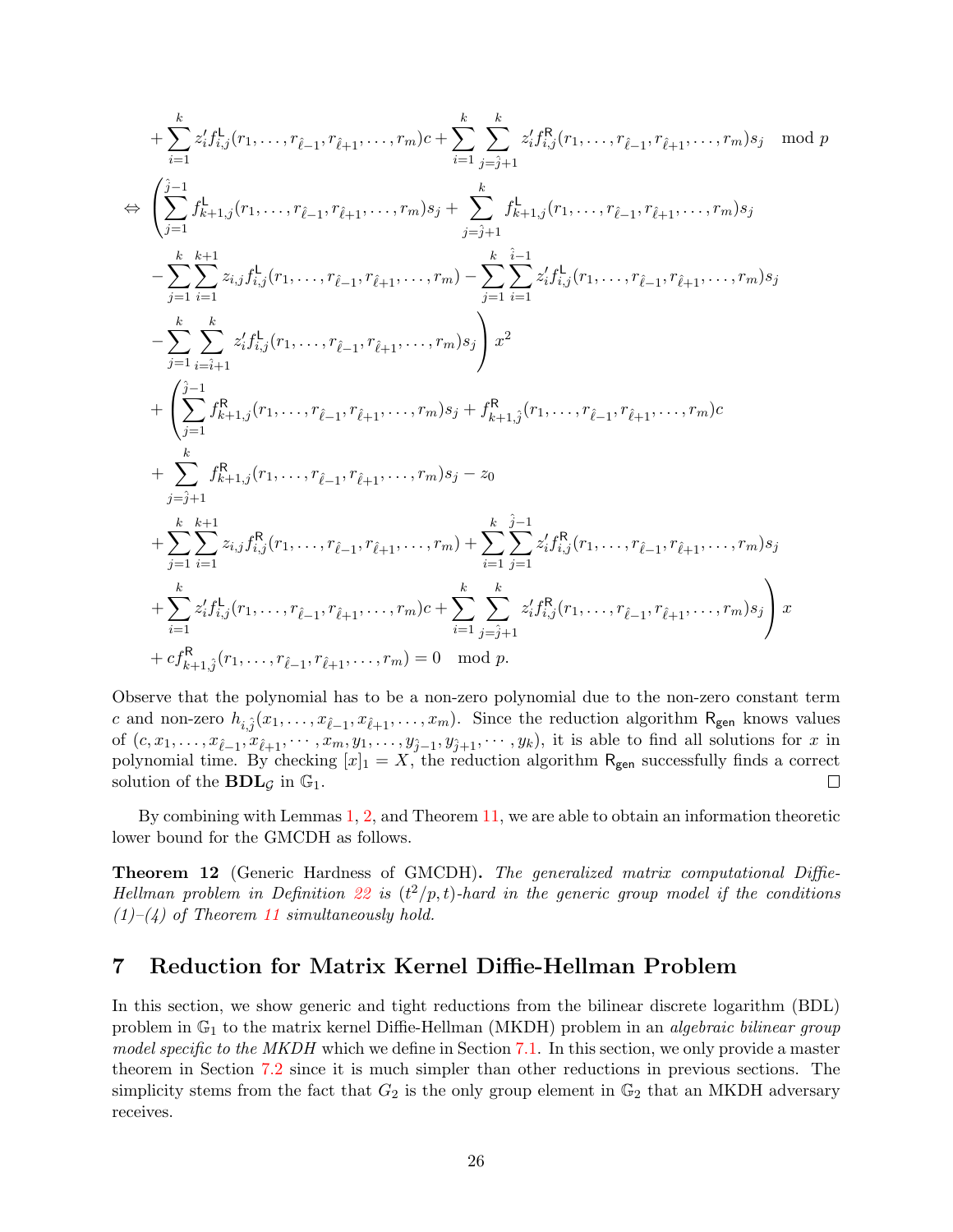$$
\begin{aligned}
&+\sum_{i=1}^{k} z_i' f^{\mathsf{L}}_{i,j}(r_1,\dots,r_{\hat{\ell}-1},r_{\hat{\ell}+1},\dots,r_m)c + \sum_{i=1}^{k}\sum_{j=\hat{j}+1}^{k} z_i' f^{\mathsf{R}}_{i,j}(r_1,\dots,r_{\hat{\ell}-1},r_{\hat{\ell}+1},\dots,r_m)s_j \mod p \\
\Leftrightarrow &\left(\sum_{j=1}^{\hat{j}-1} f^{\mathsf{L}}_{k+1,j}(r_1,\dots,r_{\hat{\ell}-1},r_{\hat{\ell}+1},\dots,r_m)s_j + \sum_{j=\hat{j}+1}^{k} f^{\mathsf{L}}_{k+1,j}(r_1,\dots,r_{\hat{\ell}-1},r_{\hat{\ell}+1},\dots,r_m)s_j \right.\\
&-\sum_{j=1}^{k}\sum_{i=1}^{k+1} z_{i,j} f^{\mathsf{L}}_{i,j}(r_1,\dots,r_{\hat{\ell}-1},r_{\hat{\ell}+1},\dots,r_m) - \sum_{j=1}^{k}\sum_{i=1}^{\hat{i}-1} z_i' f^{\mathsf{L}}_{i,j}(r_1,\dots,r_{\hat{\ell}-1},r_{\hat{\ell}+1},\dots,r_m)s_j \\
&\left.-\sum_{j=1}^{k}\sum_{i=\hat{i}+1}^{k} z_i' f^{\mathsf{L}}_{i,j}(r_1,\dots,r_{\hat{\ell}-1},r_{\hat{\ell}+1},\dots,r_m)s_j \right) x^2 \\
&+\left(\sum_{j=1}^{\hat{j}-1} f^{\mathsf{R}}_{k+1,j}(r_1,\dots,r_{\hat{\ell}-1},r_{\hat{\ell}+1},\dots,r_m)s_j + f^{\mathsf{R}}_{k+1,\hat{j}}(r_1,\dots,r_{\hat{\ell}-1},r_{\hat{\ell}+1},\dots,r_m)c \right.\\
&+\sum_{j=\hat{j}+1}^{k} f^{\mathsf{R}}_{k+1,j}(r_1,\dots,r_{\hat{\ell}-1},r_{\hat{\ell}+1},\dots,r_m)s_j - z_0 \\
&+\sum_{j=1}^{k}\sum_{i=1}^{k+1} z_{i,j} f^{\mathsf{R}}_{i,j}(r_1,\dots,r_{\hat{\ell}-1},r_{\hat{\ell}+1},\dots,r_m) + \sum_{i=1}^{k}\sum_{j=1}^{\hat{j}-1} z_i' f^{\mathsf{R}}_{i,j}(r_1,\dots,r_{\hat{\ell}-1},r_{\hat{\ell}+1},\dots,r_m)s_j \\
&\left.+\sum_{i=1}^{k} z_i' f^{\mathsf{L}}_{i,j}(r_1,\dots,r_{\hat{\ell}-1},r_{\hat{\ell}+1},\dots,r_m)c + \sum_{i=1}^{k}\sum_{j=\hat{j}+1}^{k} z_i' f^{\mathsf{R}}_{i,j}(r_1,\dots,r_{\hat{\ell}-1},r_{\hat{\ell}+1},\dots,r_m)s_j \right) x \\
&+ c f^{\mathsf{R}}_{k+1,\hat{j}}(r_1,\dots,r_{\hat{\ell}-1},r_{\hat{\ell}+1},\dots,r_m) = 0 \mod p.
\end{aligned}
$$

Observe that the polynomial has to be a non-zero polynomial due to the non-zero constant term $c$ and non-zero $h_{i,\hat{j}}(x_1,\dots,x_{\hat{\ell}-1},x_{\hat{\ell}+1},\dots,x_m)$. Since the reduction algorithm $\mathsf{R}_{\mathsf{gen}}$ knows values of $(c,x_1,\dots,x_{\hat{\ell}-1},x_{\hat{\ell}+1},\cdots,x_m,y_1,\dots,y_{\hat{j}-1},y_{\hat{j}+1},\cdots,y_k)$, it is able to find all solutions for $x$ in polynomial time. By checking $[x]_1 = X$, the reduction algorithm $\mathsf{R}_{\mathsf{gen}}$ successfully finds a correct solution of the $\mathbf{BDL}_{\mathcal{G}}$ in $\mathbb{G}_1$. □

By combining with Lemmas 1, 2, and Theorem 11, we are able to obtain an information theoretic lower bound for the GMCDH as follows.

**Theorem 12** (Generic Hardness of GMCDH)**.** *The generalized matrix computational Diffie-Hellman problem in Definition 22 is $(t^2/p, t)$-hard in the generic group model if the conditions (1)–(4) of Theorem 11 simultaneously hold.*

# 7 Reduction for Matrix Kernel Diffie-Hellman Problem

In this section, we show generic and tight reductions from the bilinear discrete logarithm (BDL) problem in $\mathbb{G}_1$ to the matrix kernel Diffie-Hellman (MKDH) problem in an *algebraic bilinear group model specific to the MKDH* which we define in Section 7.1. In this section, we only provide a master theorem in Section 7.2 since it is much simpler than other reductions in previous sections. The simplicity stems from the fact that $G_2$ is the only group element in $\mathbb{G}_2$ that an MKDH adversary receives.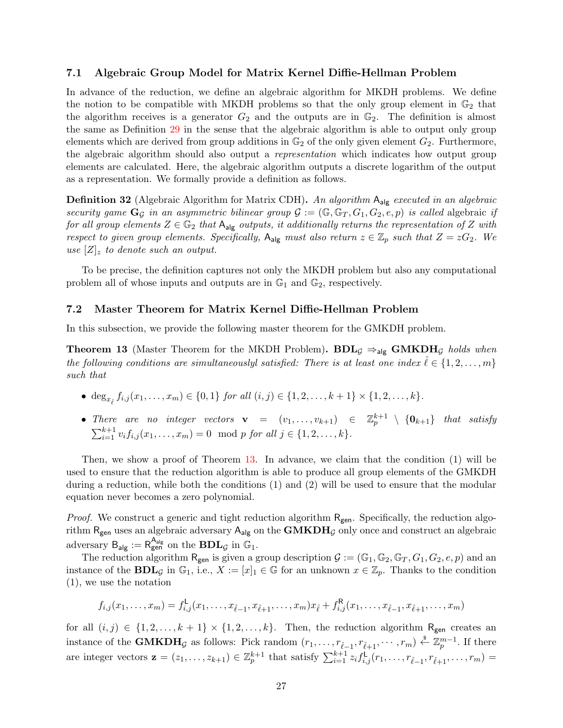### 7.1 Algebraic Group Model for Matrix Kernel Diffie-Hellman Problem

In advance of the reduction, we define an algebraic algorithm for MKDH problems. We define the notion to be compatible with MKDH problems so that the only group element in $\mathbb{G}_2$ that the algorithm receives is a generator $G_2$ and the outputs are in $\mathbb{G}_2$. The definition is almost the same as Definition 29 in the sense that the algebraic algorithm is able to output only group elements which are derived from group additions in $\mathbb{G}_2$ of the only given element $G_2$. Furthermore, the algebraic algorithm should also output a *representation* which indicates how output group elements are calculated. Here, the algebraic algorithm outputs a discrete logarithm of the output as a representation. We formally provide a definition as follows.

**Definition 32** (Algebraic Algorithm for Matrix CDH)**.** *An algorithm $\mathsf{A}_{\mathsf{alg}}$ executed in an algebraic security game $\mathbf{G}_{\mathcal{G}}$ in an asymmetric bilinear group $\mathcal{G} := (\mathbb{G}, \mathbb{G}_T, G_1, G_2, e, p)$ is called* algebraic *if for all group elements $Z \in \mathbb{G}_2$ that $\mathsf{A}_{\mathsf{alg}}$ outputs, it additionally returns the representation of $Z$ with respect to given group elements. Specifically, $\mathsf{A}_{\mathsf{alg}}$ must also return $z \in \mathbb{Z}_p$ such that $Z = zG_2$. We use $[Z]_z$ to denote such an output.*

To be precise, the definition captures not only the MKDH problem but also any computational problem all of whose inputs and outputs are in $\mathbb{G}_1$ and $\mathbb{G}_2$, respectively.

### 7.2 Master Theorem for Matrix Kernel Diffie-Hellman Problem

In this subsection, we provide the following master theorem for the GMKDH problem.

**Theorem 13** (Master Theorem for the MKDH Problem)**.** $\mathbf{BDL}_{\mathcal{G}} \Rightarrow_{\mathsf{alg}} \mathbf{GMKDH}_{\mathcal{G}}$ *holds when the following conditions are simultaneouslyl satisfied: There is at least one index $\hat{\ell} \in \{1, 2, \ldots, m\}$ such that*

- $\deg_{x_{\hat{\ell}}} f_{i,j}(x_1, \ldots, x_m) \in \{0, 1\}$ *for all* $(i, j) \in \{1, 2, \ldots, k+1\} \times \{1, 2, \ldots, k\}$.
- *There are no integer vectors* $\mathbf{v} = (v_1, \ldots, v_{k+1}) \in \mathbb{Z}_p^{k+1} \setminus \{\mathbf{0}_{k+1}\}$ *that satisfy* $\sum_{i=1}^{k+1} v_i f_{i,j}(x_1, \ldots, x_m) = 0 \mod p$ *for all* $j \in \{1, 2, \ldots, k\}$.

Then, we show a proof of Theorem 13. In advance, we claim that the condition (1) will be used to ensure that the reduction algorithm is able to produce all group elements of the GMKDH during a reduction, while both the conditions (1) and (2) will be used to ensure that the modular equation never becomes a zero polynomial.

*Proof.* We construct a generic and tight reduction algorithm $\mathsf{R}_{\mathsf{gen}}$. Specifically, the reduction algorithm $\mathsf{R}_{\mathsf{gen}}$ uses an algebraic adversary $\mathsf{A}_{\mathsf{alg}}$ on the $\mathbf{GMKDH}_{\mathcal{G}}$ only once and construct an algebraic adversary $\mathsf{B}_{\mathsf{alg}} := \mathsf{R}_{\mathsf{gen}}^{\mathsf{A}_{\mathsf{alg}}}$ on the $\mathbf{BDL}_{\mathcal{G}}$ in $\mathbb{G}_1$.

The reduction algorithm $\mathsf{R}_{\mathsf{gen}}$ is given a group description $\mathcal{G} := (\mathbb{G}_1, \mathbb{G}_2, \mathbb{G}_T, G_1, G_2, e, p)$ and an instance of the $\mathbf{BDL}_{\mathcal{G}}$ in $\mathbb{G}_1$, i.e., $X := [x]_1 \in \mathbb{G}$ for an unknown $x \in \mathbb{Z}_p$. Thanks to the condition (1), we use the notation

$$f_{i,j}(x_1, \ldots, x_m) = f^{\mathsf{L}}_{i,j}(x_1, \ldots, x_{\hat{\ell}-1}, x_{\hat{\ell}+1}, \ldots, x_m)x_{\hat{\ell}} + f^{\mathsf{R}}_{i,j}(x_1, \ldots, x_{\hat{\ell}-1}, x_{\hat{\ell}+1}, \ldots, x_m)$$

for all $(i, j) \in \{1, 2, \ldots, k+1\} \times \{1, 2, \ldots, k\}$. Then, the reduction algorithm $\mathsf{R}_{\mathsf{gen}}$ creates an instance of the $\mathbf{GMKDH}_{\mathcal{G}}$ as follows: Pick random $(r_1, \ldots, r_{\hat{\ell}-1}, r_{\hat{\ell}+1}, \cdots, r_m) \xleftarrow{\$} \mathbb{Z}_p^{m-1}$. If there are integer vectors $\mathbf{z} = (z_1, \ldots, z_{k+1}) \in \mathbb{Z}_p^{k+1}$ that satisfy $\sum_{i=1}^{k+1} z_i f^{\mathsf{L}}_{i,j}(r_1, \ldots, r_{\hat{\ell}-1}, r_{\hat{\ell}+1}, \ldots, r_m) =$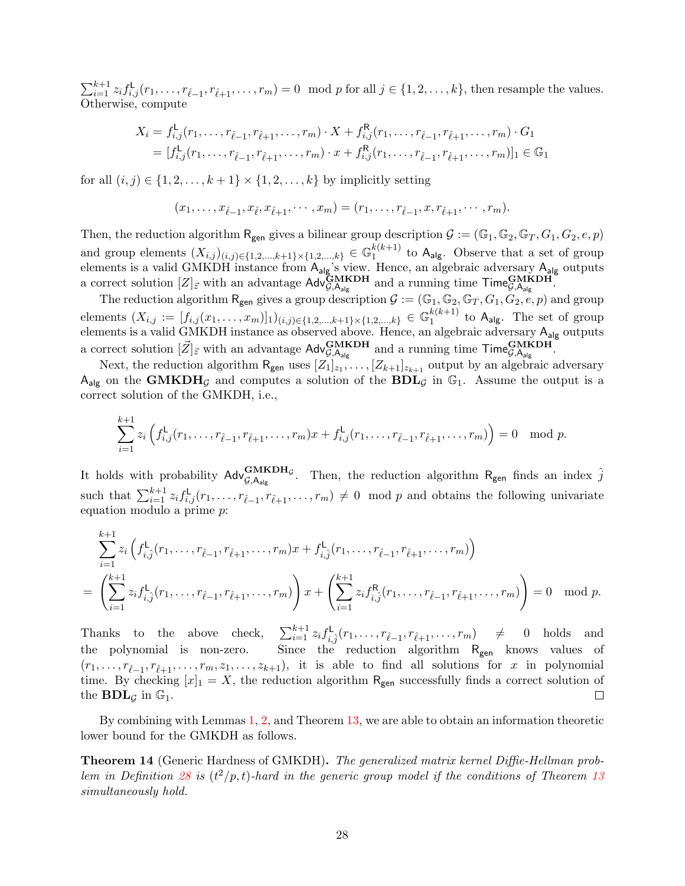$\sum_{i=1}^{k+1} z_i f^{\mathsf{L}}_{i,j}(r_1, \ldots, r_{\hat{\ell}-1}, r_{\hat{\ell}+1}, \ldots, r_m) = 0 \mod p$ for all $j \in \{1, 2, \ldots, k\}$, then resample the values. Otherwise, compute

$$
\begin{aligned}
X_i &= f^{\mathsf{L}}_{i,j}(r_1, \ldots, r_{\hat{\ell}-1}, r_{\hat{\ell}+1}, \ldots, r_m) \cdot X + f^{\mathsf{R}}_{i,j}(r_1, \ldots, r_{\hat{\ell}-1}, r_{\hat{\ell}+1}, \ldots, r_m) \cdot G_1 \\
&= [f^{\mathsf{L}}_{i,j}(r_1, \ldots, r_{\hat{\ell}-1}, r_{\hat{\ell}+1}, \ldots, r_m) \cdot x + f^{\mathsf{R}}_{i,j}(r_1, \ldots, r_{\hat{\ell}-1}, r_{\hat{\ell}+1}, \ldots, r_m)]_1 \in \mathbb{G}_1
\end{aligned}
$$

for all $(i, j) \in \{1, 2, \ldots, k+1\} \times \{1, 2, \ldots, k\}$ by implicitly setting

$$
(x_1, \ldots, x_{\hat{\ell}-1}, x_{\hat{\ell}}, x_{\hat{\ell}+1}, \cdots, x_m) = (r_1, \ldots, r_{\hat{\ell}-1}, x, r_{\hat{\ell}+1}, \cdots, r_m).
$$

Then, the reduction algorithm $\mathsf{R}_{\mathsf{gen}}$ gives a bilinear group description $\mathcal{G} := (\mathbb{G}_1, \mathbb{G}_2, \mathbb{G}_T, G_1, G_2, e, p)$ and group elements $(X_{i,j})_{(i,j)\in\{1,2,\ldots,k+1\}\times\{1,2,\ldots,k\}} \in \mathbb{G}_1^{k(k+1)}$ to $\mathsf{A}_{\mathsf{alg}}$. Observe that a set of group elements is a valid GMKDH instance from $\mathsf{A}_{\mathsf{alg}}$'s view. Hence, an algebraic adversary $\mathsf{A}_{\mathsf{alg}}$ outputs a correct solution $[Z]_{\vec{z}}$ with an advantage $\mathsf{Adv}^{\mathbf{GMKDH}}_{\mathcal{G},\mathsf{A}_{\mathsf{alg}}}$ and a running time $\mathsf{Time}^{\mathbf{GMKDH}}_{\mathcal{G},\mathsf{A}_{\mathsf{alg}}}$.

The reduction algorithm $\mathsf{R}_{\mathsf{gen}}$ gives a group description $\mathcal{G} := (\mathbb{G}_1, \mathbb{G}_2, \mathbb{G}_T, G_1, G_2, e, p)$ and group elements $(X_{i,j} := [f_{i,j}(x_1, \ldots, x_m)]_1)_{(i,j)\in\{1,2,\ldots,k+1\}\times\{1,2,\ldots,k\}} \in \mathbb{G}_1^{k(k+1)}$ to $\mathsf{A}_{\mathsf{alg}}$. The set of group elements is a valid GMKDH instance as observed above. Hence, an algebraic adversary $\mathsf{A}_{\mathsf{alg}}$ outputs a correct solution $[\vec{Z}]_{\vec{z}}$ with an advantage $\mathsf{Adv}^{\mathbf{GMKDH}}_{\mathcal{G},\mathsf{A}_{\mathsf{alg}}}$ and a running time $\mathsf{Time}^{\mathbf{GMKDH}}_{\mathcal{G},\mathsf{A}_{\mathsf{alg}}}$.

Next, the reduction algorithm $\mathsf{R}_{\mathsf{gen}}$ uses $[Z_1]_{z_1}, \ldots, [Z_{k+1}]_{z_{k+1}}$ output by an algebraic adversary $\mathsf{A}_{\mathsf{alg}}$ on the $\mathbf{GMKDH}_{\mathcal{G}}$ and computes a solution of the $\mathbf{BDL}_{\mathcal{G}}$ in $\mathbb{G}_1$. Assume the output is a correct solution of the GMKDH, i.e.,

$$
\sum_{i=1}^{k+1} z_i \left( f^{\mathsf{L}}_{i,j}(r_1, \ldots, r_{\hat{\ell}-1}, r_{\hat{\ell}+1}, \ldots, r_m)x + f^{\mathsf{L}}_{i,j}(r_1, \ldots, r_{\hat{\ell}-1}, r_{\hat{\ell}+1}, \ldots, r_m) \right) = 0 \mod p.
$$

It holds with probability $\mathsf{Adv}^{\mathbf{GMKDH}_{\mathcal{G}}}_{\mathcal{G},\mathsf{A}_{\mathsf{alg}}}$. Then, the reduction algorithm $\mathsf{R}_{\mathsf{gen}}$ finds an index $\hat{j}$ such that $\sum_{i=1}^{k+1} z_i f^{\mathsf{L}}_{i,j}(r_1, \ldots, r_{\hat{\ell}-1}, r_{\hat{\ell}+1}, \ldots, r_m) \neq 0 \mod p$ and obtains the following univariate equation modulo a prime $p$:

$$
\begin{aligned}
&\sum_{i=1}^{k+1} z_i \left( f^{\mathsf{L}}_{i,\hat{j}}(r_1, \ldots, r_{\hat{\ell}-1}, r_{\hat{\ell}+1}, \ldots, r_m)x + f^{\mathsf{L}}_{i,\hat{j}}(r_1, \ldots, r_{\hat{\ell}-1}, r_{\hat{\ell}+1}, \ldots, r_m) \right) \\
=\ &\left( \sum_{i=1}^{k+1} z_i f^{\mathsf{L}}_{i,\hat{j}}(r_1, \ldots, r_{\hat{\ell}-1}, r_{\hat{\ell}+1}, \ldots, r_m) \right) x + \left( \sum_{i=1}^{k+1} z_i f^{\mathsf{R}}_{i,\hat{j}}(r_1, \ldots, r_{\hat{\ell}-1}, r_{\hat{\ell}+1}, \ldots, r_m) \right) = 0 \mod p.
\end{aligned}
$$

Thanks to the above check, $\sum_{i=1}^{k+1} z_i f^{\mathsf{L}}_{i,\hat{j}}(r_1, \ldots, r_{\hat{\ell}-1}, r_{\hat{\ell}+1}, \ldots, r_m) \neq 0$ holds and the polynomial is non-zero. Since the reduction algorithm $\mathsf{R}_{\mathsf{gen}}$ knows values of $(r_1, \ldots, r_{\hat{\ell}-1}, r_{\hat{\ell}+1}, \ldots, r_m, z_1, \ldots, z_{k+1})$, it is able to find all solutions for $x$ in polynomial time. By checking $[x]_1 = X$, the reduction algorithm $\mathsf{R}_{\mathsf{gen}}$ successfully finds a correct solution of the $\mathbf{BDL}_{\mathcal{G}}$ in $\mathbb{G}_1$. ◻

By combining with Lemmas 1, 2, and Theorem 13, we are able to obtain an information theoretic lower bound for the GMKDH as follows.

**Theorem 14** (Generic Hardness of GMKDH)**.** *The generalized matrix kernel Diffie-Hellman problem in Definition 28 is $(t^2/p, t)$-hard in the generic group model if the conditions of Theorem 13 simultaneously hold.*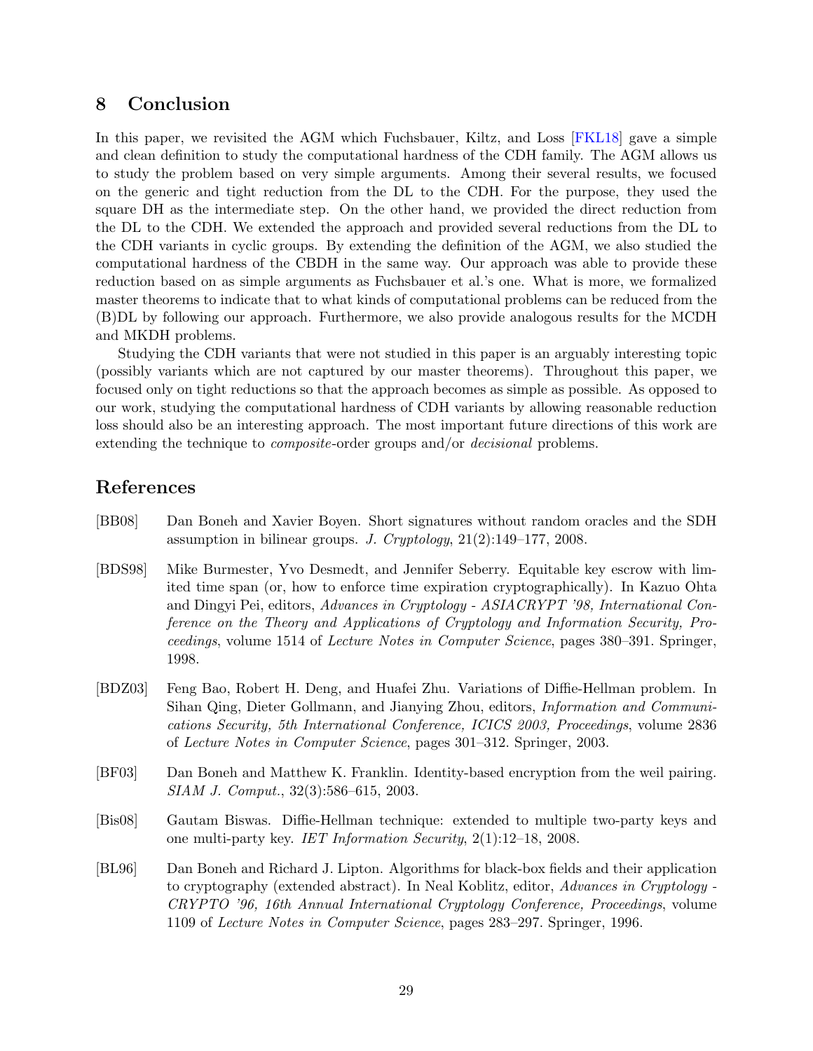## 8 Conclusion

In this paper, we revisited the AGM which Fuchsbauer, Kiltz, and Loss [FKL18] gave a simple and clean definition to study the computational hardness of the CDH family. The AGM allows us to study the problem based on very simple arguments. Among their several results, we focused on the generic and tight reduction from the DL to the CDH. For the purpose, they used the square DH as the intermediate step. On the other hand, we provided the direct reduction from the DL to the CDH. We extended the approach and provided several reductions from the DL to the CDH variants in cyclic groups. By extending the definition of the AGM, we also studied the computational hardness of the CBDH in the same way. Our approach was able to provide these reduction based on as simple arguments as Fuchsbauer et al.'s one. What is more, we formalized master theorems to indicate that to what kinds of computational problems can be reduced from the (B)DL by following our approach. Furthermore, we also provide analogous results for the MCDH and MKDH problems.

Studying the CDH variants that were not studied in this paper is an arguably interesting topic (possibly variants which are not captured by our master theorems). Throughout this paper, we focused only on tight reductions so that the approach becomes as simple as possible. As opposed to our work, studying the computational hardness of CDH variants by allowing reasonable reduction loss should also be an interesting approach. The most important future directions of this work are extending the technique to *composite*-order groups and/or *decisional* problems.

## References

[BB08] Dan Boneh and Xavier Boyen. Short signatures without random oracles and the SDH assumption in bilinear groups. *J. Cryptology*, 21(2):149–177, 2008.

[BDS98] Mike Burmester, Yvo Desmedt, and Jennifer Seberry. Equitable key escrow with limited time span (or, how to enforce time expiration cryptographically). In Kazuo Ohta and Dingyi Pei, editors, *Advances in Cryptology - ASIACRYPT '98, International Conference on the Theory and Applications of Cryptology and Information Security, Proceedings*, volume 1514 of *Lecture Notes in Computer Science*, pages 380–391. Springer, 1998.

[BDZ03] Feng Bao, Robert H. Deng, and Huafei Zhu. Variations of Diffie-Hellman problem. In Sihan Qing, Dieter Gollmann, and Jianying Zhou, editors, *Information and Communications Security, 5th International Conference, ICICS 2003, Proceedings*, volume 2836 of *Lecture Notes in Computer Science*, pages 301–312. Springer, 2003.

[BF03] Dan Boneh and Matthew K. Franklin. Identity-based encryption from the weil pairing. *SIAM J. Comput.*, 32(3):586–615, 2003.

[Bis08] Gautam Biswas. Diffie-Hellman technique: extended to multiple two-party keys and one multi-party key. *IET Information Security*, 2(1):12–18, 2008.

[BL96] Dan Boneh and Richard J. Lipton. Algorithms for black-box fields and their application to cryptography (extended abstract). In Neal Koblitz, editor, *Advances in Cryptology - CRYPTO '96, 16th Annual International Cryptology Conference, Proceedings*, volume 1109 of *Lecture Notes in Computer Science*, pages 283–297. Springer, 1996.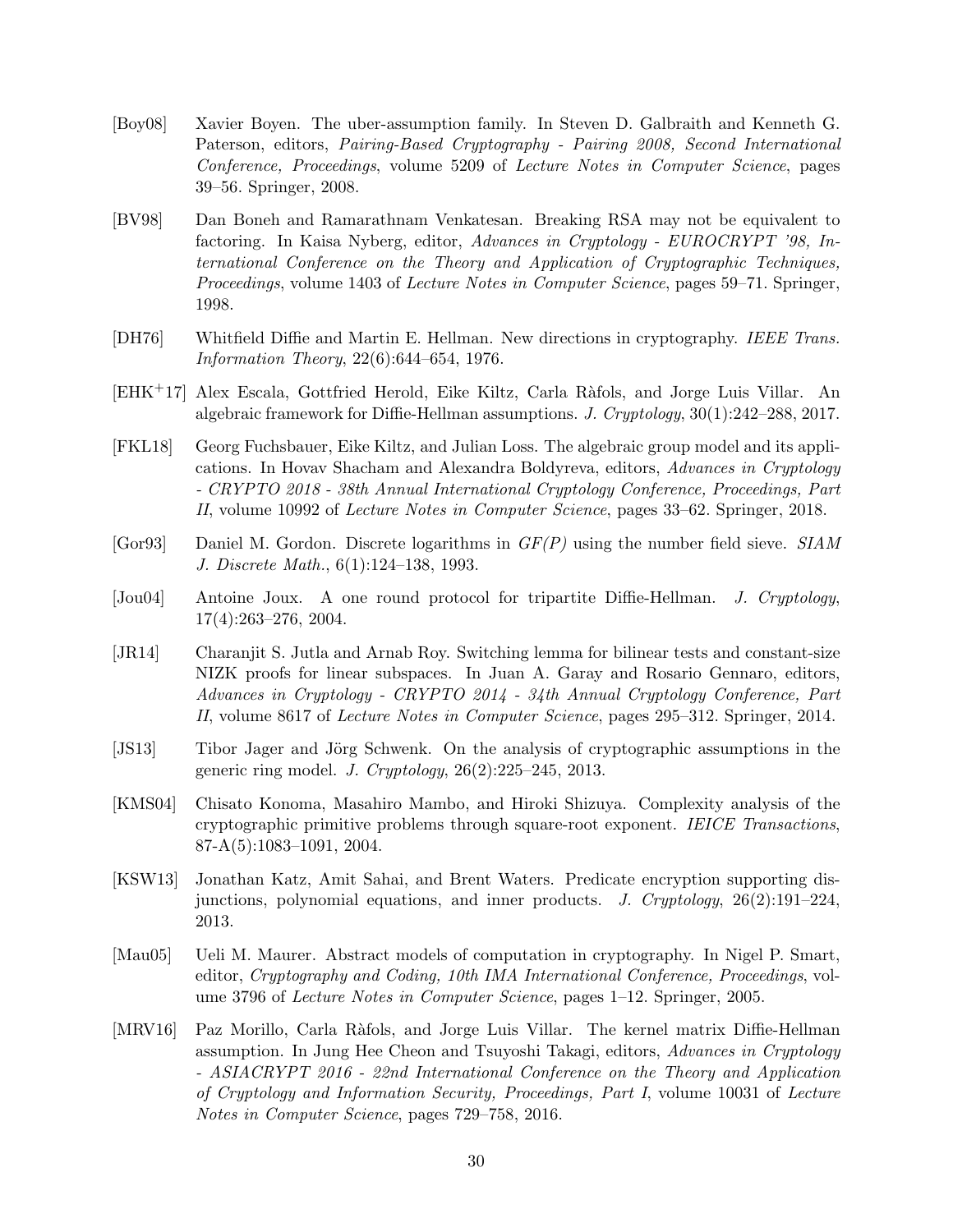[Boy08] Xavier Boyen. The uber-assumption family. In Steven D. Galbraith and Kenneth G. Paterson, editors, *Pairing-Based Cryptography - Pairing 2008, Second International Conference, Proceedings*, volume 5209 of *Lecture Notes in Computer Science*, pages 39–56. Springer, 2008.

[BV98] Dan Boneh and Ramarathnam Venkatesan. Breaking RSA may not be equivalent to factoring. In Kaisa Nyberg, editor, *Advances in Cryptology - EUROCRYPT '98, International Conference on the Theory and Application of Cryptographic Techniques, Proceedings*, volume 1403 of *Lecture Notes in Computer Science*, pages 59–71. Springer, 1998.

[DH76] Whitfield Diffie and Martin E. Hellman. New directions in cryptography. *IEEE Trans. Information Theory*, 22(6):644–654, 1976.

[EHK+17] Alex Escala, Gottfried Herold, Eike Kiltz, Carla Ràfols, and Jorge Luis Villar. An algebraic framework for Diffie-Hellman assumptions. *J. Cryptology*, 30(1):242–288, 2017.

[FKL18] Georg Fuchsbauer, Eike Kiltz, and Julian Loss. The algebraic group model and its applications. In Hovav Shacham and Alexandra Boldyreva, editors, *Advances in Cryptology - CRYPTO 2018 - 38th Annual International Cryptology Conference, Proceedings, Part II*, volume 10992 of *Lecture Notes in Computer Science*, pages 33–62. Springer, 2018.

[Gor93] Daniel M. Gordon. Discrete logarithms in *GF(P)* using the number field sieve. *SIAM J. Discrete Math.*, 6(1):124–138, 1993.

[Jou04] Antoine Joux. A one round protocol for tripartite Diffie-Hellman. *J. Cryptology*, 17(4):263–276, 2004.

[JR14] Charanjit S. Jutla and Arnab Roy. Switching lemma for bilinear tests and constant-size NIZK proofs for linear subspaces. In Juan A. Garay and Rosario Gennaro, editors, *Advances in Cryptology - CRYPTO 2014 - 34th Annual Cryptology Conference, Part II*, volume 8617 of *Lecture Notes in Computer Science*, pages 295–312. Springer, 2014.

[JS13] Tibor Jager and Jörg Schwenk. On the analysis of cryptographic assumptions in the generic ring model. *J. Cryptology*, 26(2):225–245, 2013.

[KMS04] Chisato Konoma, Masahiro Mambo, and Hiroki Shizuya. Complexity analysis of the cryptographic primitive problems through square-root exponent. *IEICE Transactions*, 87-A(5):1083–1091, 2004.

[KSW13] Jonathan Katz, Amit Sahai, and Brent Waters. Predicate encryption supporting disjunctions, polynomial equations, and inner products. *J. Cryptology*, 26(2):191–224, 2013.

[Mau05] Ueli M. Maurer. Abstract models of computation in cryptography. In Nigel P. Smart, editor, *Cryptography and Coding, 10th IMA International Conference, Proceedings*, volume 3796 of *Lecture Notes in Computer Science*, pages 1–12. Springer, 2005.

[MRV16] Paz Morillo, Carla Ràfols, and Jorge Luis Villar. The kernel matrix Diffie-Hellman assumption. In Jung Hee Cheon and Tsuyoshi Takagi, editors, *Advances in Cryptology - ASIACRYPT 2016 - 22nd International Conference on the Theory and Application of Cryptology and Information Security, Proceedings, Part I*, volume 10031 of *Lecture Notes in Computer Science*, pages 729–758, 2016.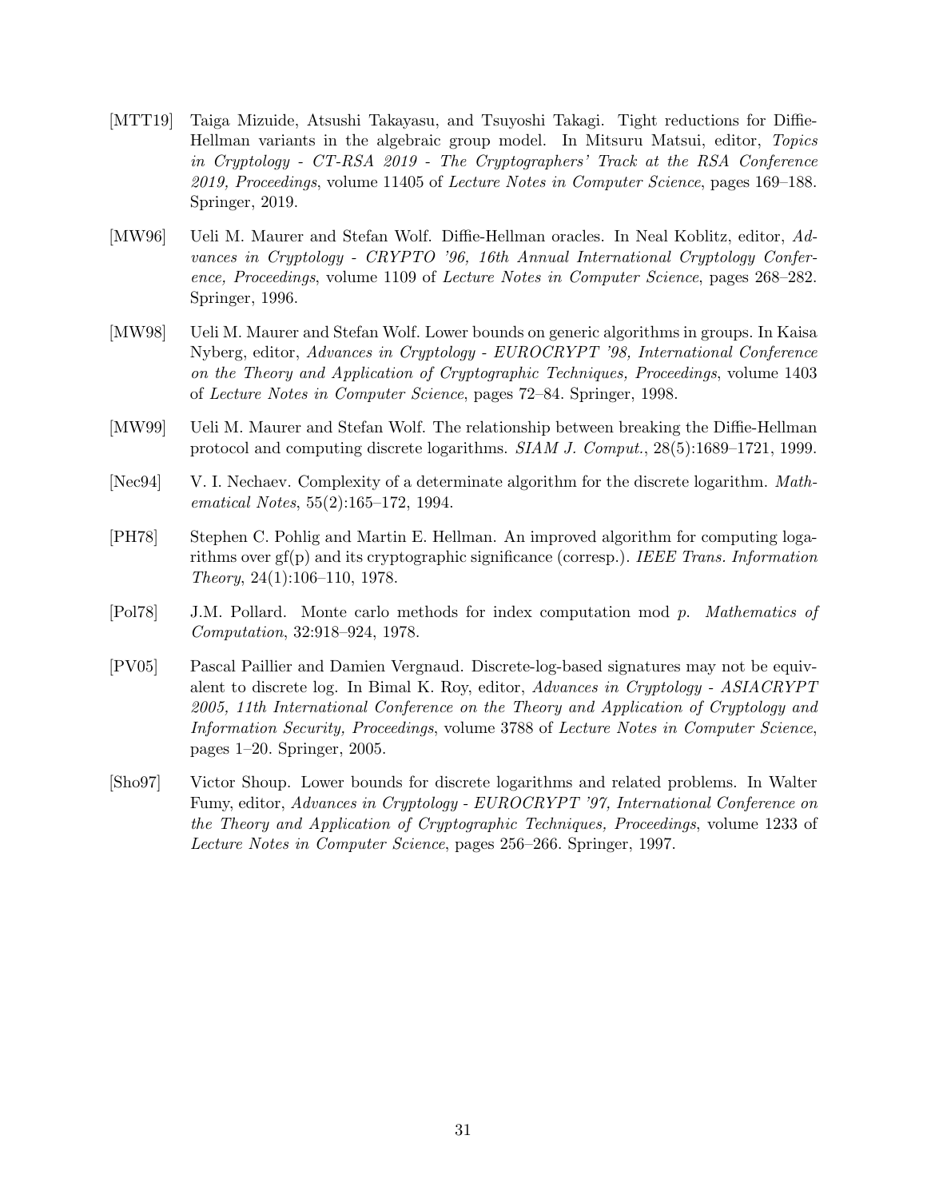[MTT19] Taiga Mizuide, Atsushi Takayasu, and Tsuyoshi Takagi. Tight reductions for Diffie-Hellman variants in the algebraic group model. In Mitsuru Matsui, editor, *Topics in Cryptology - CT-RSA 2019 - The Cryptographers' Track at the RSA Conference 2019, Proceedings*, volume 11405 of *Lecture Notes in Computer Science*, pages 169–188. Springer, 2019.

[MW96] Ueli M. Maurer and Stefan Wolf. Diffie-Hellman oracles. In Neal Koblitz, editor, *Advances in Cryptology - CRYPTO '96, 16th Annual International Cryptology Conference, Proceedings*, volume 1109 of *Lecture Notes in Computer Science*, pages 268–282. Springer, 1996.

[MW98] Ueli M. Maurer and Stefan Wolf. Lower bounds on generic algorithms in groups. In Kaisa Nyberg, editor, *Advances in Cryptology - EUROCRYPT '98, International Conference on the Theory and Application of Cryptographic Techniques, Proceedings*, volume 1403 of *Lecture Notes in Computer Science*, pages 72–84. Springer, 1998.

[MW99] Ueli M. Maurer and Stefan Wolf. The relationship between breaking the Diffie-Hellman protocol and computing discrete logarithms. *SIAM J. Comput.*, 28(5):1689–1721, 1999.

[Nec94] V. I. Nechaev. Complexity of a determinate algorithm for the discrete logarithm. *Mathematical Notes*, 55(2):165–172, 1994.

[PH78] Stephen C. Pohlig and Martin E. Hellman. An improved algorithm for computing logarithms over gf(p) and its cryptographic significance (corresp.). *IEEE Trans. Information Theory*, 24(1):106–110, 1978.

[Pol78] J.M. Pollard. Monte carlo methods for index computation mod $p$. *Mathematics of Computation*, 32:918–924, 1978.

[PV05] Pascal Paillier and Damien Vergnaud. Discrete-log-based signatures may not be equivalent to discrete log. In Bimal K. Roy, editor, *Advances in Cryptology - ASIACRYPT 2005, 11th International Conference on the Theory and Application of Cryptology and Information Security, Proceedings*, volume 3788 of *Lecture Notes in Computer Science*, pages 1–20. Springer, 2005.

[Sho97] Victor Shoup. Lower bounds for discrete logarithms and related problems. In Walter Fumy, editor, *Advances in Cryptology - EUROCRYPT '97, International Conference on the Theory and Application of Cryptographic Techniques, Proceedings*, volume 1233 of *Lecture Notes in Computer Science*, pages 256–266. Springer, 1997.